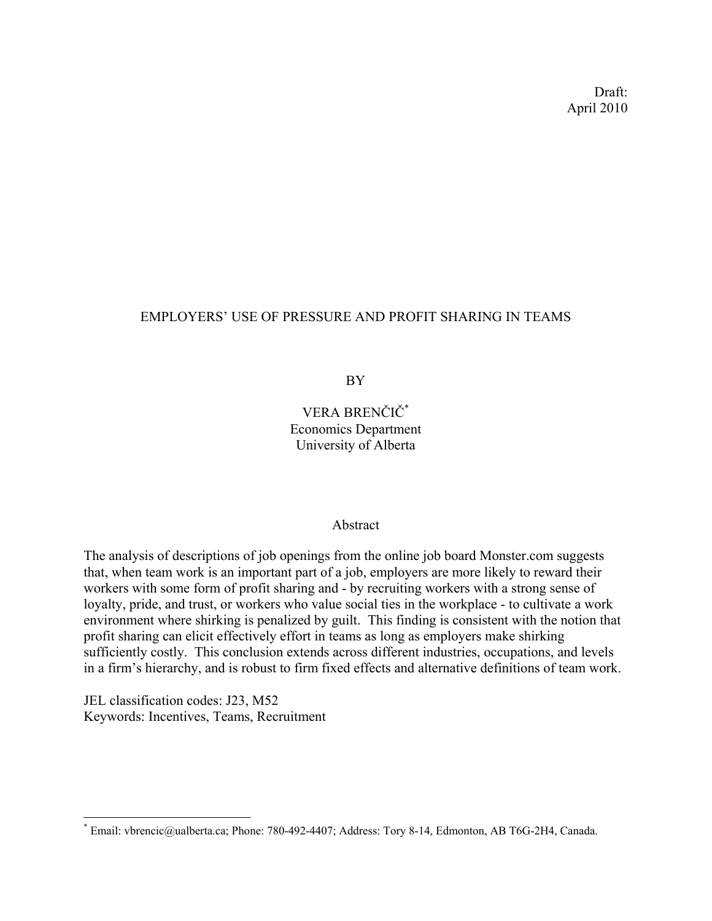Draft:
April 2010

# EMPLOYERS' USE OF PRESSURE AND PROFIT SHARING IN TEAMS

BY

VERA BRENČIČ[*]
Economics Department
University of Alberta

## Abstract

The analysis of descriptions of job openings from the online job board Monster.com suggests that, when team work is an important part of a job, employers are more likely to reward their workers with some form of profit sharing and - by recruiting workers with a strong sense of loyalty, pride, and trust, or workers who value social ties in the workplace - to cultivate a work environment where shirking is penalized by guilt. This finding is consistent with the notion that profit sharing can elicit effectively effort in teams as long as employers make shirking sufficiently costly. This conclusion extends across different industries, occupations, and levels in a firm's hierarchy, and is robust to firm fixed effects and alternative definitions of team work.

JEL classification codes: J23, M52
Keywords: Incentives, Teams, Recruitment

---

[*] Email: vbrencic@ualberta.ca; Phone: 780-492-4407; Address: Tory 8-14, Edmonton, AB T6G-2H4, Canada.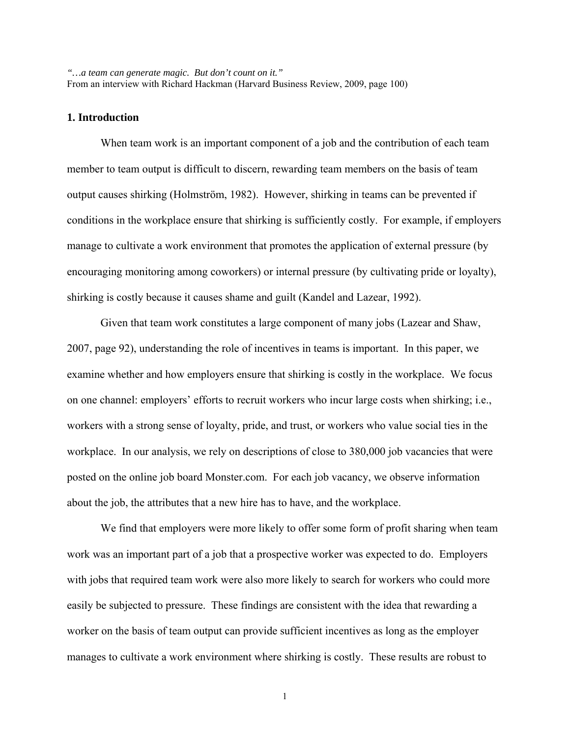*"…a team can generate magic. But don't count on it."*
From an interview with Richard Hackman (Harvard Business Review, 2009, page 100)

## 1. Introduction

When team work is an important component of a job and the contribution of each team member to team output is difficult to discern, rewarding team members on the basis of team output causes shirking (Holmström, 1982). However, shirking in teams can be prevented if conditions in the workplace ensure that shirking is sufficiently costly. For example, if employers manage to cultivate a work environment that promotes the application of external pressure (by encouraging monitoring among coworkers) or internal pressure (by cultivating pride or loyalty), shirking is costly because it causes shame and guilt (Kandel and Lazear, 1992).

Given that team work constitutes a large component of many jobs (Lazear and Shaw, 2007, page 92), understanding the role of incentives in teams is important. In this paper, we examine whether and how employers ensure that shirking is costly in the workplace. We focus on one channel: employers' efforts to recruit workers who incur large costs when shirking; i.e., workers with a strong sense of loyalty, pride, and trust, or workers who value social ties in the workplace. In our analysis, we rely on descriptions of close to 380,000 job vacancies that were posted on the online job board Monster.com. For each job vacancy, we observe information about the job, the attributes that a new hire has to have, and the workplace.

We find that employers were more likely to offer some form of profit sharing when team work was an important part of a job that a prospective worker was expected to do. Employers with jobs that required team work were also more likely to search for workers who could more easily be subjected to pressure. These findings are consistent with the idea that rewarding a worker on the basis of team output can provide sufficient incentives as long as the employer manages to cultivate a work environment where shirking is costly. These results are robust to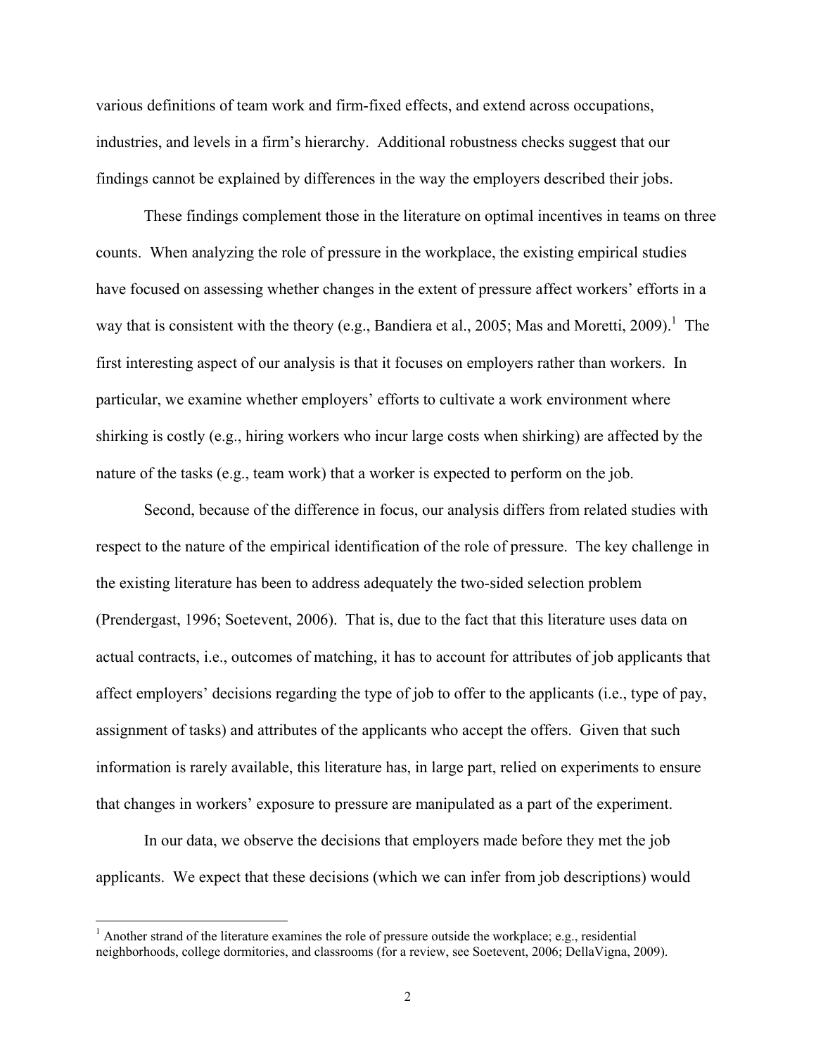various definitions of team work and firm-fixed effects, and extend across occupations, industries, and levels in a firm's hierarchy. Additional robustness checks suggest that our findings cannot be explained by differences in the way the employers described their jobs.

These findings complement those in the literature on optimal incentives in teams on three counts. When analyzing the role of pressure in the workplace, the existing empirical studies have focused on assessing whether changes in the extent of pressure affect workers' efforts in a way that is consistent with the theory (e.g., Bandiera et al., 2005; Mas and Moretti, 2009).[1] The first interesting aspect of our analysis is that it focuses on employers rather than workers. In particular, we examine whether employers' efforts to cultivate a work environment where shirking is costly (e.g., hiring workers who incur large costs when shirking) are affected by the nature of the tasks (e.g., team work) that a worker is expected to perform on the job.

Second, because of the difference in focus, our analysis differs from related studies with respect to the nature of the empirical identification of the role of pressure. The key challenge in the existing literature has been to address adequately the two-sided selection problem (Prendergast, 1996; Soetevent, 2006). That is, due to the fact that this literature uses data on actual contracts, i.e., outcomes of matching, it has to account for attributes of job applicants that affect employers' decisions regarding the type of job to offer to the applicants (i.e., type of pay, assignment of tasks) and attributes of the applicants who accept the offers. Given that such information is rarely available, this literature has, in large part, relied on experiments to ensure that changes in workers' exposure to pressure are manipulated as a part of the experiment.

In our data, we observe the decisions that employers made before they met the job applicants. We expect that these decisions (which we can infer from job descriptions) would

[1] Another strand of the literature examines the role of pressure outside the workplace; e.g., residential neighborhoods, college dormitories, and classrooms (for a review, see Soetevent, 2006; DellaVigna, 2009).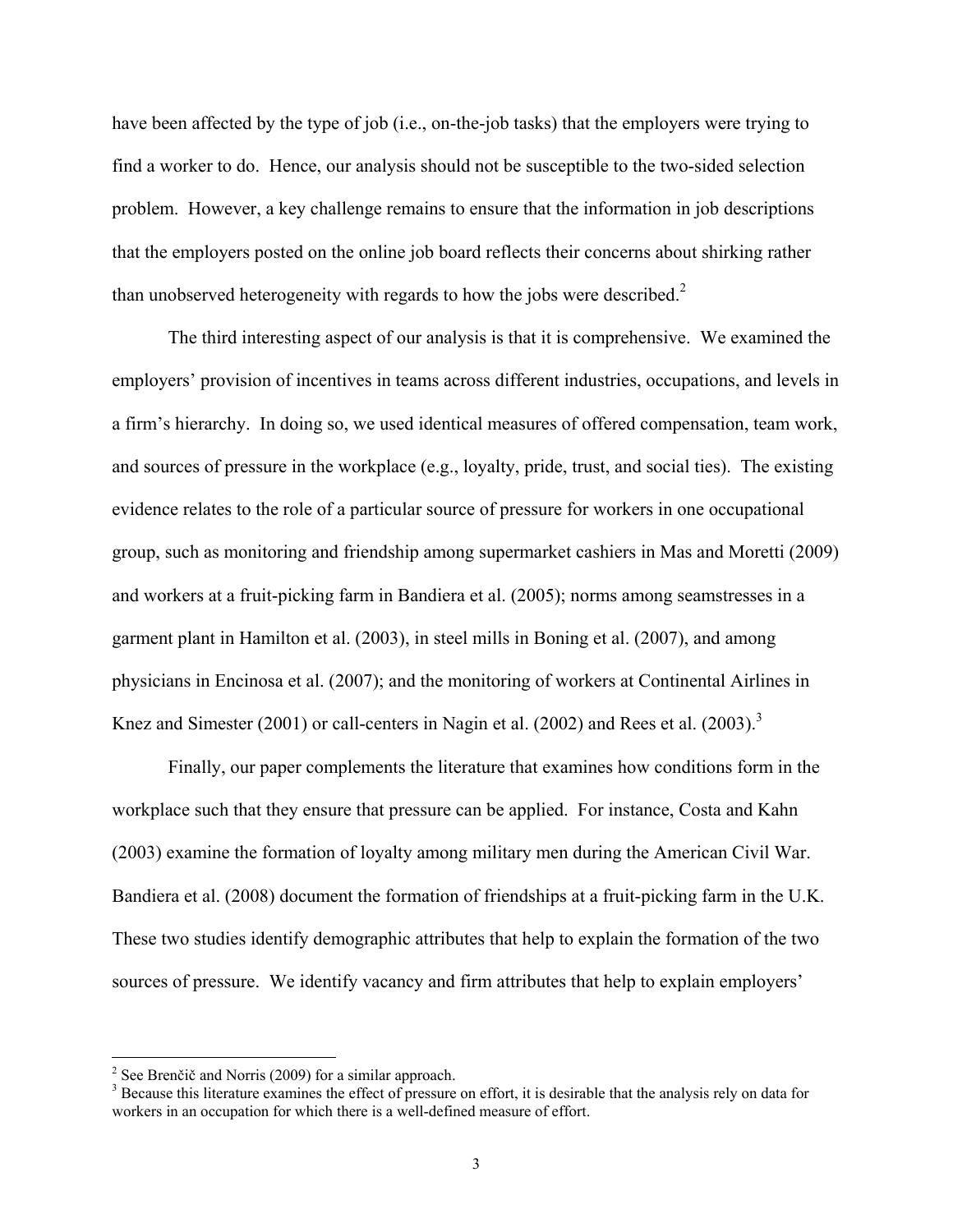have been affected by the type of job (i.e., on-the-job tasks) that the employers were trying to find a worker to do. Hence, our analysis should not be susceptible to the two-sided selection problem. However, a key challenge remains to ensure that the information in job descriptions that the employers posted on the online job board reflects their concerns about shirking rather than unobserved heterogeneity with regards to how the jobs were described.[2]

The third interesting aspect of our analysis is that it is comprehensive. We examined the employers' provision of incentives in teams across different industries, occupations, and levels in a firm's hierarchy. In doing so, we used identical measures of offered compensation, team work, and sources of pressure in the workplace (e.g., loyalty, pride, trust, and social ties). The existing evidence relates to the role of a particular source of pressure for workers in one occupational group, such as monitoring and friendship among supermarket cashiers in Mas and Moretti (2009) and workers at a fruit-picking farm in Bandiera et al. (2005); norms among seamstresses in a garment plant in Hamilton et al. (2003), in steel mills in Boning et al. (2007), and among physicians in Encinosa et al. (2007); and the monitoring of workers at Continental Airlines in Knez and Simester (2001) or call-centers in Nagin et al. (2002) and Rees et al. (2003).[3]

Finally, our paper complements the literature that examines how conditions form in the workplace such that they ensure that pressure can be applied. For instance, Costa and Kahn (2003) examine the formation of loyalty among military men during the American Civil War. Bandiera et al. (2008) document the formation of friendships at a fruit-picking farm in the U.K. These two studies identify demographic attributes that help to explain the formation of the two sources of pressure. We identify vacancy and firm attributes that help to explain employers'

---

[2] See Brenčič and Norris (2009) for a similar approach.

[3] Because this literature examines the effect of pressure on effort, it is desirable that the analysis rely on data for workers in an occupation for which there is a well-defined measure of effort.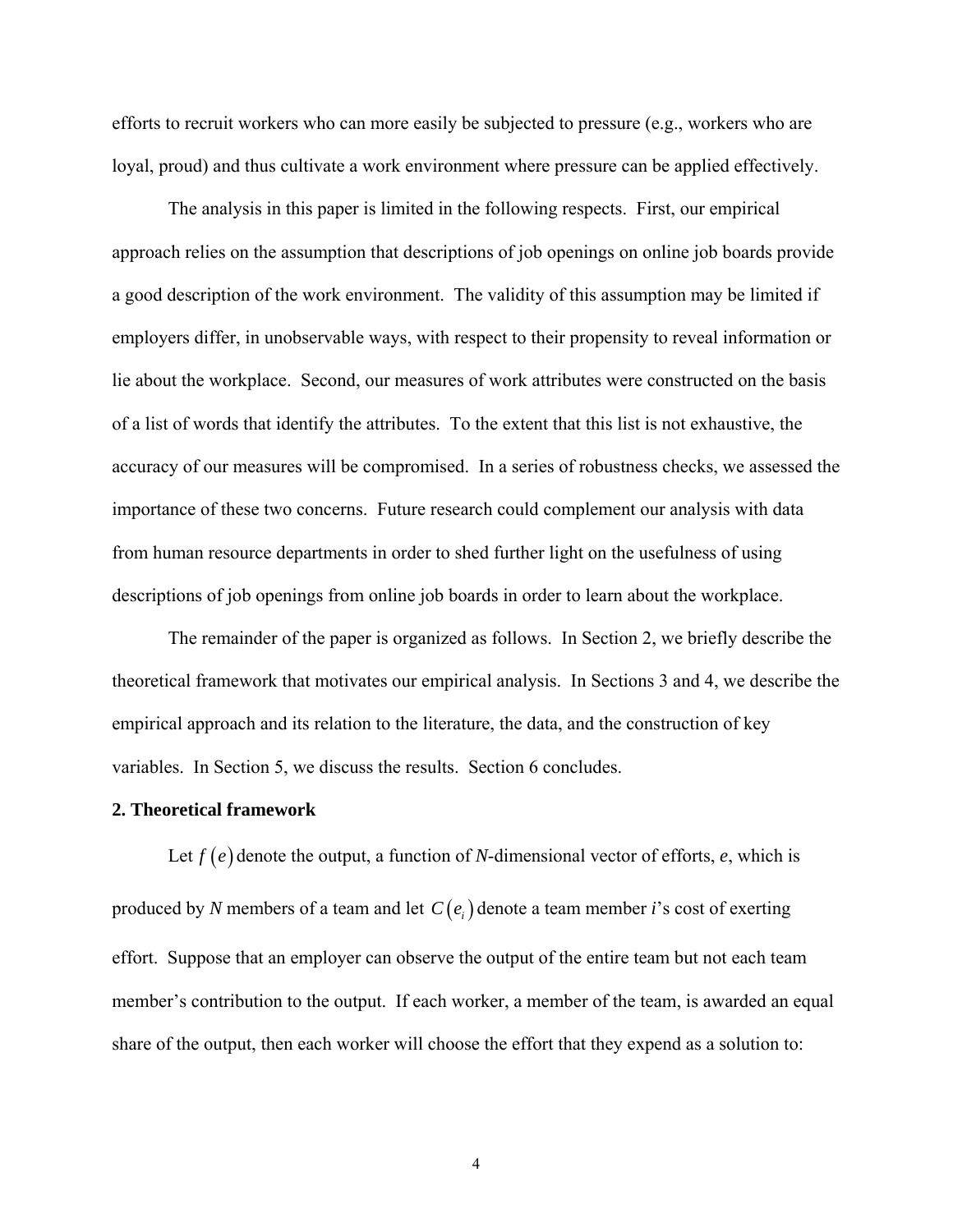efforts to recruit workers who can more easily be subjected to pressure (e.g., workers who are loyal, proud) and thus cultivate a work environment where pressure can be applied effectively.

The analysis in this paper is limited in the following respects. First, our empirical approach relies on the assumption that descriptions of job openings on online job boards provide a good description of the work environment. The validity of this assumption may be limited if employers differ, in unobservable ways, with respect to their propensity to reveal information or lie about the workplace. Second, our measures of work attributes were constructed on the basis of a list of words that identify the attributes. To the extent that this list is not exhaustive, the accuracy of our measures will be compromised. In a series of robustness checks, we assessed the importance of these two concerns. Future research could complement our analysis with data from human resource departments in order to shed further light on the usefulness of using descriptions of job openings from online job boards in order to learn about the workplace.

The remainder of the paper is organized as follows. In Section 2, we briefly describe the theoretical framework that motivates our empirical analysis. In Sections 3 and 4, we describe the empirical approach and its relation to the literature, the data, and the construction of key variables. In Section 5, we discuss the results. Section 6 concludes.

## 2. Theoretical framework

Let $f(e)$ denote the output, a function of $N$-dimensional vector of efforts, $e$, which is produced by $N$ members of a team and let $C(e_i)$ denote a team member $i$'s cost of exerting effort. Suppose that an employer can observe the output of the entire team but not each team member's contribution to the output. If each worker, a member of the team, is awarded an equal share of the output, then each worker will choose the effort that they expend as a solution to: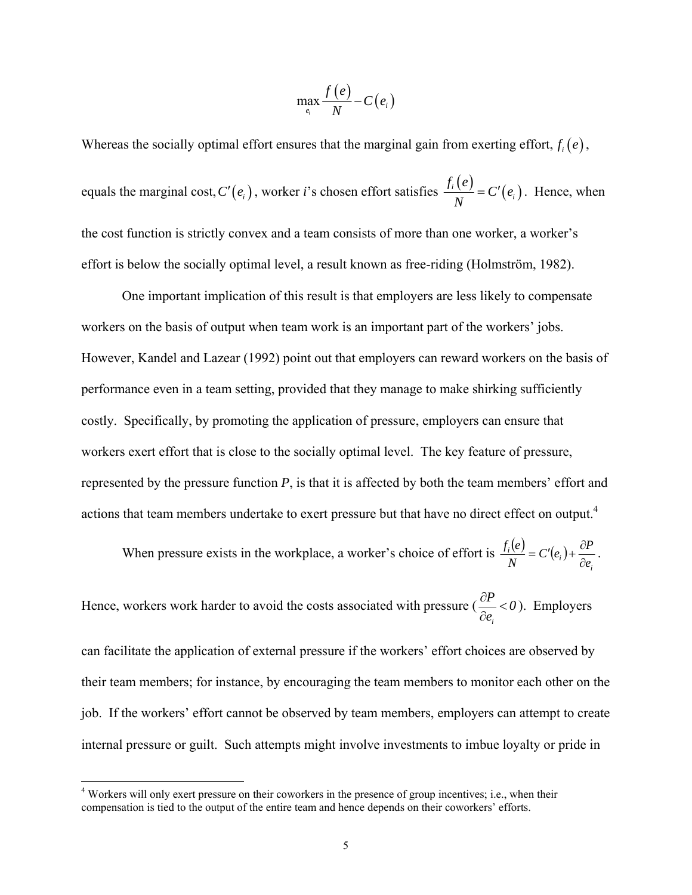$$\max_{e_i} \frac{f(e)}{N} - C(e_i)$$

Whereas the socially optimal effort ensures that the marginal gain from exerting effort, $f_i(e)$, equals the marginal cost, $C'(e_i)$, worker *i*'s chosen effort satisfies $\frac{f_i(e)}{N} = C'(e_i)$. Hence, when the cost function is strictly convex and a team consists of more than one worker, a worker's effort is below the socially optimal level, a result known as free-riding (Holmström, 1982).

One important implication of this result is that employers are less likely to compensate workers on the basis of output when team work is an important part of the workers' jobs. However, Kandel and Lazear (1992) point out that employers can reward workers on the basis of performance even in a team setting, provided that they manage to make shirking sufficiently costly. Specifically, by promoting the application of pressure, employers can ensure that workers exert effort that is close to the socially optimal level. The key feature of pressure, represented by the pressure function *P*, is that it is affected by both the team members' effort and actions that team members undertake to exert pressure but that have no direct effect on output.[4]

When pressure exists in the workplace, a worker's choice of effort is $\frac{f_i(e)}{N} = C'(e_i) + \frac{\partial P}{\partial e_i}$. Hence, workers work harder to avoid the costs associated with pressure ($\frac{\partial P}{\partial e_i} < 0$). Employers can facilitate the application of external pressure if the workers' effort choices are observed by their team members; for instance, by encouraging the team members to monitor each other on the job. If the workers' effort cannot be observed by team members, employers can attempt to create internal pressure or guilt. Such attempts might involve investments to imbue loyalty or pride in

[4] Workers will only exert pressure on their coworkers in the presence of group incentives; i.e., when their compensation is tied to the output of the entire team and hence depends on their coworkers' efforts.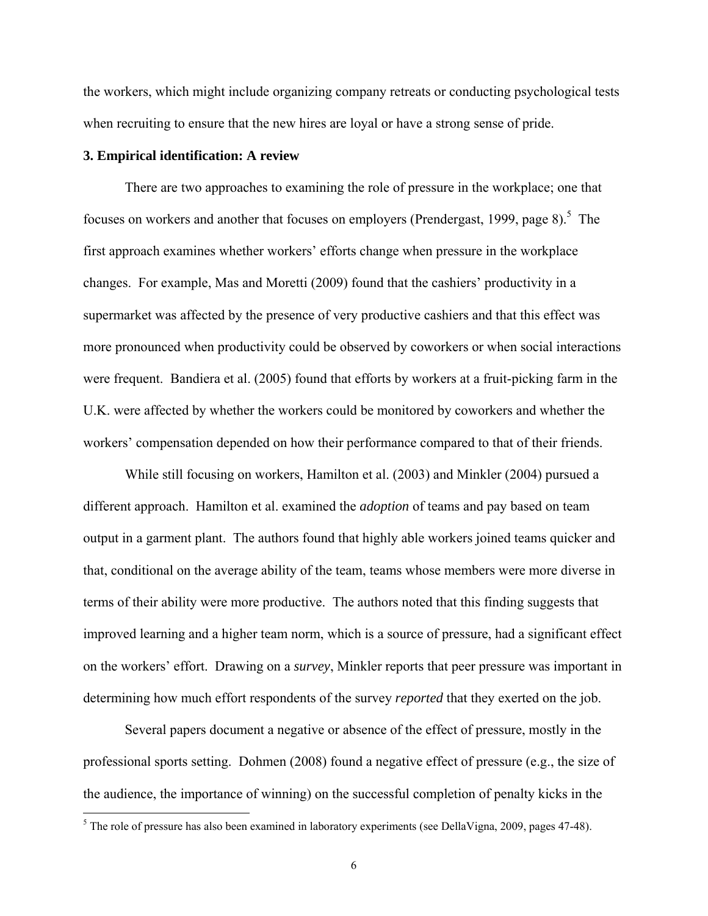the workers, which might include organizing company retreats or conducting psychological tests when recruiting to ensure that the new hires are loyal or have a strong sense of pride.

### 3. Empirical identification: A review

There are two approaches to examining the role of pressure in the workplace; one that focuses on workers and another that focuses on employers (Prendergast, 1999, page 8).[5] The first approach examines whether workers' efforts change when pressure in the workplace changes. For example, Mas and Moretti (2009) found that the cashiers' productivity in a supermarket was affected by the presence of very productive cashiers and that this effect was more pronounced when productivity could be observed by coworkers or when social interactions were frequent. Bandiera et al. (2005) found that efforts by workers at a fruit-picking farm in the U.K. were affected by whether the workers could be monitored by coworkers and whether the workers' compensation depended on how their performance compared to that of their friends.

While still focusing on workers, Hamilton et al. (2003) and Minkler (2004) pursued a different approach. Hamilton et al. examined the *adoption* of teams and pay based on team output in a garment plant. The authors found that highly able workers joined teams quicker and that, conditional on the average ability of the team, teams whose members were more diverse in terms of their ability were more productive. The authors noted that this finding suggests that improved learning and a higher team norm, which is a source of pressure, had a significant effect on the workers' effort. Drawing on a *survey*, Minkler reports that peer pressure was important in determining how much effort respondents of the survey *reported* that they exerted on the job.

Several papers document a negative or absence of the effect of pressure, mostly in the professional sports setting. Dohmen (2008) found a negative effect of pressure (e.g., the size of the audience, the importance of winning) on the successful completion of penalty kicks in the

[5] The role of pressure has also been examined in laboratory experiments (see DellaVigna, 2009, pages 47-48).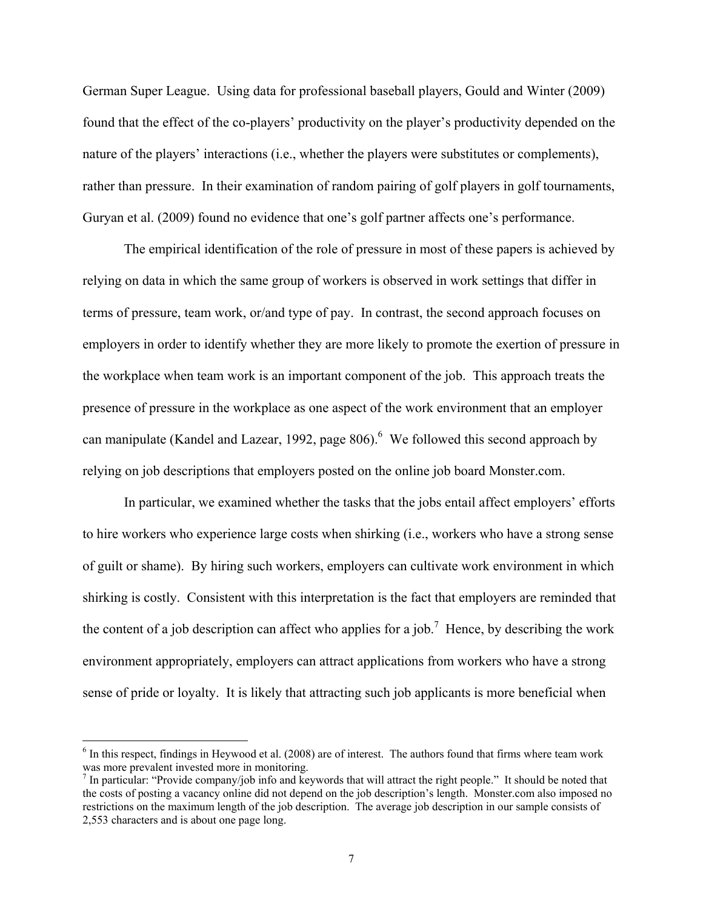German Super League. Using data for professional baseball players, Gould and Winter (2009) found that the effect of the co-players' productivity on the player's productivity depended on the nature of the players' interactions (i.e., whether the players were substitutes or complements), rather than pressure. In their examination of random pairing of golf players in golf tournaments, Guryan et al. (2009) found no evidence that one's golf partner affects one's performance.

The empirical identification of the role of pressure in most of these papers is achieved by relying on data in which the same group of workers is observed in work settings that differ in terms of pressure, team work, or/and type of pay. In contrast, the second approach focuses on employers in order to identify whether they are more likely to promote the exertion of pressure in the workplace when team work is an important component of the job. This approach treats the presence of pressure in the workplace as one aspect of the work environment that an employer can manipulate (Kandel and Lazear, 1992, page 806).[6] We followed this second approach by relying on job descriptions that employers posted on the online job board Monster.com.

In particular, we examined whether the tasks that the jobs entail affect employers' efforts to hire workers who experience large costs when shirking (i.e., workers who have a strong sense of guilt or shame). By hiring such workers, employers can cultivate work environment in which shirking is costly. Consistent with this interpretation is the fact that employers are reminded that the content of a job description can affect who applies for a job.[7] Hence, by describing the work environment appropriately, employers can attract applications from workers who have a strong sense of pride or loyalty. It is likely that attracting such job applicants is more beneficial when

[6] In this respect, findings in Heywood et al. (2008) are of interest. The authors found that firms where team work was more prevalent invested more in monitoring.

[7] In particular: "Provide company/job info and keywords that will attract the right people." It should be noted that the costs of posting a vacancy online did not depend on the job description's length. Monster.com also imposed no restrictions on the maximum length of the job description. The average job description in our sample consists of 2,553 characters and is about one page long.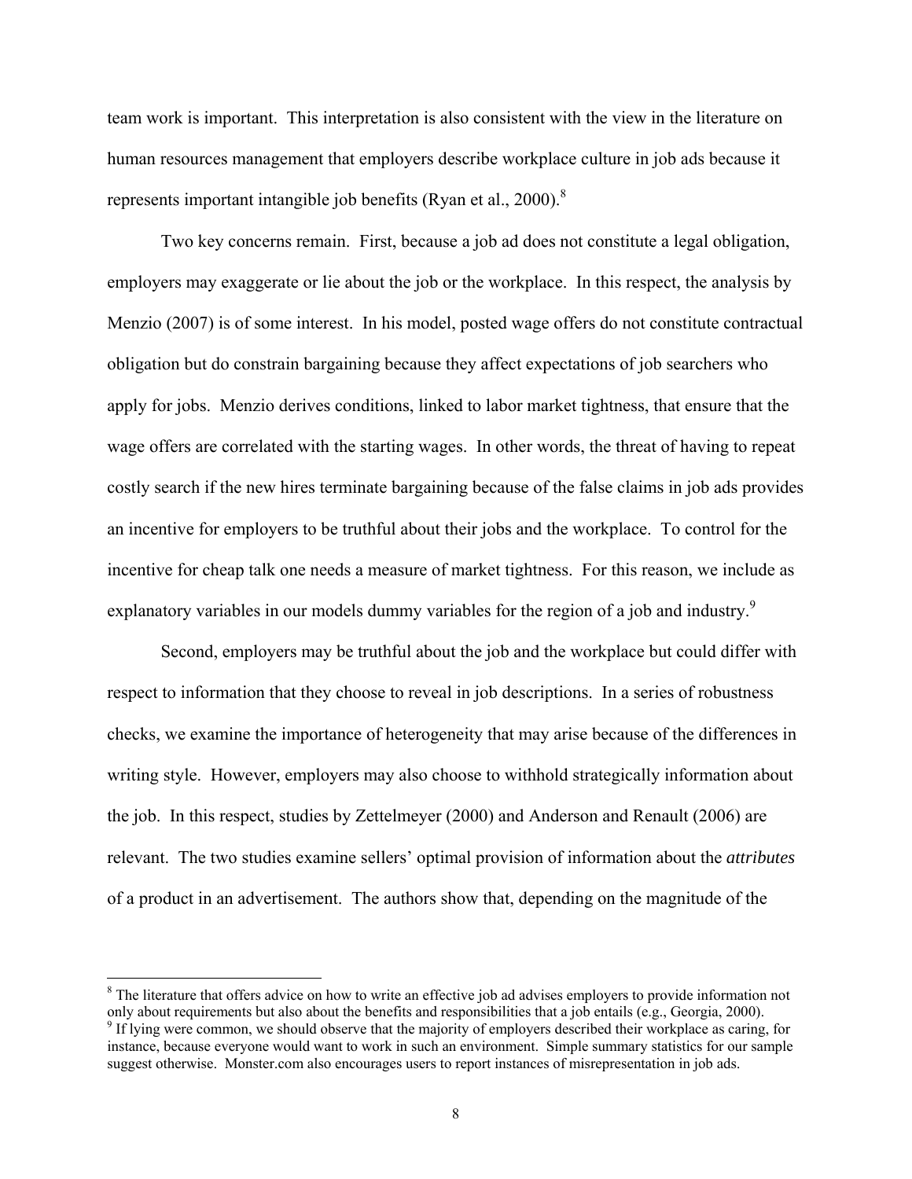team work is important. This interpretation is also consistent with the view in the literature on human resources management that employers describe workplace culture in job ads because it represents important intangible job benefits (Ryan et al., 2000).[8]

Two key concerns remain. First, because a job ad does not constitute a legal obligation, employers may exaggerate or lie about the job or the workplace. In this respect, the analysis by Menzio (2007) is of some interest. In his model, posted wage offers do not constitute contractual obligation but do constrain bargaining because they affect expectations of job searchers who apply for jobs. Menzio derives conditions, linked to labor market tightness, that ensure that the wage offers are correlated with the starting wages. In other words, the threat of having to repeat costly search if the new hires terminate bargaining because of the false claims in job ads provides an incentive for employers to be truthful about their jobs and the workplace. To control for the incentive for cheap talk one needs a measure of market tightness. For this reason, we include as explanatory variables in our models dummy variables for the region of a job and industry.[9]

Second, employers may be truthful about the job and the workplace but could differ with respect to information that they choose to reveal in job descriptions. In a series of robustness checks, we examine the importance of heterogeneity that may arise because of the differences in writing style. However, employers may also choose to withhold strategically information about the job. In this respect, studies by Zettelmeyer (2000) and Anderson and Renault (2006) are relevant. The two studies examine sellers' optimal provision of information about the *attributes* of a product in an advertisement. The authors show that, depending on the magnitude of the

[8] The literature that offers advice on how to write an effective job ad advises employers to provide information not only about requirements but also about the benefits and responsibilities that a job entails (e.g., Georgia, 2000).

[9] If lying were common, we should observe that the majority of employers described their workplace as caring, for instance, because everyone would want to work in such an environment. Simple summary statistics for our sample suggest otherwise. Monster.com also encourages users to report instances of misrepresentation in job ads.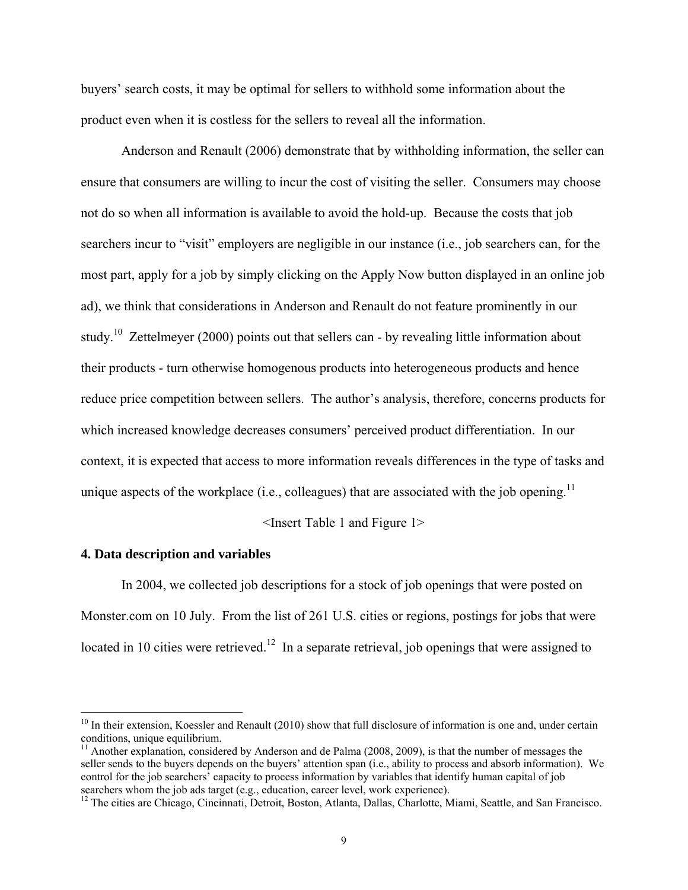buyers' search costs, it may be optimal for sellers to withhold some information about the product even when it is costless for the sellers to reveal all the information.

Anderson and Renault (2006) demonstrate that by withholding information, the seller can ensure that consumers are willing to incur the cost of visiting the seller. Consumers may choose not do so when all information is available to avoid the hold-up. Because the costs that job searchers incur to "visit" employers are negligible in our instance (i.e., job searchers can, for the most part, apply for a job by simply clicking on the Apply Now button displayed in an online job ad), we think that considerations in Anderson and Renault do not feature prominently in our study.[10] Zettelmeyer (2000) points out that sellers can - by revealing little information about their products - turn otherwise homogenous products into heterogeneous products and hence reduce price competition between sellers. The author's analysis, therefore, concerns products for which increased knowledge decreases consumers' perceived product differentiation. In our context, it is expected that access to more information reveals differences in the type of tasks and unique aspects of the workplace (i.e., colleagues) that are associated with the job opening.[11]

<Insert Table 1 and Figure 1>

### 4. Data description and variables

In 2004, we collected job descriptions for a stock of job openings that were posted on Monster.com on 10 July. From the list of 261 U.S. cities or regions, postings for jobs that were located in 10 cities were retrieved.[12] In a separate retrieval, job openings that were assigned to

---

[10] In their extension, Koessler and Renault (2010) show that full disclosure of information is one and, under certain conditions, unique equilibrium.

[11] Another explanation, considered by Anderson and de Palma (2008, 2009), is that the number of messages the seller sends to the buyers depends on the buyers' attention span (i.e., ability to process and absorb information). We control for the job searchers' capacity to process information by variables that identify human capital of job searchers whom the job ads target (e.g., education, career level, work experience).

[12] The cities are Chicago, Cincinnati, Detroit, Boston, Atlanta, Dallas, Charlotte, Miami, Seattle, and San Francisco.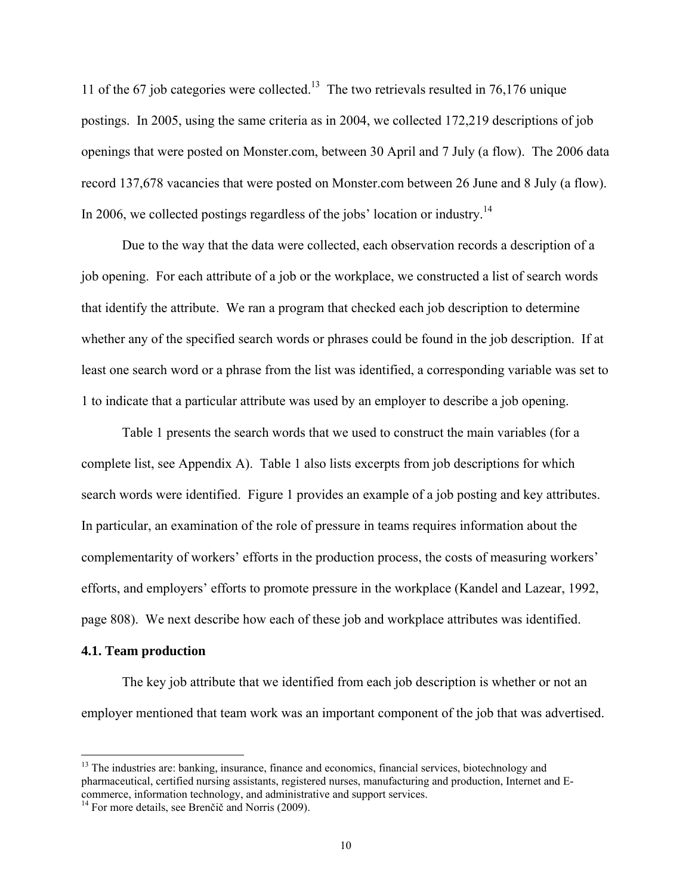11 of the 67 job categories were collected.[13] The two retrievals resulted in 76,176 unique postings. In 2005, using the same criteria as in 2004, we collected 172,219 descriptions of job openings that were posted on Monster.com, between 30 April and 7 July (a flow). The 2006 data record 137,678 vacancies that were posted on Monster.com between 26 June and 8 July (a flow). In 2006, we collected postings regardless of the jobs' location or industry.[14]

Due to the way that the data were collected, each observation records a description of a job opening. For each attribute of a job or the workplace, we constructed a list of search words that identify the attribute. We ran a program that checked each job description to determine whether any of the specified search words or phrases could be found in the job description. If at least one search word or a phrase from the list was identified, a corresponding variable was set to 1 to indicate that a particular attribute was used by an employer to describe a job opening.

Table 1 presents the search words that we used to construct the main variables (for a complete list, see Appendix A). Table 1 also lists excerpts from job descriptions for which search words were identified. Figure 1 provides an example of a job posting and key attributes. In particular, an examination of the role of pressure in teams requires information about the complementarity of workers' efforts in the production process, the costs of measuring workers' efforts, and employers' efforts to promote pressure in the workplace (Kandel and Lazear, 1992, page 808). We next describe how each of these job and workplace attributes was identified.

### 4.1. Team production

The key job attribute that we identified from each job description is whether or not an employer mentioned that team work was an important component of the job that was advertised.

---

[13] The industries are: banking, insurance, finance and economics, financial services, biotechnology and pharmaceutical, certified nursing assistants, registered nurses, manufacturing and production, Internet and E-commerce, information technology, and administrative and support services.

[14] For more details, see Brenčič and Norris (2009).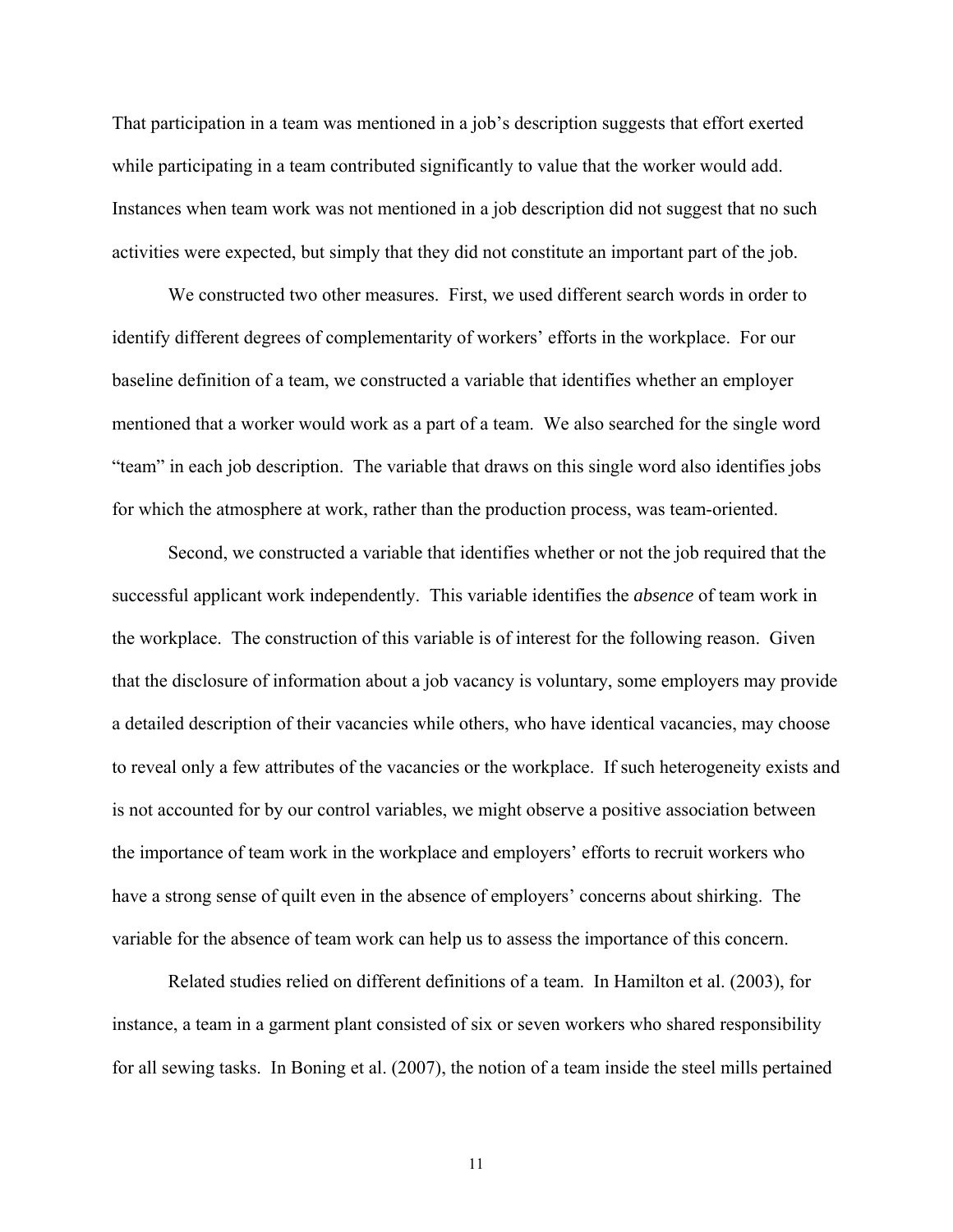That participation in a team was mentioned in a job's description suggests that effort exerted while participating in a team contributed significantly to value that the worker would add. Instances when team work was not mentioned in a job description did not suggest that no such activities were expected, but simply that they did not constitute an important part of the job.

We constructed two other measures. First, we used different search words in order to identify different degrees of complementarity of workers' efforts in the workplace. For our baseline definition of a team, we constructed a variable that identifies whether an employer mentioned that a worker would work as a part of a team. We also searched for the single word "team" in each job description. The variable that draws on this single word also identifies jobs for which the atmosphere at work, rather than the production process, was team-oriented.

Second, we constructed a variable that identifies whether or not the job required that the successful applicant work independently. This variable identifies the *absence* of team work in the workplace. The construction of this variable is of interest for the following reason. Given that the disclosure of information about a job vacancy is voluntary, some employers may provide a detailed description of their vacancies while others, who have identical vacancies, may choose to reveal only a few attributes of the vacancies or the workplace. If such heterogeneity exists and is not accounted for by our control variables, we might observe a positive association between the importance of team work in the workplace and employers' efforts to recruit workers who have a strong sense of quilt even in the absence of employers' concerns about shirking. The variable for the absence of team work can help us to assess the importance of this concern.

Related studies relied on different definitions of a team. In Hamilton et al. (2003), for instance, a team in a garment plant consisted of six or seven workers who shared responsibility for all sewing tasks. In Boning et al. (2007), the notion of a team inside the steel mills pertained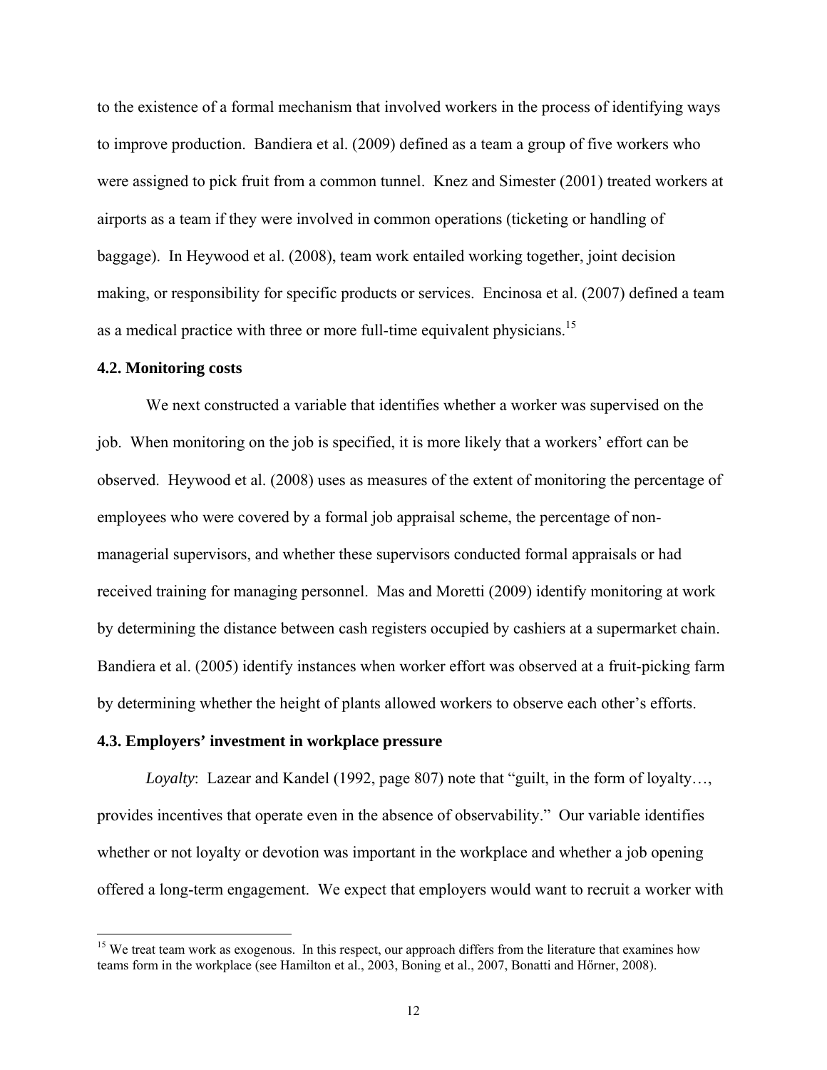to the existence of a formal mechanism that involved workers in the process of identifying ways to improve production. Bandiera et al. (2009) defined as a team a group of five workers who were assigned to pick fruit from a common tunnel. Knez and Simester (2001) treated workers at airports as a team if they were involved in common operations (ticketing or handling of baggage). In Heywood et al. (2008), team work entailed working together, joint decision making, or responsibility for specific products or services. Encinosa et al. (2007) defined a team as a medical practice with three or more full-time equivalent physicians.[15]

### 4.2. Monitoring costs

We next constructed a variable that identifies whether a worker was supervised on the job. When monitoring on the job is specified, it is more likely that a workers' effort can be observed. Heywood et al. (2008) uses as measures of the extent of monitoring the percentage of employees who were covered by a formal job appraisal scheme, the percentage of non-managerial supervisors, and whether these supervisors conducted formal appraisals or had received training for managing personnel. Mas and Moretti (2009) identify monitoring at work by determining the distance between cash registers occupied by cashiers at a supermarket chain. Bandiera et al. (2005) identify instances when worker effort was observed at a fruit-picking farm by determining whether the height of plants allowed workers to observe each other's efforts.

### 4.3. Employers' investment in workplace pressure

*Loyalty*: Lazear and Kandel (1992, page 807) note that "guilt, in the form of loyalty…, provides incentives that operate even in the absence of observability." Our variable identifies whether or not loyalty or devotion was important in the workplace and whether a job opening offered a long-term engagement. We expect that employers would want to recruit a worker with

[15] We treat team work as exogenous. In this respect, our approach differs from the literature that examines how teams form in the workplace (see Hamilton et al., 2003, Boning et al., 2007, Bonatti and Hőrner, 2008).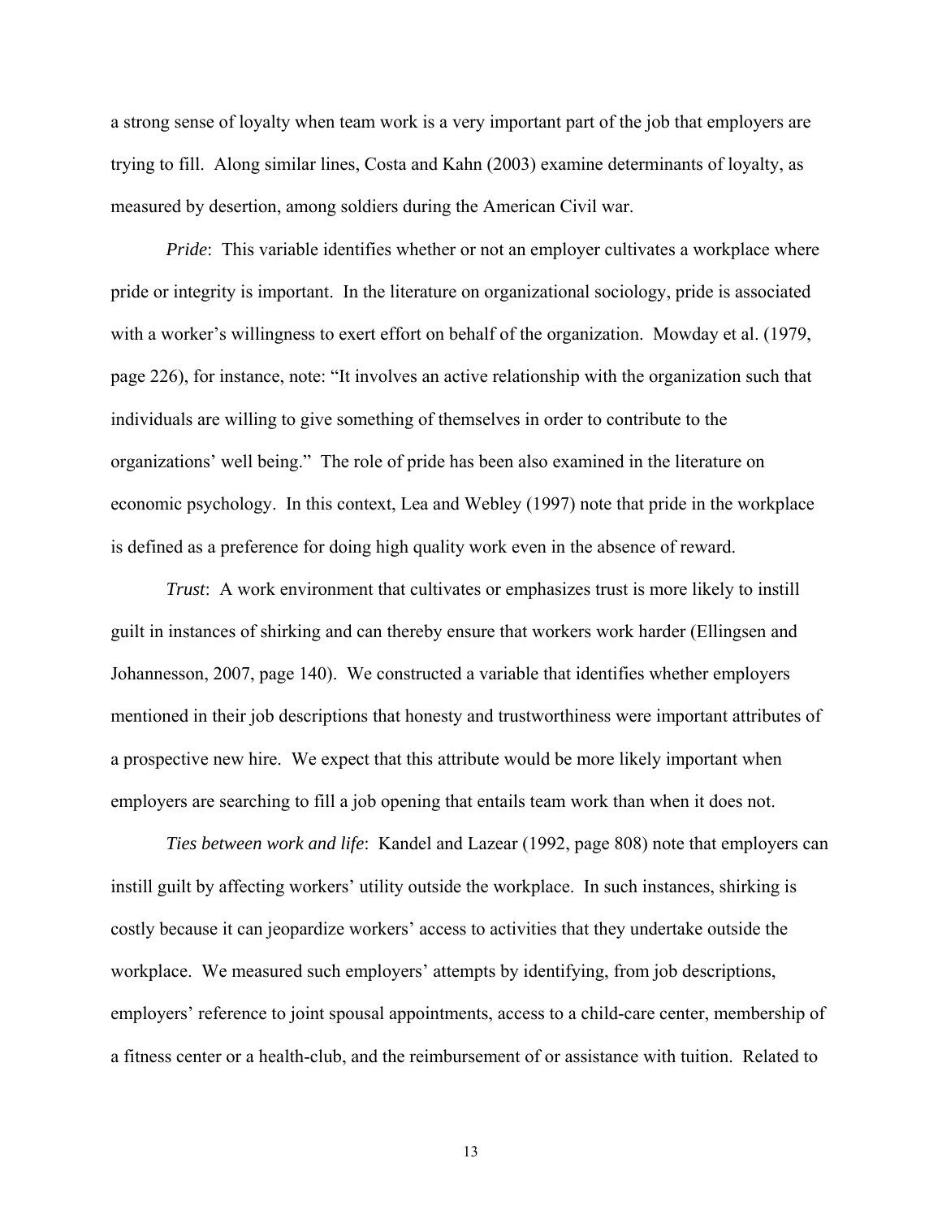a strong sense of loyalty when team work is a very important part of the job that employers are trying to fill. Along similar lines, Costa and Kahn (2003) examine determinants of loyalty, as measured by desertion, among soldiers during the American Civil war.

*Pride*: This variable identifies whether or not an employer cultivates a workplace where pride or integrity is important. In the literature on organizational sociology, pride is associated with a worker's willingness to exert effort on behalf of the organization. Mowday et al. (1979, page 226), for instance, note: "It involves an active relationship with the organization such that individuals are willing to give something of themselves in order to contribute to the organizations' well being." The role of pride has been also examined in the literature on economic psychology. In this context, Lea and Webley (1997) note that pride in the workplace is defined as a preference for doing high quality work even in the absence of reward.

*Trust*: A work environment that cultivates or emphasizes trust is more likely to instill guilt in instances of shirking and can thereby ensure that workers work harder (Ellingsen and Johannesson, 2007, page 140). We constructed a variable that identifies whether employers mentioned in their job descriptions that honesty and trustworthiness were important attributes of a prospective new hire. We expect that this attribute would be more likely important when employers are searching to fill a job opening that entails team work than when it does not.

*Ties between work and life*: Kandel and Lazear (1992, page 808) note that employers can instill guilt by affecting workers' utility outside the workplace. In such instances, shirking is costly because it can jeopardize workers' access to activities that they undertake outside the workplace. We measured such employers' attempts by identifying, from job descriptions, employers' reference to joint spousal appointments, access to a child-care center, membership of a fitness center or a health-club, and the reimbursement of or assistance with tuition. Related to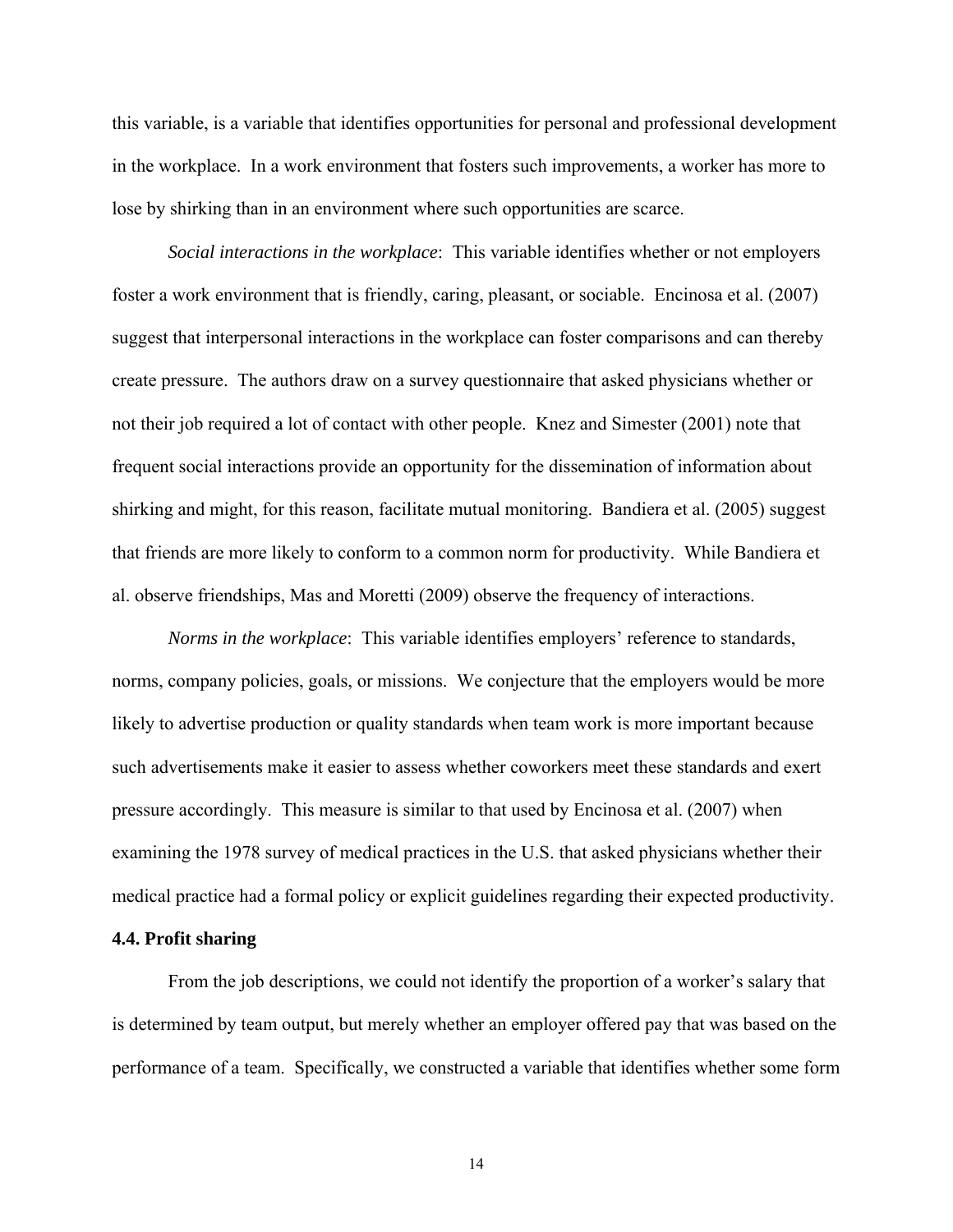this variable, is a variable that identifies opportunities for personal and professional development in the workplace. In a work environment that fosters such improvements, a worker has more to lose by shirking than in an environment where such opportunities are scarce.

*Social interactions in the workplace*: This variable identifies whether or not employers foster a work environment that is friendly, caring, pleasant, or sociable. Encinosa et al. (2007) suggest that interpersonal interactions in the workplace can foster comparisons and can thereby create pressure. The authors draw on a survey questionnaire that asked physicians whether or not their job required a lot of contact with other people. Knez and Simester (2001) note that frequent social interactions provide an opportunity for the dissemination of information about shirking and might, for this reason, facilitate mutual monitoring. Bandiera et al. (2005) suggest that friends are more likely to conform to a common norm for productivity. While Bandiera et al. observe friendships, Mas and Moretti (2009) observe the frequency of interactions.

*Norms in the workplace*: This variable identifies employers' reference to standards, norms, company policies, goals, or missions. We conjecture that the employers would be more likely to advertise production or quality standards when team work is more important because such advertisements make it easier to assess whether coworkers meet these standards and exert pressure accordingly. This measure is similar to that used by Encinosa et al. (2007) when examining the 1978 survey of medical practices in the U.S. that asked physicians whether their medical practice had a formal policy or explicit guidelines regarding their expected productivity.

### 4.4. Profit sharing

From the job descriptions, we could not identify the proportion of a worker's salary that is determined by team output, but merely whether an employer offered pay that was based on the performance of a team. Specifically, we constructed a variable that identifies whether some form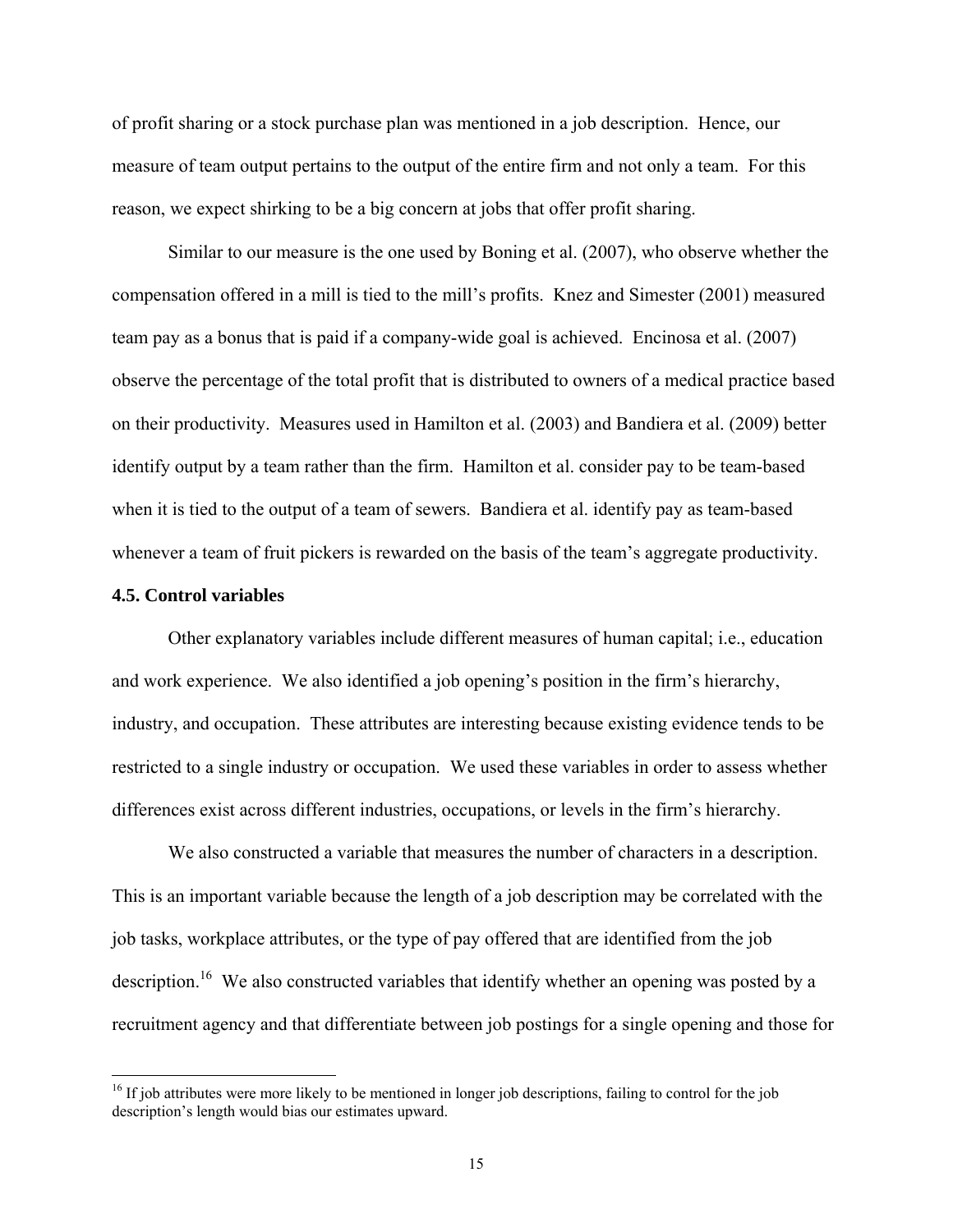of profit sharing or a stock purchase plan was mentioned in a job description. Hence, our measure of team output pertains to the output of the entire firm and not only a team. For this reason, we expect shirking to be a big concern at jobs that offer profit sharing.

Similar to our measure is the one used by Boning et al. (2007), who observe whether the compensation offered in a mill is tied to the mill's profits. Knez and Simester (2001) measured team pay as a bonus that is paid if a company-wide goal is achieved. Encinosa et al. (2007) observe the percentage of the total profit that is distributed to owners of a medical practice based on their productivity. Measures used in Hamilton et al. (2003) and Bandiera et al. (2009) better identify output by a team rather than the firm. Hamilton et al. consider pay to be team-based when it is tied to the output of a team of sewers. Bandiera et al. identify pay as team-based whenever a team of fruit pickers is rewarded on the basis of the team's aggregate productivity.

### 4.5. Control variables

Other explanatory variables include different measures of human capital; i.e., education and work experience. We also identified a job opening's position in the firm's hierarchy, industry, and occupation. These attributes are interesting because existing evidence tends to be restricted to a single industry or occupation. We used these variables in order to assess whether differences exist across different industries, occupations, or levels in the firm's hierarchy.

We also constructed a variable that measures the number of characters in a description. This is an important variable because the length of a job description may be correlated with the job tasks, workplace attributes, or the type of pay offered that are identified from the job description.[16] We also constructed variables that identify whether an opening was posted by a recruitment agency and that differentiate between job postings for a single opening and those for

[16] If job attributes were more likely to be mentioned in longer job descriptions, failing to control for the job description's length would bias our estimates upward.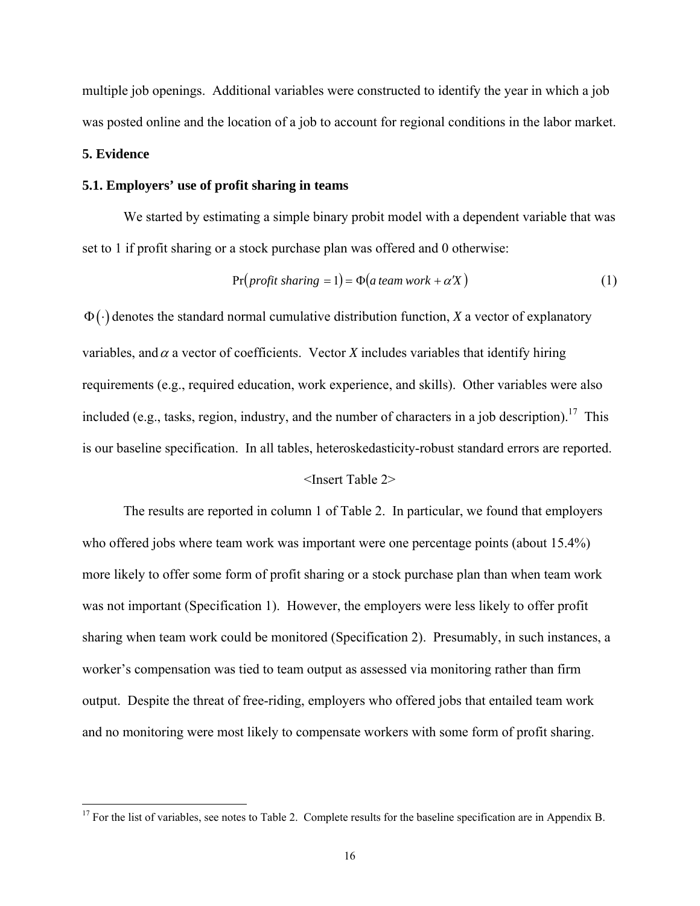multiple job openings. Additional variables were constructed to identify the year in which a job was posted online and the location of a job to account for regional conditions in the labor market.

## 5. Evidence

### 5.1. Employers' use of profit sharing in teams

We started by estimating a simple binary probit model with a dependent variable that was set to 1 if profit sharing or a stock purchase plan was offered and 0 otherwise:

$$\Pr(\textit{profit sharing} = 1) = \Phi(a\,\textit{team work} + \alpha' X) \tag{1}$$

$\Phi(\cdot)$ denotes the standard normal cumulative distribution function, $X$ a vector of explanatory variables, and $\alpha$ a vector of coefficients. Vector $X$ includes variables that identify hiring requirements (e.g., required education, work experience, and skills). Other variables were also included (e.g., tasks, region, industry, and the number of characters in a job description).[17] This is our baseline specification. In all tables, heteroskedasticity-robust standard errors are reported.

<Insert Table 2>

The results are reported in column 1 of Table 2. In particular, we found that employers who offered jobs where team work was important were one percentage points (about 15.4%) more likely to offer some form of profit sharing or a stock purchase plan than when team work was not important (Specification 1). However, the employers were less likely to offer profit sharing when team work could be monitored (Specification 2). Presumably, in such instances, a worker's compensation was tied to team output as assessed via monitoring rather than firm output. Despite the threat of free-riding, employers who offered jobs that entailed team work and no monitoring were most likely to compensate workers with some form of profit sharing.

[17] For the list of variables, see notes to Table 2. Complete results for the baseline specification are in Appendix B.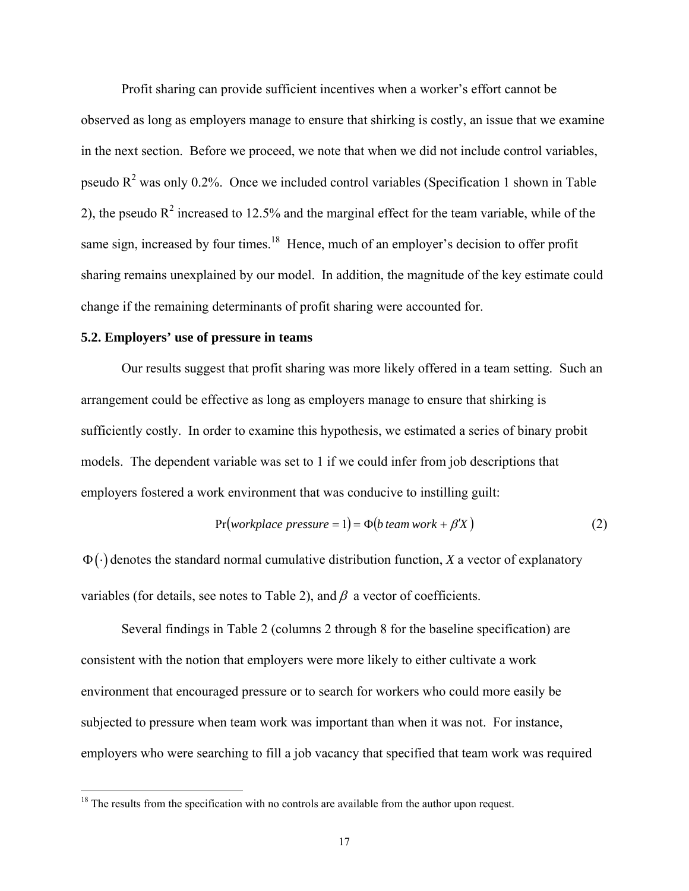Profit sharing can provide sufficient incentives when a worker's effort cannot be observed as long as employers manage to ensure that shirking is costly, an issue that we examine in the next section. Before we proceed, we note that when we did not include control variables, pseudo $R^2$ was only 0.2%. Once we included control variables (Specification 1 shown in Table 2), the pseudo $R^2$ increased to 12.5% and the marginal effect for the team variable, while of the same sign, increased by four times.[18] Hence, much of an employer's decision to offer profit sharing remains unexplained by our model. In addition, the magnitude of the key estimate could change if the remaining determinants of profit sharing were accounted for.

### 5.2. Employers' use of pressure in teams

Our results suggest that profit sharing was more likely offered in a team setting. Such an arrangement could be effective as long as employers manage to ensure that shirking is sufficiently costly. In order to examine this hypothesis, we estimated a series of binary probit models. The dependent variable was set to 1 if we could infer from job descriptions that employers fostered a work environment that was conducive to instilling guilt:

$$\Pr(\textit{workplace pressure} = 1) = \Phi(b\,\textit{team work} + \beta' X) \qquad (2)$$

$\Phi(\cdot)$ denotes the standard normal cumulative distribution function, $X$ a vector of explanatory variables (for details, see notes to Table 2), and $\beta$ a vector of coefficients.

Several findings in Table 2 (columns 2 through 8 for the baseline specification) are consistent with the notion that employers were more likely to either cultivate a work environment that encouraged pressure or to search for workers who could more easily be subjected to pressure when team work was important than when it was not. For instance, employers who were searching to fill a job vacancy that specified that team work was required

[18] The results from the specification with no controls are available from the author upon request.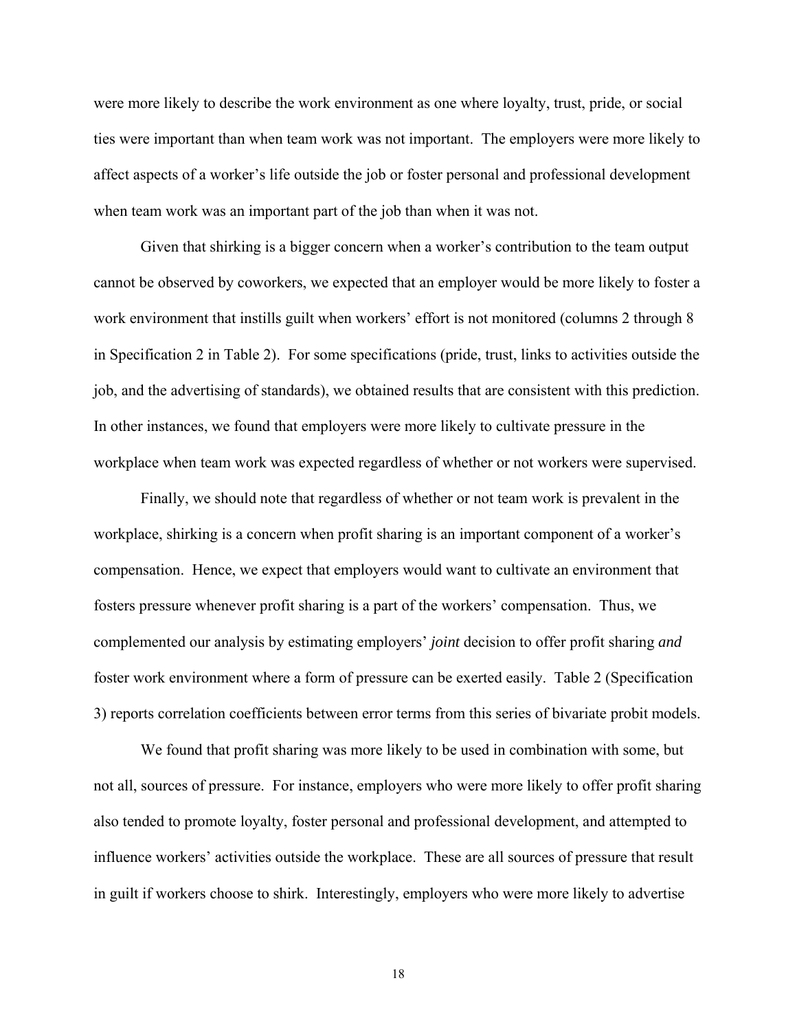were more likely to describe the work environment as one where loyalty, trust, pride, or social ties were important than when team work was not important. The employers were more likely to affect aspects of a worker's life outside the job or foster personal and professional development when team work was an important part of the job than when it was not.

Given that shirking is a bigger concern when a worker's contribution to the team output cannot be observed by coworkers, we expected that an employer would be more likely to foster a work environment that instills guilt when workers' effort is not monitored (columns 2 through 8 in Specification 2 in Table 2). For some specifications (pride, trust, links to activities outside the job, and the advertising of standards), we obtained results that are consistent with this prediction. In other instances, we found that employers were more likely to cultivate pressure in the workplace when team work was expected regardless of whether or not workers were supervised.

Finally, we should note that regardless of whether or not team work is prevalent in the workplace, shirking is a concern when profit sharing is an important component of a worker's compensation. Hence, we expect that employers would want to cultivate an environment that fosters pressure whenever profit sharing is a part of the workers' compensation. Thus, we complemented our analysis by estimating employers' *joint* decision to offer profit sharing *and* foster work environment where a form of pressure can be exerted easily. Table 2 (Specification 3) reports correlation coefficients between error terms from this series of bivariate probit models.

We found that profit sharing was more likely to be used in combination with some, but not all, sources of pressure. For instance, employers who were more likely to offer profit sharing also tended to promote loyalty, foster personal and professional development, and attempted to influence workers' activities outside the workplace. These are all sources of pressure that result in guilt if workers choose to shirk. Interestingly, employers who were more likely to advertise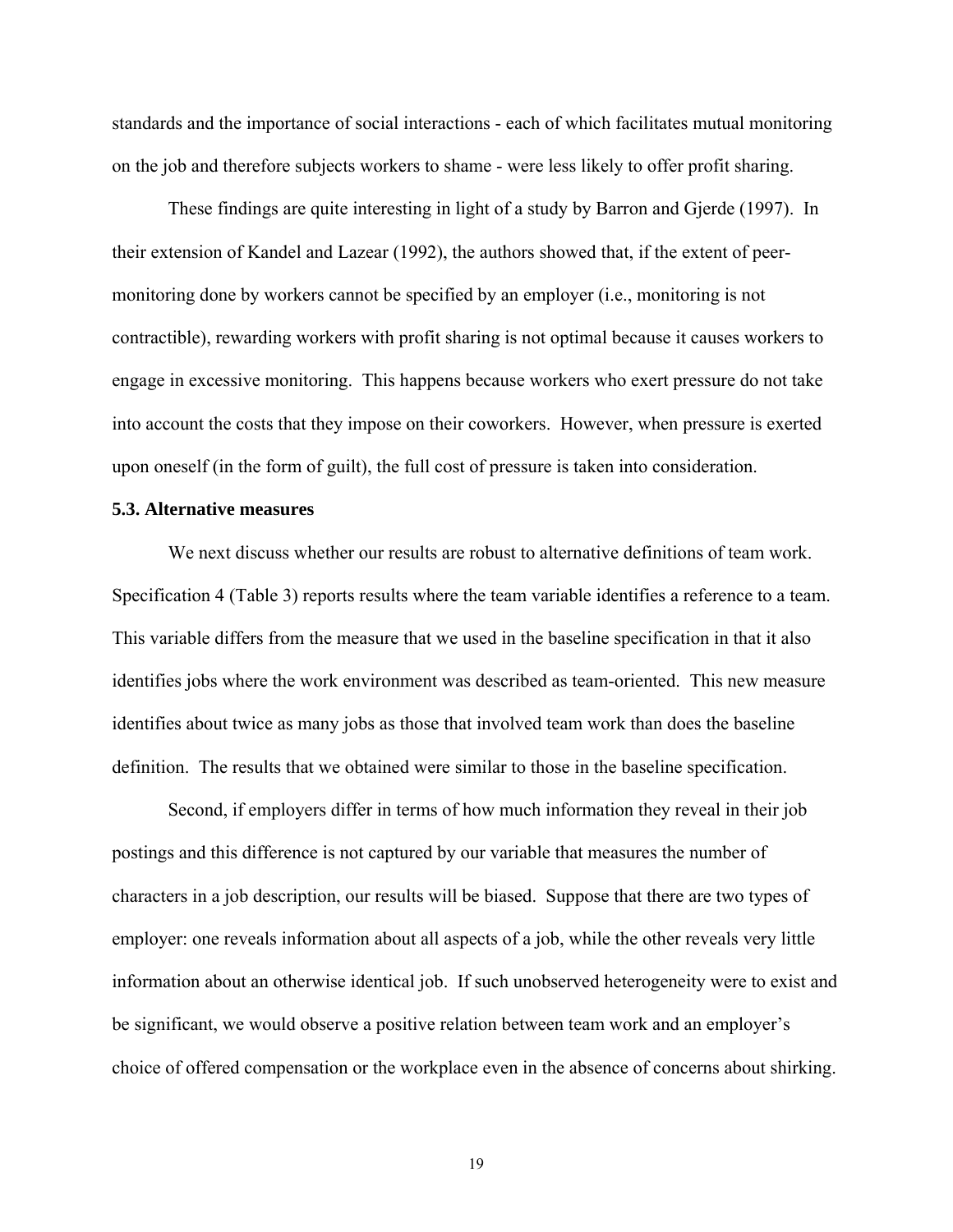standards and the importance of social interactions - each of which facilitates mutual monitoring on the job and therefore subjects workers to shame - were less likely to offer profit sharing.

These findings are quite interesting in light of a study by Barron and Gjerde (1997). In their extension of Kandel and Lazear (1992), the authors showed that, if the extent of peer-monitoring done by workers cannot be specified by an employer (i.e., monitoring is not contractible), rewarding workers with profit sharing is not optimal because it causes workers to engage in excessive monitoring. This happens because workers who exert pressure do not take into account the costs that they impose on their coworkers. However, when pressure is exerted upon oneself (in the form of guilt), the full cost of pressure is taken into consideration.

### 5.3. Alternative measures

We next discuss whether our results are robust to alternative definitions of team work. Specification 4 (Table 3) reports results where the team variable identifies a reference to a team. This variable differs from the measure that we used in the baseline specification in that it also identifies jobs where the work environment was described as team-oriented. This new measure identifies about twice as many jobs as those that involved team work than does the baseline definition. The results that we obtained were similar to those in the baseline specification.

Second, if employers differ in terms of how much information they reveal in their job postings and this difference is not captured by our variable that measures the number of characters in a job description, our results will be biased. Suppose that there are two types of employer: one reveals information about all aspects of a job, while the other reveals very little information about an otherwise identical job. If such unobserved heterogeneity were to exist and be significant, we would observe a positive relation between team work and an employer's choice of offered compensation or the workplace even in the absence of concerns about shirking.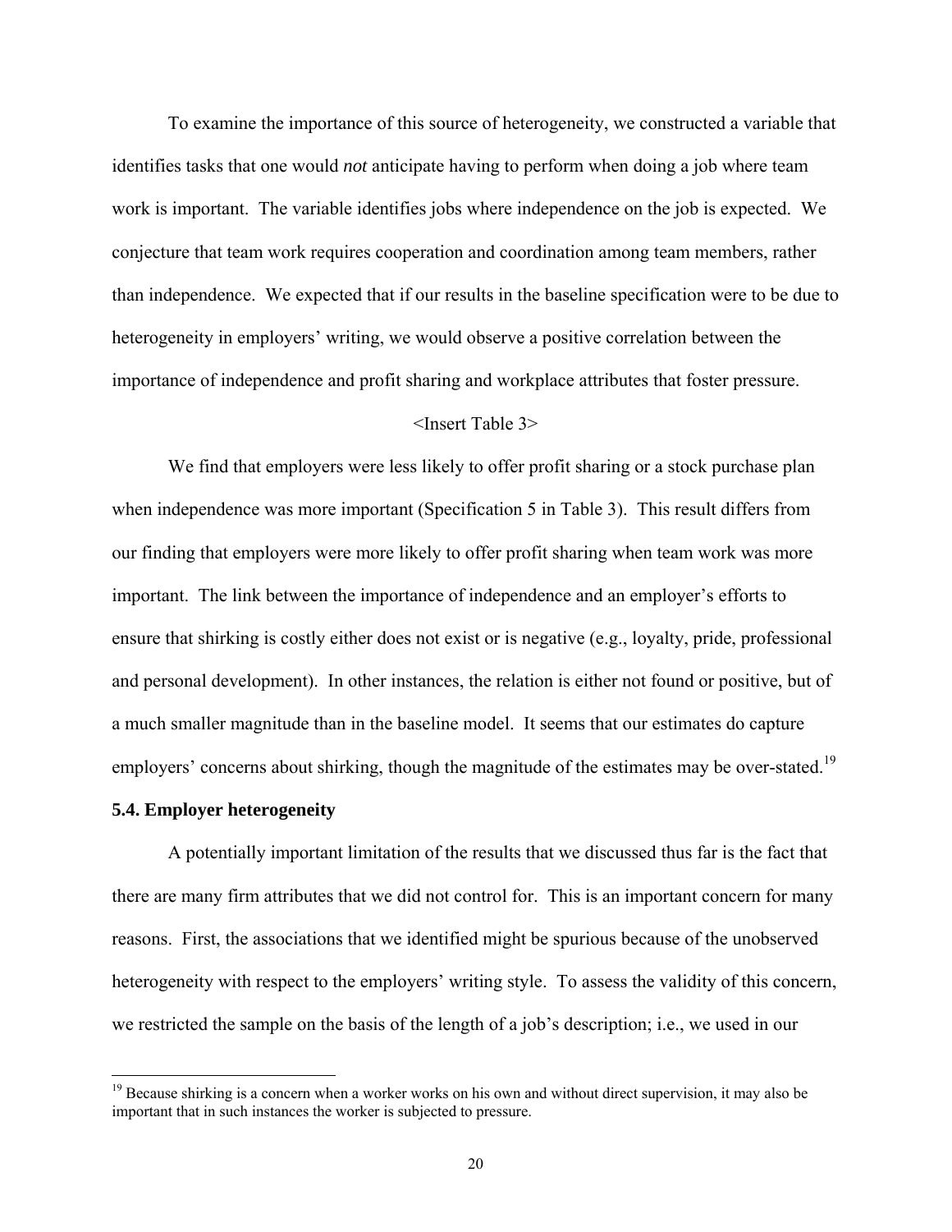To examine the importance of this source of heterogeneity, we constructed a variable that identifies tasks that one would *not* anticipate having to perform when doing a job where team work is important. The variable identifies jobs where independence on the job is expected. We conjecture that team work requires cooperation and coordination among team members, rather than independence. We expected that if our results in the baseline specification were to be due to heterogeneity in employers' writing, we would observe a positive correlation between the importance of independence and profit sharing and workplace attributes that foster pressure.

<Insert Table 3>

We find that employers were less likely to offer profit sharing or a stock purchase plan when independence was more important (Specification 5 in Table 3). This result differs from our finding that employers were more likely to offer profit sharing when team work was more important. The link between the importance of independence and an employer's efforts to ensure that shirking is costly either does not exist or is negative (e.g., loyalty, pride, professional and personal development). In other instances, the relation is either not found or positive, but of a much smaller magnitude than in the baseline model. It seems that our estimates do capture employers' concerns about shirking, though the magnitude of the estimates may be over-stated.[19]

### 5.4. Employer heterogeneity

A potentially important limitation of the results that we discussed thus far is the fact that there are many firm attributes that we did not control for. This is an important concern for many reasons. First, the associations that we identified might be spurious because of the unobserved heterogeneity with respect to the employers' writing style. To assess the validity of this concern, we restricted the sample on the basis of the length of a job's description; i.e., we used in our

---

[19] Because shirking is a concern when a worker works on his own and without direct supervision, it may also be important that in such instances the worker is subjected to pressure.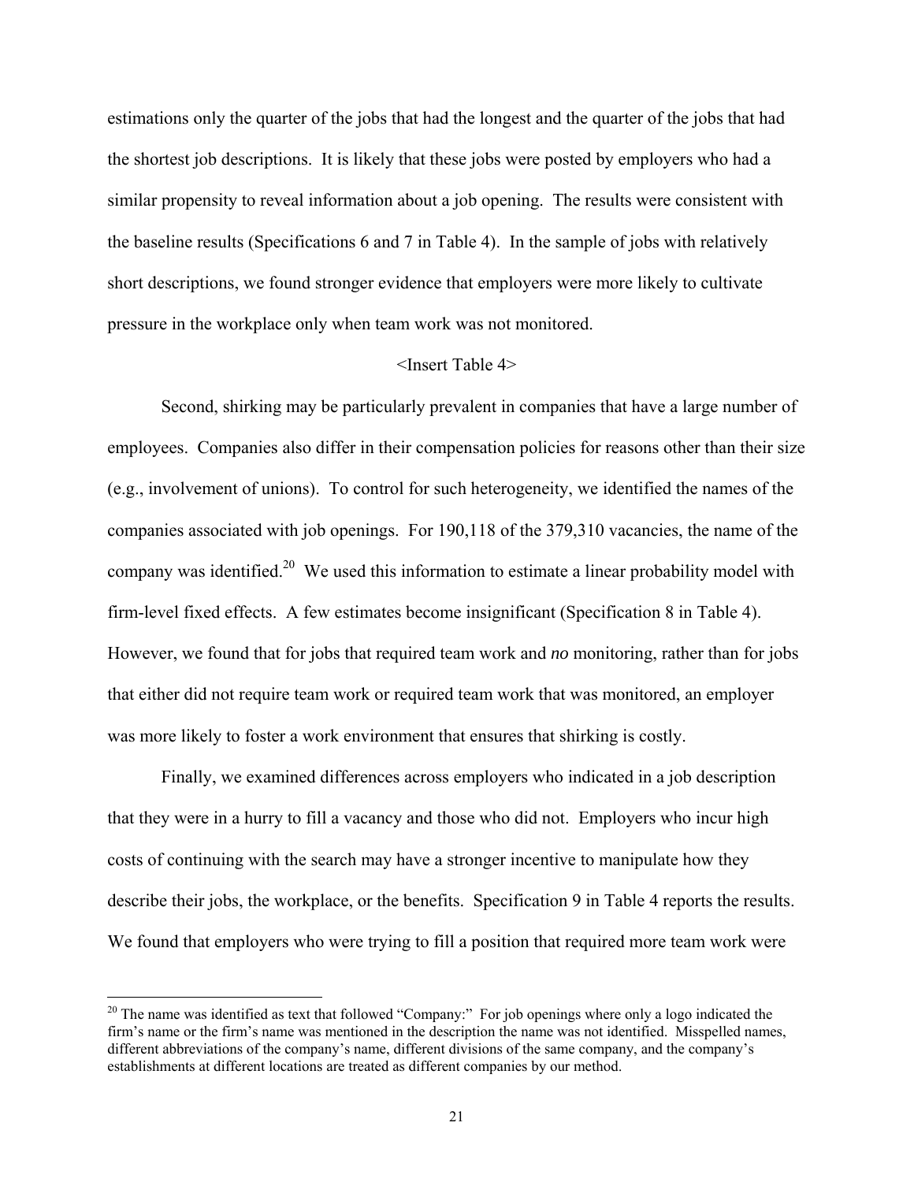estimations only the quarter of the jobs that had the longest and the quarter of the jobs that had the shortest job descriptions. It is likely that these jobs were posted by employers who had a similar propensity to reveal information about a job opening. The results were consistent with the baseline results (Specifications 6 and 7 in Table 4). In the sample of jobs with relatively short descriptions, we found stronger evidence that employers were more likely to cultivate pressure in the workplace only when team work was not monitored.

<Insert Table 4>

Second, shirking may be particularly prevalent in companies that have a large number of employees. Companies also differ in their compensation policies for reasons other than their size (e.g., involvement of unions). To control for such heterogeneity, we identified the names of the companies associated with job openings. For 190,118 of the 379,310 vacancies, the name of the company was identified.[20] We used this information to estimate a linear probability model with firm-level fixed effects. A few estimates become insignificant (Specification 8 in Table 4). However, we found that for jobs that required team work and *no* monitoring, rather than for jobs that either did not require team work or required team work that was monitored, an employer was more likely to foster a work environment that ensures that shirking is costly.

Finally, we examined differences across employers who indicated in a job description that they were in a hurry to fill a vacancy and those who did not. Employers who incur high costs of continuing with the search may have a stronger incentive to manipulate how they describe their jobs, the workplace, or the benefits. Specification 9 in Table 4 reports the results. We found that employers who were trying to fill a position that required more team work were

[20] The name was identified as text that followed "Company:" For job openings where only a logo indicated the firm's name or the firm's name was mentioned in the description the name was not identified. Misspelled names, different abbreviations of the company's name, different divisions of the same company, and the company's establishments at different locations are treated as different companies by our method.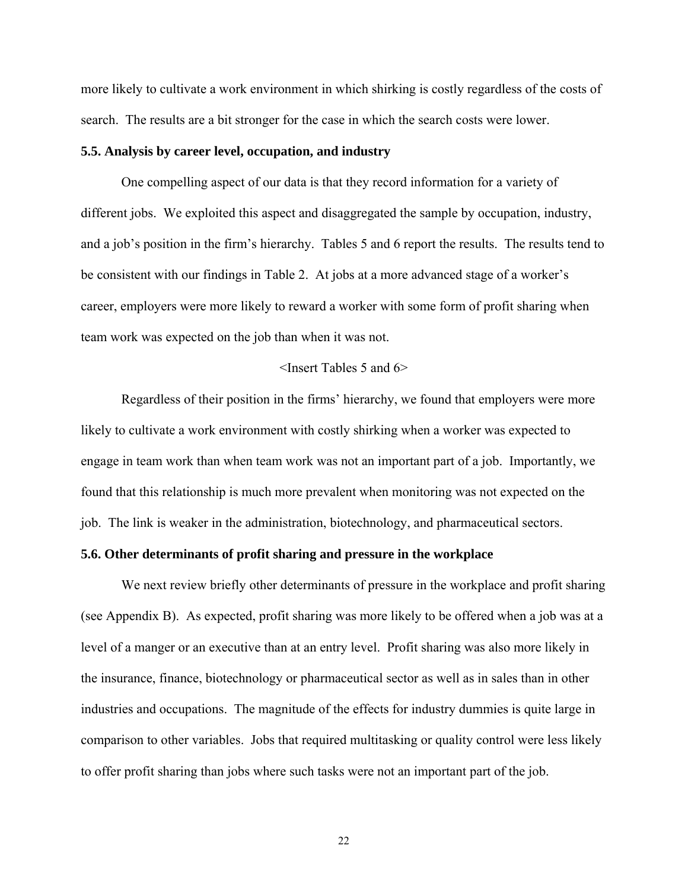more likely to cultivate a work environment in which shirking is costly regardless of the costs of search. The results are a bit stronger for the case in which the search costs were lower.

### 5.5. Analysis by career level, occupation, and industry

One compelling aspect of our data is that they record information for a variety of different jobs. We exploited this aspect and disaggregated the sample by occupation, industry, and a job's position in the firm's hierarchy. Tables 5 and 6 report the results. The results tend to be consistent with our findings in Table 2. At jobs at a more advanced stage of a worker's career, employers were more likely to reward a worker with some form of profit sharing when team work was expected on the job than when it was not.

<Insert Tables 5 and 6>

Regardless of their position in the firms' hierarchy, we found that employers were more likely to cultivate a work environment with costly shirking when a worker was expected to engage in team work than when team work was not an important part of a job. Importantly, we found that this relationship is much more prevalent when monitoring was not expected on the job. The link is weaker in the administration, biotechnology, and pharmaceutical sectors.

### 5.6. Other determinants of profit sharing and pressure in the workplace

We next review briefly other determinants of pressure in the workplace and profit sharing (see Appendix B). As expected, profit sharing was more likely to be offered when a job was at a level of a manger or an executive than at an entry level. Profit sharing was also more likely in the insurance, finance, biotechnology or pharmaceutical sector as well as in sales than in other industries and occupations. The magnitude of the effects for industry dummies is quite large in comparison to other variables. Jobs that required multitasking or quality control were less likely to offer profit sharing than jobs where such tasks were not an important part of the job.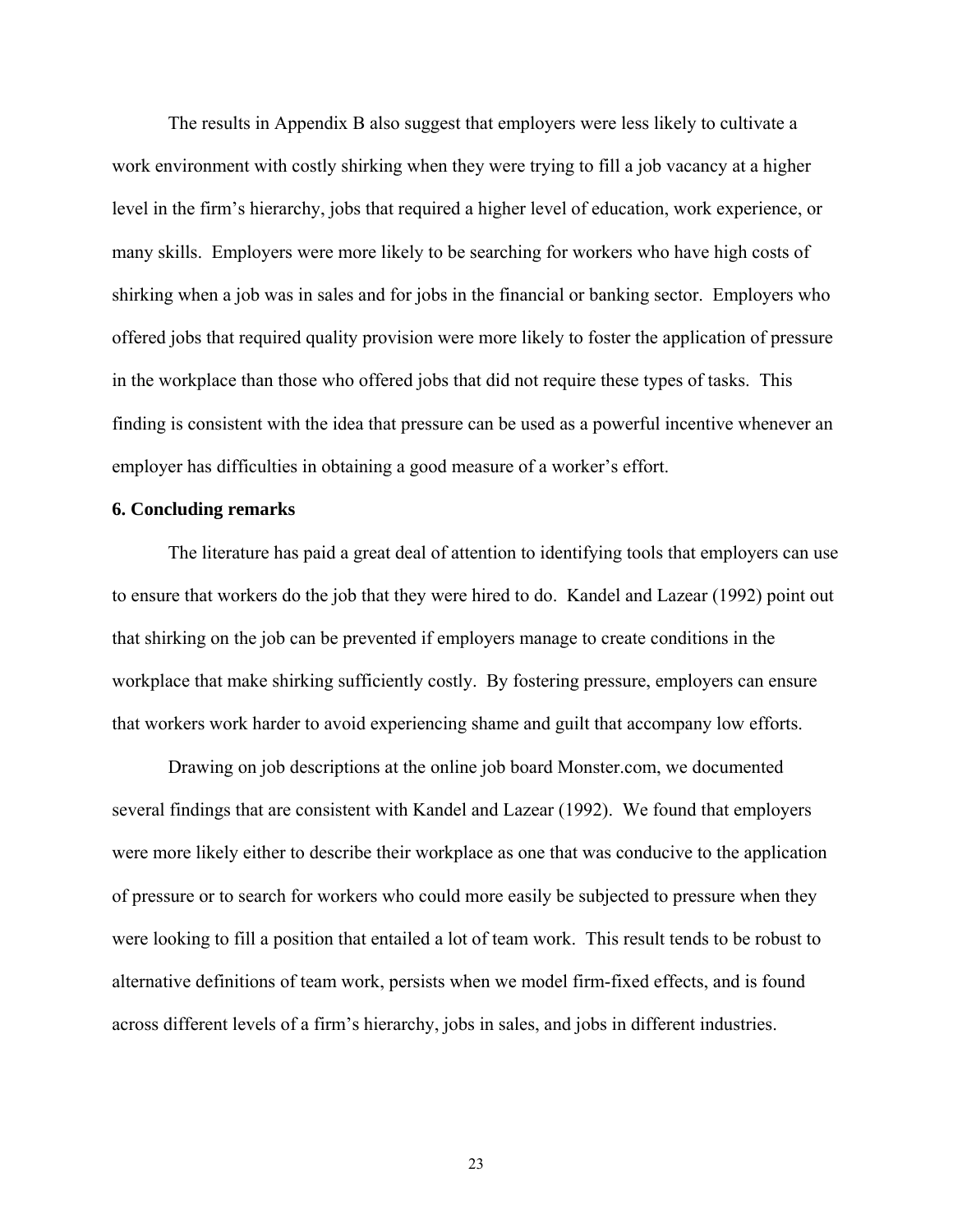The results in Appendix B also suggest that employers were less likely to cultivate a work environment with costly shirking when they were trying to fill a job vacancy at a higher level in the firm's hierarchy, jobs that required a higher level of education, work experience, or many skills. Employers were more likely to be searching for workers who have high costs of shirking when a job was in sales and for jobs in the financial or banking sector. Employers who offered jobs that required quality provision were more likely to foster the application of pressure in the workplace than those who offered jobs that did not require these types of tasks. This finding is consistent with the idea that pressure can be used as a powerful incentive whenever an employer has difficulties in obtaining a good measure of a worker's effort.

## 6. Concluding remarks

The literature has paid a great deal of attention to identifying tools that employers can use to ensure that workers do the job that they were hired to do. Kandel and Lazear (1992) point out that shirking on the job can be prevented if employers manage to create conditions in the workplace that make shirking sufficiently costly. By fostering pressure, employers can ensure that workers work harder to avoid experiencing shame and guilt that accompany low efforts.

Drawing on job descriptions at the online job board Monster.com, we documented several findings that are consistent with Kandel and Lazear (1992). We found that employers were more likely either to describe their workplace as one that was conducive to the application of pressure or to search for workers who could more easily be subjected to pressure when they were looking to fill a position that entailed a lot of team work. This result tends to be robust to alternative definitions of team work, persists when we model firm-fixed effects, and is found across different levels of a firm's hierarchy, jobs in sales, and jobs in different industries.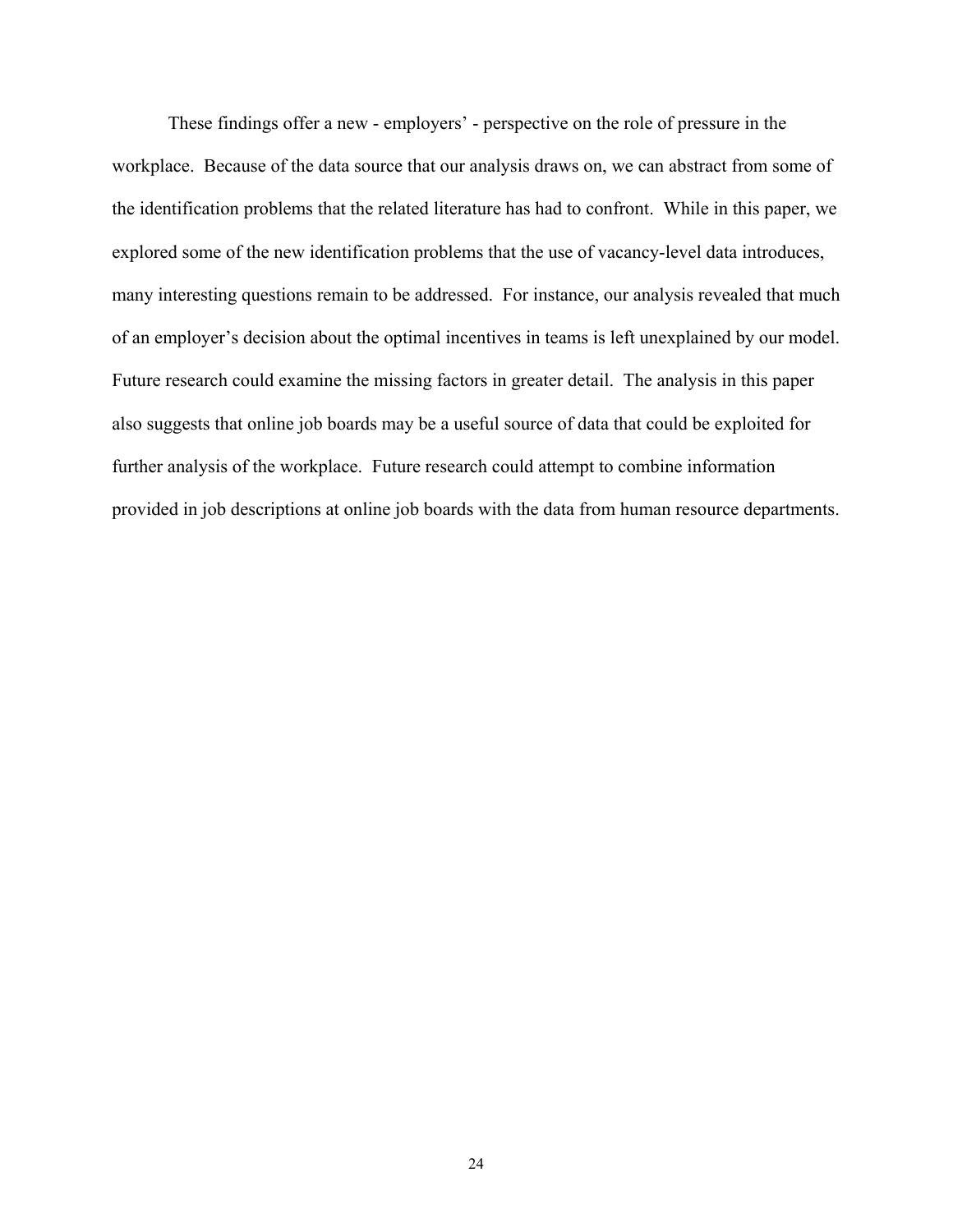These findings offer a new - employers' - perspective on the role of pressure in the workplace. Because of the data source that our analysis draws on, we can abstract from some of the identification problems that the related literature has had to confront. While in this paper, we explored some of the new identification problems that the use of vacancy-level data introduces, many interesting questions remain to be addressed. For instance, our analysis revealed that much of an employer's decision about the optimal incentives in teams is left unexplained by our model. Future research could examine the missing factors in greater detail. The analysis in this paper also suggests that online job boards may be a useful source of data that could be exploited for further analysis of the workplace. Future research could attempt to combine information provided in job descriptions at online job boards with the data from human resource departments.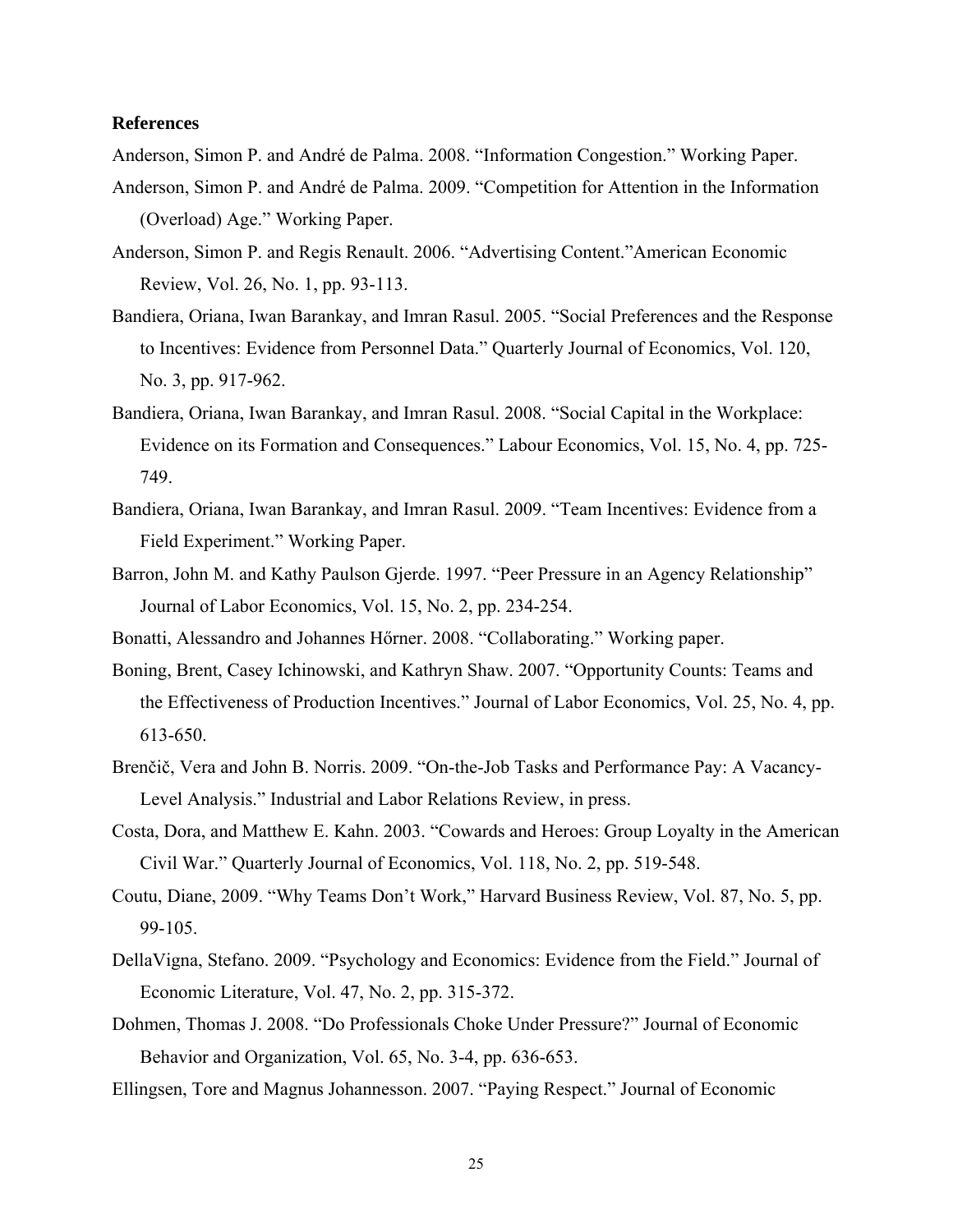**References**

Anderson, Simon P. and André de Palma. 2008. "Information Congestion." Working Paper.

Anderson, Simon P. and André de Palma. 2009. "Competition for Attention in the Information (Overload) Age." Working Paper.

Anderson, Simon P. and Regis Renault. 2006. "Advertising Content."American Economic Review, Vol. 26, No. 1, pp. 93-113.

Bandiera, Oriana, Iwan Barankay, and Imran Rasul. 2005. "Social Preferences and the Response to Incentives: Evidence from Personnel Data." Quarterly Journal of Economics, Vol. 120, No. 3, pp. 917-962.

Bandiera, Oriana, Iwan Barankay, and Imran Rasul. 2008. "Social Capital in the Workplace: Evidence on its Formation and Consequences." Labour Economics, Vol. 15, No. 4, pp. 725-749.

Bandiera, Oriana, Iwan Barankay, and Imran Rasul. 2009. "Team Incentives: Evidence from a Field Experiment." Working Paper.

Barron, John M. and Kathy Paulson Gjerde. 1997. "Peer Pressure in an Agency Relationship" Journal of Labor Economics, Vol. 15, No. 2, pp. 234-254.

Bonatti, Alessandro and Johannes Hőrner. 2008. "Collaborating." Working paper.

Boning, Brent, Casey Ichinowski, and Kathryn Shaw. 2007. "Opportunity Counts: Teams and the Effectiveness of Production Incentives." Journal of Labor Economics, Vol. 25, No. 4, pp. 613-650.

Brenčič, Vera and John B. Norris. 2009. "On-the-Job Tasks and Performance Pay: A Vacancy-Level Analysis." Industrial and Labor Relations Review, in press.

Costa, Dora, and Matthew E. Kahn. 2003. "Cowards and Heroes: Group Loyalty in the American Civil War." Quarterly Journal of Economics, Vol. 118, No. 2, pp. 519-548.

Coutu, Diane, 2009. "Why Teams Don't Work," Harvard Business Review, Vol. 87, No. 5, pp. 99-105.

DellaVigna, Stefano. 2009. "Psychology and Economics: Evidence from the Field." Journal of Economic Literature, Vol. 47, No. 2, pp. 315-372.

Dohmen, Thomas J. 2008. "Do Professionals Choke Under Pressure?" Journal of Economic Behavior and Organization, Vol. 65, No. 3-4, pp. 636-653.

Ellingsen, Tore and Magnus Johannesson. 2007. "Paying Respect." Journal of Economic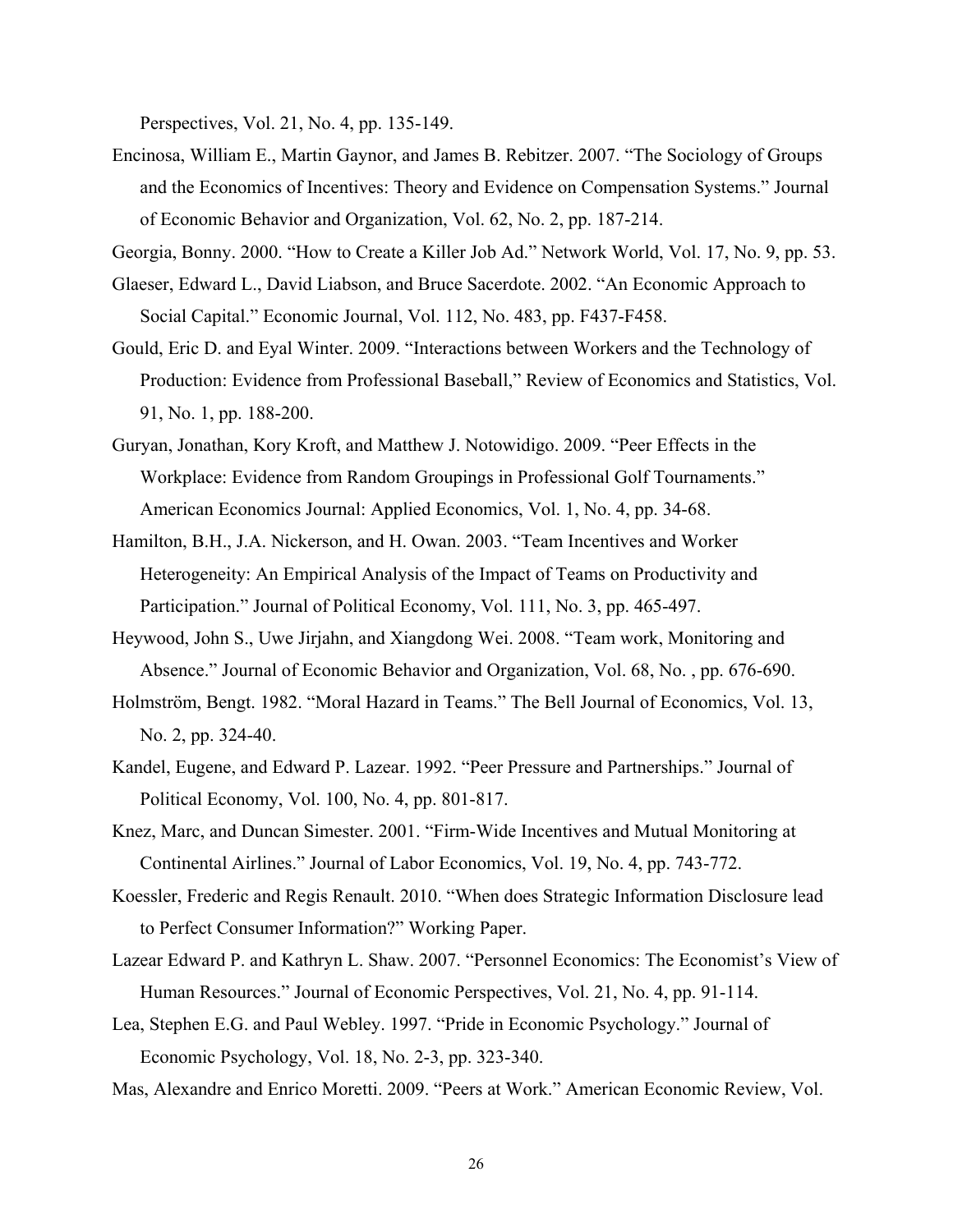Perspectives, Vol. 21, No. 4, pp. 135-149.

Encinosa, William E., Martin Gaynor, and James B. Rebitzer. 2007. "The Sociology of Groups and the Economics of Incentives: Theory and Evidence on Compensation Systems." Journal of Economic Behavior and Organization, Vol. 62, No. 2, pp. 187-214.

Georgia, Bonny. 2000. "How to Create a Killer Job Ad." Network World, Vol. 17, No. 9, pp. 53.

Glaeser, Edward L., David Liabson, and Bruce Sacerdote. 2002. "An Economic Approach to Social Capital." Economic Journal, Vol. 112, No. 483, pp. F437-F458.

Gould, Eric D. and Eyal Winter. 2009. "Interactions between Workers and the Technology of Production: Evidence from Professional Baseball," Review of Economics and Statistics, Vol. 91, No. 1, pp. 188-200.

Guryan, Jonathan, Kory Kroft, and Matthew J. Notowidigo. 2009. "Peer Effects in the Workplace: Evidence from Random Groupings in Professional Golf Tournaments." American Economics Journal: Applied Economics, Vol. 1, No. 4, pp. 34-68.

Hamilton, B.H., J.A. Nickerson, and H. Owan. 2003. "Team Incentives and Worker Heterogeneity: An Empirical Analysis of the Impact of Teams on Productivity and Participation." Journal of Political Economy, Vol. 111, No. 3, pp. 465-497.

Heywood, John S., Uwe Jirjahn, and Xiangdong Wei. 2008. "Team work, Monitoring and Absence." Journal of Economic Behavior and Organization, Vol. 68, No. , pp. 676-690.

Holmström, Bengt. 1982. "Moral Hazard in Teams." The Bell Journal of Economics, Vol. 13, No. 2, pp. 324-40.

Kandel, Eugene, and Edward P. Lazear. 1992. "Peer Pressure and Partnerships." Journal of Political Economy, Vol. 100, No. 4, pp. 801-817.

Knez, Marc, and Duncan Simester. 2001. "Firm-Wide Incentives and Mutual Monitoring at Continental Airlines." Journal of Labor Economics, Vol. 19, No. 4, pp. 743-772.

Koessler, Frederic and Regis Renault. 2010. "When does Strategic Information Disclosure lead to Perfect Consumer Information?" Working Paper.

Lazear Edward P. and Kathryn L. Shaw. 2007. "Personnel Economics: The Economist's View of Human Resources." Journal of Economic Perspectives, Vol. 21, No. 4, pp. 91-114.

Lea, Stephen E.G. and Paul Webley. 1997. "Pride in Economic Psychology." Journal of Economic Psychology, Vol. 18, No. 2-3, pp. 323-340.

Mas, Alexandre and Enrico Moretti. 2009. "Peers at Work." American Economic Review, Vol.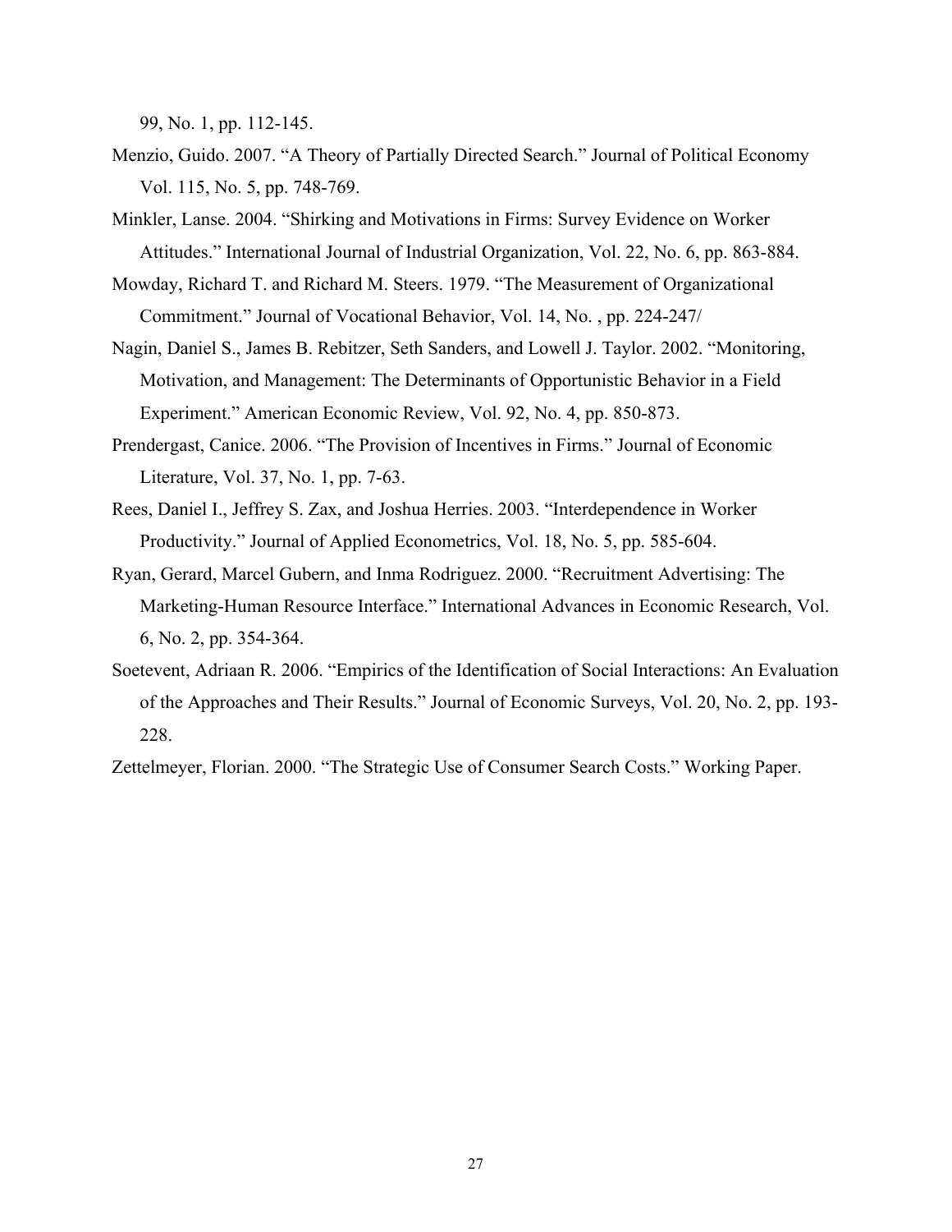99, No. 1, pp. 112-145.

Menzio, Guido. 2007. "A Theory of Partially Directed Search." Journal of Political Economy Vol. 115, No. 5, pp. 748-769.

Minkler, Lanse. 2004. "Shirking and Motivations in Firms: Survey Evidence on Worker Attitudes." International Journal of Industrial Organization, Vol. 22, No. 6, pp. 863-884.

Mowday, Richard T. and Richard M. Steers. 1979. "The Measurement of Organizational Commitment." Journal of Vocational Behavior, Vol. 14, No. , pp. 224-247/

Nagin, Daniel S., James B. Rebitzer, Seth Sanders, and Lowell J. Taylor. 2002. "Monitoring, Motivation, and Management: The Determinants of Opportunistic Behavior in a Field Experiment." American Economic Review, Vol. 92, No. 4, pp. 850-873.

Prendergast, Canice. 2006. "The Provision of Incentives in Firms." Journal of Economic Literature, Vol. 37, No. 1, pp. 7-63.

Rees, Daniel I., Jeffrey S. Zax, and Joshua Herries. 2003. "Interdependence in Worker Productivity." Journal of Applied Econometrics, Vol. 18, No. 5, pp. 585-604.

Ryan, Gerard, Marcel Gubern, and Inma Rodriguez. 2000. "Recruitment Advertising: The Marketing-Human Resource Interface." International Advances in Economic Research, Vol. 6, No. 2, pp. 354-364.

Soetevent, Adriaan R. 2006. "Empirics of the Identification of Social Interactions: An Evaluation of the Approaches and Their Results." Journal of Economic Surveys, Vol. 20, No. 2, pp. 193-228.

Zettelmeyer, Florian. 2000. "The Strategic Use of Consumer Search Costs." Working Paper.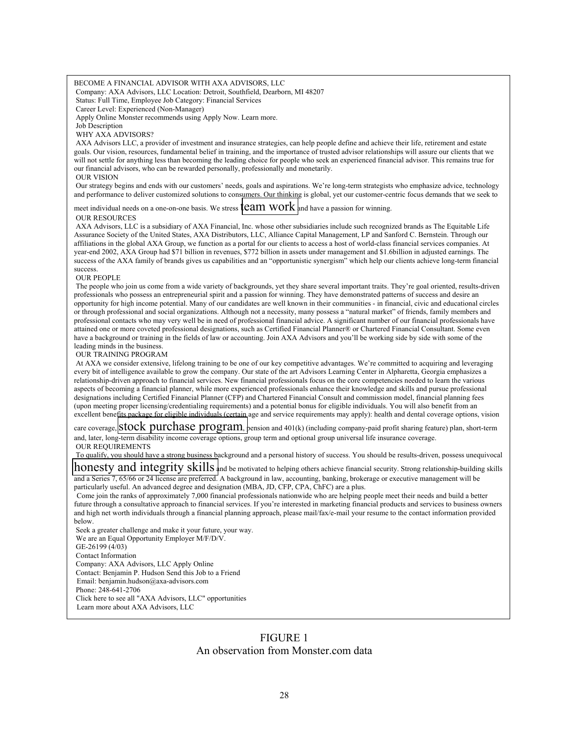BECOME A FINANCIAL ADVISOR WITH AXA ADVISORS, LLC

Company: AXA Advisors, LLC Location: Detroit, Southfield, Dearborn, MI 48207

Status: Full Time, Employee Job Category: Financial Services

Career Level: Experienced (Non-Manager)

Apply Online Monster recommends using Apply Now. Learn more.

Job Description

WHY AXA ADVISORS?

AXA Advisors LLC, a provider of investment and insurance strategies, can help people define and achieve their life, retirement and estate goals. Our vision, resources, fundamental belief in training, and the importance of trusted advisor relationships will assure our clients that we will not settle for anything less than becoming the leading choice for people who seek an experienced financial advisor. This remains true for our financial advisors, who can be rewarded personally, professionally and monetarily.

OUR VISION

Our strategy begins and ends with our customers' needs, goals and aspirations. We're long-term strategists who emphasize advice, technology and performance to deliver customized solutions to consumers. Our thinking is global, yet our customer-centric focus demands that we seek to meet individual needs on a one-on-one basis. We stress team work and have a passion for winning.

OUR RESOURCES

AXA Advisors, LLC is a subsidiary of AXA Financial, Inc. whose other subsidiaries include such recognized brands as The Equitable Life Assurance Society of the United States, AXA Distributors, LLC, Alliance Capital Management, LP and Sanford C. Bernstein. Through our affiliations in the global AXA Group, we function as a portal for our clients to access a host of world-class financial services companies. At year-end 2002, AXA Group had $71 billion in revenues, $772 billion in assets under management and $1.6billion in adjusted earnings. The success of the AXA family of brands gives us capabilities and an "opportunistic synergism" which help our clients achieve long-term financial success.

OUR PEOPLE

The people who join us come from a wide variety of backgrounds, yet they share several important traits. They're goal oriented, results-driven professionals who possess an entrepreneurial spirit and a passion for winning. They have demonstrated patterns of success and desire an opportunity for high income potential. Many of our candidates are well known in their communities - in financial, civic and educational circles or through professional and social organizations. Although not a necessity, many possess a "natural market" of friends, family members and professional contacts who may very well be in need of professional financial advice. A significant number of our financial professionals have attained one or more coveted professional designations, such as Certified Financial Planner® or Chartered Financial Consultant. Some even have a background or training in the fields of law or accounting. Join AXA Advisors and you'll be working side by side with some of the leading minds in the business.

OUR TRAINING PROGRAM

At AXA we consider extensive, lifelong training to be one of our key competitive advantages. We're committed to acquiring and leveraging every bit of intelligence available to grow the company. Our state of the art Advisors Learning Center in Alpharetta, Georgia emphasizes a relationship-driven approach to financial services. New financial professionals focus on the core competencies needed to learn the various aspects of becoming a financial planner, while more experienced professionals enhance their knowledge and skills and pursue professional designations including Certified Financial Planner (CFP) and Chartered Financial Consult and commission model, financial planning fees (upon meeting proper licensing/credentialing requirements) and a potential bonus for eligible individuals. You will also benefit from an excellent benefits package for eligible individuals (certain age and service requirements may apply): health and dental coverage options, vision care coverage, stock purchase program, pension and 401(k) (including company-paid profit sharing feature) plan, short-term and, later, long-term disability income coverage options, group term and optional group universal life insurance coverage.

OUR REQUIREMENTS

To qualify, you should have a strong business background and a personal history of success. You should be results-driven, possess unequivocal honesty and integrity skills and be motivated to helping others achieve financial security. Strong relationship-building skills and a Series 7, 65/66 or 24 license are preferred. A background in law, accounting, banking, brokerage or executive management will be particularly useful. An advanced degree and designation (MBA, JD, CFP, CPA, ChFC) are a plus.

Come join the ranks of approximately 7,000 financial professionals nationwide who are helping people meet their needs and build a better future through a consultative approach to financial services. If you're interested in marketing financial products and services to business owners and high net worth individuals through a financial planning approach, please mail/fax/e-mail your resume to the contact information provided below.

Seek a greater challenge and make it your future, your way.

We are an Equal Opportunity Employer M/F/D/V.

GE-26199 (4/03)

Contact Information

Company: AXA Advisors, LLC Apply Online

Contact: Benjamin P. Hudson Send this Job to a Friend

Email: benjamin.hudson@axa-advisors.com

Phone: 248-641-2706

Click here to see all "AXA Advisors, LLC" opportunities

Learn more about AXA Advisors, LLC

FIGURE 1
An observation from Monster.com data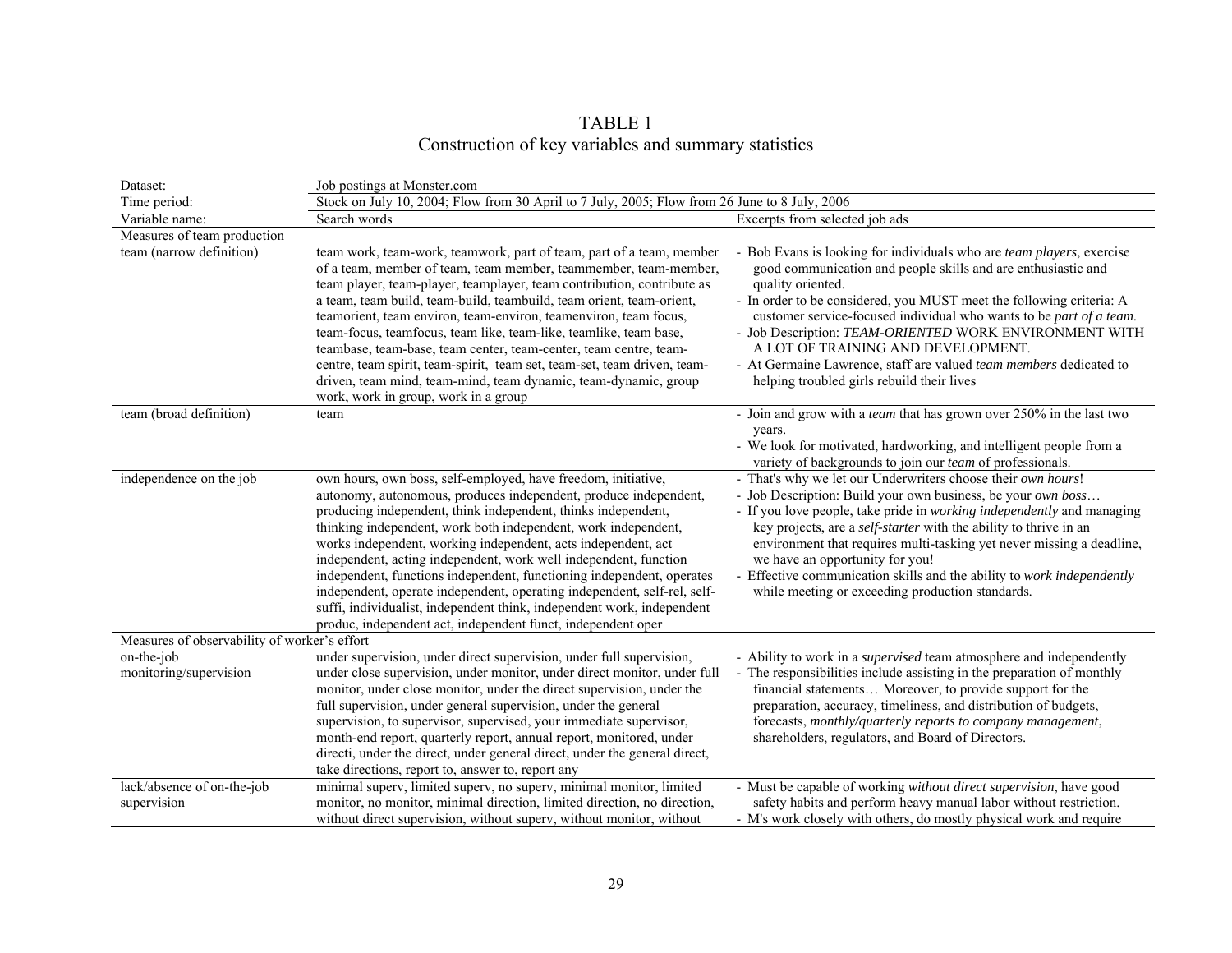# TABLE 1
## Construction of key variables and summary statistics

| Dataset: | Job postings at Monster.com | |
|---|---|---|
| Time period: | Stock on July 10, 2004; Flow from 30 April to 7 July, 2005; Flow from 26 June to 8 July, 2006 | |
| Variable name: | Search words | Excerpts from selected job ads |
| Measures of team production | | |
| team (narrow definition) | team work, team-work, teamwork, part of team, part of a team, member of a team, member of team, team member, teammember, team-member, team player, team-player, teamplayer, team contribution, contribute as a team, team build, team-build, teambuild, team orient, team-orient, teamorient, team environ, team-environ, teamenviron, team focus, team-focus, teamfocus, team like, team-like, teamlike, team base, teambase, team-base, team center, team-center, team centre, team-centre, team spirit, team-spirit, team set, team-set, team driven, team-driven, team mind, team-mind, team dynamic, team-dynamic, group work, work in group, work in a group | - Bob Evans is looking for individuals who are *team players*, exercise good communication and people skills and are enthusiastic and quality oriented.<br>- In order to be considered, you MUST meet the following criteria: A customer service-focused individual who wants to be *part of a team*.<br>- Job Description: *TEAM-ORIENTED* WORK ENVIRONMENT WITH A LOT OF TRAINING AND DEVELOPMENT.<br>- At Germaine Lawrence, staff are valued *team members* dedicated to helping troubled girls rebuild their lives |
| team (broad definition) | team | - Join and grow with a *team* that has grown over 250% in the last two years.<br>- We look for motivated, hardworking, and intelligent people from a variety of backgrounds to join our *team* of professionals. |
| independence on the job | own hours, own boss, self-employed, have freedom, initiative, autonomy, autonomous, produces independent, produce independent, producing independent, think independent, thinks independent, thinking independent, work both independent, work independent, works independent, working independent, acts independent, act independent, acting independent, work well independent, function independent, functions independent, functioning independent, operates independent, operate independent, operating independent, self-rel, self-suffi, individualist, independent think, independent work, independent produc, independent act, independent funct, independent oper | - That's why we let our Underwriters choose their *own hours*!<br>- Job Description: Build your own business, be your *own boss*…<br>- If you love people, take pride in *working independently* and managing key projects, are a *self-starter* with the ability to thrive in an environment that requires multi-tasking yet never missing a deadline, we have an opportunity for you!<br>- Effective communication skills and the ability to *work independently* while meeting or exceeding production standards. |
| Measures of observability of worker's effort | | |
| on-the-job monitoring/supervision | under supervision, under direct supervision, under full supervision, under close supervision, under monitor, under direct monitor, under full monitor, under close monitor, under the direct supervision, under the full supervision, under general supervision, under the general supervision, to supervisor, supervised, your immediate supervisor, month-end report, quarterly report, annual report, monitored, under directi, under the direct, under general direct, under the general direct, take directions, report to, answer to, report any | - Ability to work in a *supervised* team atmosphere and independently<br>- The responsibilities include assisting in the preparation of monthly financial statements… Moreover, to provide support for the preparation, accuracy, timeliness, and distribution of budgets, forecasts, *monthly/quarterly reports to company management*, shareholders, regulators, and Board of Directors. |
| lack/absence of on-the-job supervision | minimal superv, limited superv, no superv, minimal monitor, limited monitor, no monitor, minimal direction, limited direction, no direction, without direct supervision, without superv, without monitor, without | - Must be capable of working *without direct supervision*, have good safety habits and perform heavy manual labor without restriction.<br>- M's work closely with others, do mostly physical work and require |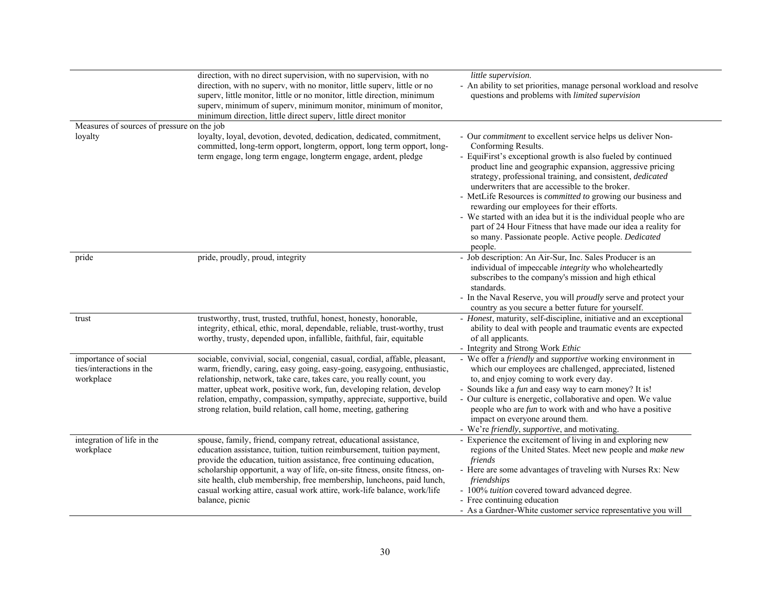| | | |
|---|---|---|
| | direction, with no direct supervision, with no supervision, with no direction, with no superv, with no monitor, little superv, little or no superv, little monitor, little or no monitor, little direction, minimum superv, minimum of superv, minimum monitor, minimum of monitor, minimum direction, little direct superv, little direct monitor | *little supervision*.<br>- An ability to set priorities, manage personal workload and resolve questions and problems with *limited supervision* |
| Measures of sources of pressure on the job | | |
| loyalty | loyalty, loyal, devotion, devoted, dedication, dedicated, commitment, committed, long-term opport, longterm, opport, long term opport, long-term engage, long term engage, longterm engage, ardent, pledge | - Our *commitment* to excellent service helps us deliver Non-Conforming Results.<br>- EquiFirst's exceptional growth is also fueled by continued product line and geographic expansion, aggressive pricing strategy, professional training, and consistent, *dedicated* underwriters that are accessible to the broker.<br>- MetLife Resources is *committed to* growing our business and rewarding our employees for their efforts.<br>- We started with an idea but it is the individual people who are part of 24 Hour Fitness that have made our idea a reality for so many. Passionate people. Active people. *Dedicated* people. |
| pride | pride, proudly, proud, integrity | - Job description: An Air-Sur, Inc. Sales Producer is an individual of impeccable *integrity* who wholeheartedly subscribes to the company's mission and high ethical standards.<br>- In the Naval Reserve, you will *proudly* serve and protect your country as you secure a better future for yourself. |
| trust | trustworthy, trust, trusted, truthful, honest, honesty, honorable, integrity, ethical, ethic, moral, dependable, reliable, trust-worthy, trust worthy, trusty, depended upon, infallible, faithful, fair, equitable | - *Honest*, maturity, self-discipline, initiative and an exceptional ability to deal with people and traumatic events are expected of all applicants.<br>- Integrity and Strong Work *Ethic* |
| importance of social ties/interactions in the workplace | sociable, convivial, social, congenial, casual, cordial, affable, pleasant, warm, friendly, caring, easy going, easy-going, easygoing, enthusiastic, relationship, network, take care, takes care, you really count, you matter, upbeat work, positive work, fun, developing relation, develop relation, empathy, compassion, sympathy, appreciate, supportive, build strong relation, build relation, call home, meeting, gathering | - We offer a *friendly* and *supportive* working environment in which our employees are challenged, appreciated, listened to, and enjoy coming to work every day.<br>- Sounds like a *fun* and easy way to earn money? It is!<br>- Our culture is energetic, collaborative and open. We value people who are *fun* to work with and who have a positive impact on everyone around them.<br>- We're *friendly*, *supportive*, and motivating. |
| integration of life in the workplace | spouse, family, friend, company retreat, educational assistance, education assistance, tuition, tuition reimbursement, tuition payment, provide the education, tuition assistance, free continuing education, scholarship opportunit, a way of life, on-site fitness, onsite fitness, on-site health, club membership, free membership, luncheons, paid lunch, casual working attire, casual work attire, work-life balance, work/life balance, picnic | - Experience the excitement of living in and exploring new regions of the United States. Meet new people and *make new friends*<br>- Here are some advantages of traveling with Nurses Rx: New *friendships*<br>- 100% *tuition* covered toward advanced degree.<br>- Free continuing education<br>- As a Gardner-White customer service representative you will |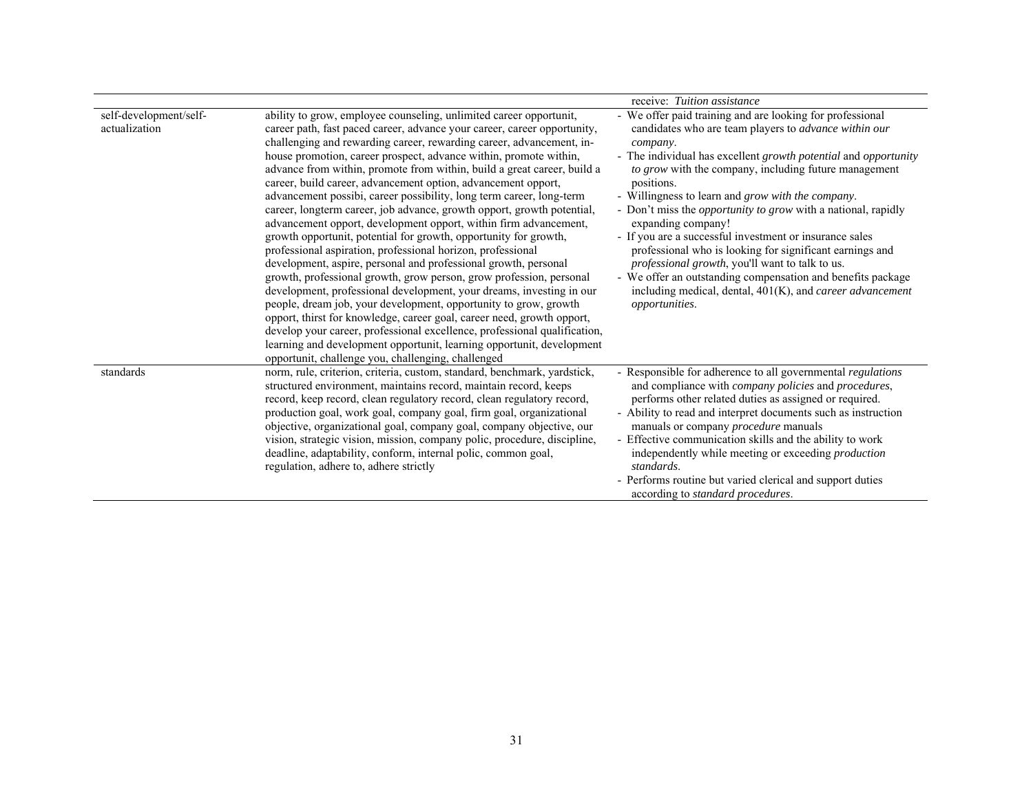| | | |
|---|---|---|
| | | receive: *Tuition assistance* |
| self-development/self-actualization | ability to grow, employee counseling, unlimited career opportunit, career path, fast paced career, advance your career, career opportunity, challenging and rewarding career, rewarding career, advancement, in-house promotion, career prospect, advance within, promote within, advance from within, promote from within, build a great career, build a career, build career, advancement option, advancement opport, advancement possibi, career possibility, long term career, long-term career, longterm career, job advance, growth opport, growth potential, advancement opport, development opport, within firm advancement, growth opportunit, potential for growth, opportunity for growth, professional aspiration, professional horizon, professional development, aspire, personal and professional growth, personal growth, professional growth, grow person, grow profession, personal development, professional development, your dreams, investing in our people, dream job, your development, opportunity to grow, growth opport, thirst for knowledge, career goal, career need, growth opport, develop your career, professional excellence, professional qualification, learning and development opportunit, learning opportunit, development opportunit, challenge you, challenging, challenged | - We offer paid training and are looking for professional candidates who are team players to *advance within our company*.<br>- The individual has excellent *growth potential* and *opportunity to grow* with the company, including future management positions.<br>- Willingness to learn and *grow with the company*.<br>- Don't miss the *opportunity to grow* with a national, rapidly expanding company!<br>- If you are a successful investment or insurance sales professional who is looking for significant earnings and *professional growth*, you'll want to talk to us.<br>- We offer an outstanding compensation and benefits package including medical, dental, 401(K), and *career advancement opportunities*. |
| standards | norm, rule, criterion, criteria, custom, standard, benchmark, yardstick, structured environment, maintains record, maintain record, keeps record, keep record, clean regulatory record, clean regulatory record, production goal, work goal, company goal, firm goal, organizational objective, organizational goal, company goal, company objective, our vision, strategic vision, mission, company polic, procedure, discipline, deadline, adaptability, conform, internal polic, common goal, regulation, adhere to, adhere strictly | - Responsible for adherence to all governmental *regulations* and compliance with *company policies* and *procedures*, performs other related duties as assigned or required.<br>- Ability to read and interpret documents such as instruction manuals or company *procedure* manuals<br>- Effective communication skills and the ability to work independently while meeting or exceeding *production standards*.<br>- Performs routine but varied clerical and support duties according to *standard procedures*. |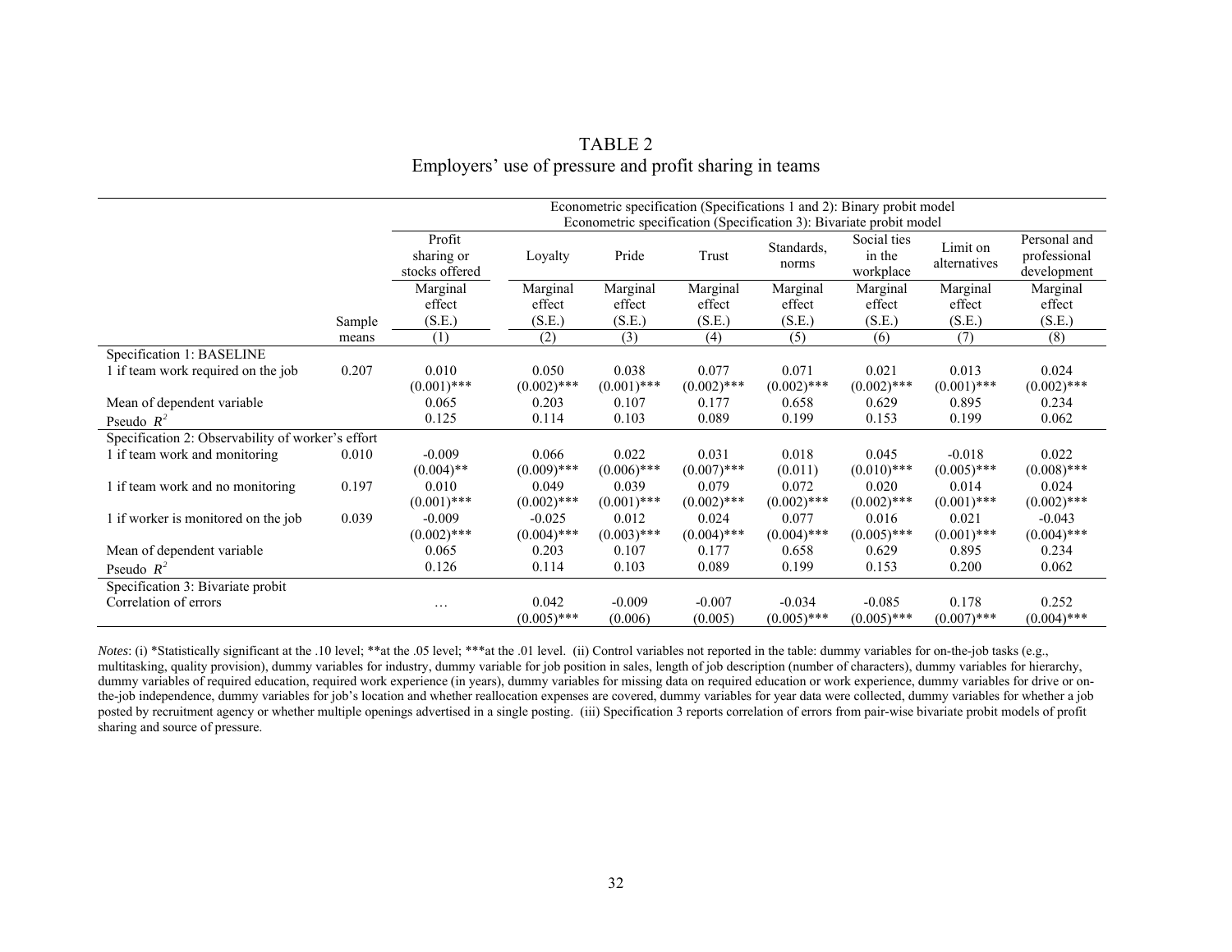# TABLE 2
Employers' use of pressure and profit sharing in teams

| | | Econometric specification (Specifications 1 and 2): Binary probit model<br>Econometric specification (Specification 3): Bivariate probit model | | | | | | | |
|---|---|---|---|---|---|---|---|---|---|
| | | Profit sharing or stocks offered | Loyalty | Pride | Trust | Standards, norms | Social ties in the workplace | Limit on alternatives | Personal and professional development |
| | Sample means | Marginal effect (S.E.)<br>(1) | Marginal effect (S.E.)<br>(2) | Marginal effect (S.E.)<br>(3) | Marginal effect (S.E.)<br>(4) | Marginal effect (S.E.)<br>(5) | Marginal effect (S.E.)<br>(6) | Marginal effect (S.E.)<br>(7) | Marginal effect (S.E.)<br>(8) |
| Specification 1: BASELINE | | | | | | | | | |
| 1 if team work required on the job | 0.207 | 0.010<br>(0.001)*** | 0.050<br>(0.002)*** | 0.038<br>(0.001)*** | 0.077<br>(0.002)*** | 0.071<br>(0.002)*** | 0.021<br>(0.002)*** | 0.013<br>(0.001)*** | 0.024<br>(0.002)*** |
| Mean of dependent variable | | 0.065 | 0.203 | 0.107 | 0.177 | 0.658 | 0.629 | 0.895 | 0.234 |
| Pseudo $R^2$ | | 0.125 | 0.114 | 0.103 | 0.089 | 0.199 | 0.153 | 0.199 | 0.062 |
| Specification 2: Observability of worker's effort | | | | | | | | | |
| 1 if team work and monitoring | 0.010 | -0.009<br>(0.004)** | 0.066<br>(0.009)*** | 0.022<br>(0.006)*** | 0.031<br>(0.007)*** | 0.018<br>(0.011) | 0.045<br>(0.010)*** | -0.018<br>(0.005)*** | 0.022<br>(0.008)*** |
| 1 if team work and no monitoring | 0.197 | 0.010<br>(0.001)*** | 0.049<br>(0.002)*** | 0.039<br>(0.001)*** | 0.079<br>(0.002)*** | 0.072<br>(0.002)*** | 0.020<br>(0.002)*** | 0.014<br>(0.001)*** | 0.024<br>(0.002)*** |
| 1 if worker is monitored on the job | 0.039 | -0.009<br>(0.002)*** | -0.025<br>(0.004)*** | 0.012<br>(0.003)*** | 0.024<br>(0.004)*** | 0.077<br>(0.004)*** | 0.016<br>(0.005)*** | 0.021<br>(0.001)*** | -0.043<br>(0.004)*** |
| Mean of dependent variable | | 0.065 | 0.203 | 0.107 | 0.177 | 0.658 | 0.629 | 0.895 | 0.234 |
| Pseudo $R^2$ | | 0.126 | 0.114 | 0.103 | 0.089 | 0.199 | 0.153 | 0.200 | 0.062 |
| Specification 3: Bivariate probit | | | | | | | | | |
| Correlation of errors | | … | 0.042<br>(0.005)*** | -0.009<br>(0.006) | -0.007<br>(0.005) | -0.034<br>(0.005)*** | -0.085<br>(0.005)*** | 0.178<br>(0.007)*** | 0.252<br>(0.004)*** |

*Notes*: (i) *Statistically significant at the .10 level; **at the .05 level; ***at the .01 level. (ii) Control variables not reported in the table: dummy variables for on-the-job tasks (e.g., multitasking, quality provision), dummy variables for industry, dummy variable for job position in sales, length of job description (number of characters), dummy variables for hierarchy, dummy variables of required education, required work experience (in years), dummy variables for missing data on required education or work experience, dummy variables for drive or on-the-job independence, dummy variables for job's location and whether reallocation expenses are covered, dummy variables for year data were collected, dummy variables for whether a job posted by recruitment agency or whether multiple openings advertised in a single posting. (iii) Specification 3 reports correlation of errors from pair-wise bivariate probit models of profit sharing and source of pressure.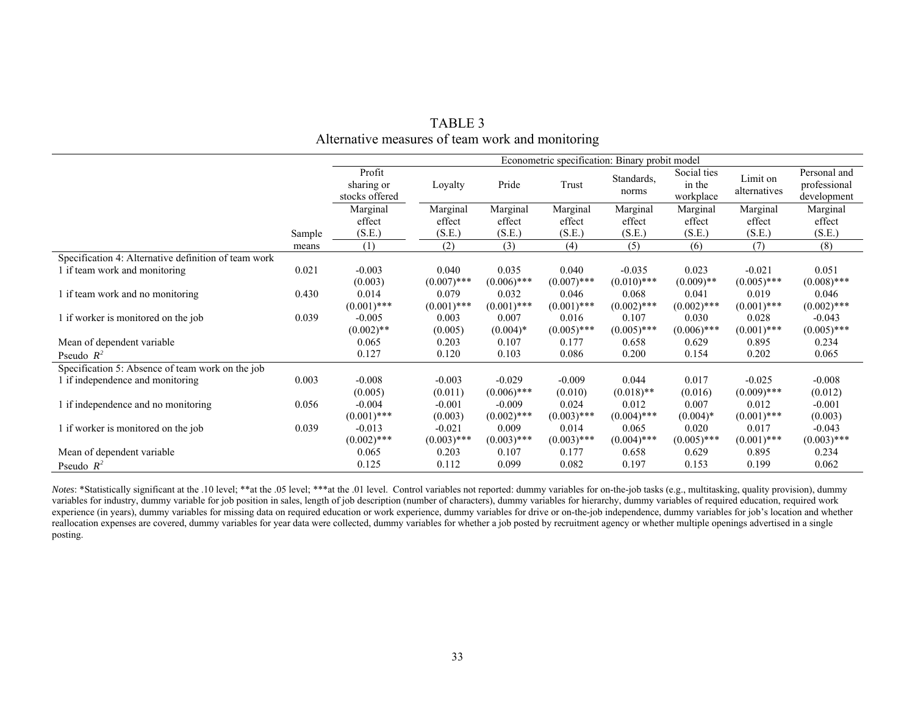# TABLE 3
## Alternative measures of team work and monitoring

| | | Econometric specification: Binary probit model | | | | | | | |
|---|---|---|---|---|---|---|---|---|---|
| | | Profit sharing or stocks offered | Loyalty | Pride | Trust | Standards, norms | Social ties in the workplace | Limit on alternatives | Personal and professional development |
| | Sample | Marginal effect (S.E.) | Marginal effect (S.E.) | Marginal effect (S.E.) | Marginal effect (S.E.) | Marginal effect (S.E.) | Marginal effect (S.E.) | Marginal effect (S.E.) | Marginal effect (S.E.) |
| | means | (1) | (2) | (3) | (4) | (5) | (6) | (7) | (8) |
| Specification 4: Alternative definition of team work | | | | | | | | | |
| 1 if team work and monitoring | 0.021 | -0.003 | 0.040 | 0.035 | 0.040 | -0.035 | 0.023 | -0.021 | 0.051 |
| | | (0.003) | (0.007)*** | (0.006)*** | (0.007)*** | (0.010)*** | (0.009)** | (0.005)*** | (0.008)*** |
| 1 if team work and no monitoring | 0.430 | 0.014 | 0.079 | 0.032 | 0.046 | 0.068 | 0.041 | 0.019 | 0.046 |
| | | (0.001)*** | (0.001)*** | (0.001)*** | (0.001)*** | (0.002)*** | (0.002)*** | (0.001)*** | (0.002)*** |
| 1 if worker is monitored on the job | 0.039 | -0.005 | 0.003 | 0.007 | 0.016 | 0.107 | 0.030 | 0.028 | -0.043 |
| | | (0.002)** | (0.005) | (0.004)* | (0.005)*** | (0.005)*** | (0.006)*** | (0.001)*** | (0.005)*** |
| Mean of dependent variable | | 0.065 | 0.203 | 0.107 | 0.177 | 0.658 | 0.629 | 0.895 | 0.234 |
| Pseudo $R^2$ | | 0.127 | 0.120 | 0.103 | 0.086 | 0.200 | 0.154 | 0.202 | 0.065 |
| Specification 5: Absence of team work on the job | | | | | | | | | |
| 1 if independence and monitoring | 0.003 | -0.008 | -0.003 | -0.029 | -0.009 | 0.044 | 0.017 | -0.025 | -0.008 |
| | | (0.005) | (0.011) | (0.006)*** | (0.010) | (0.018)** | (0.016) | (0.009)*** | (0.012) |
| 1 if independence and no monitoring | 0.056 | -0.004 | -0.001 | -0.009 | 0.024 | 0.012 | 0.007 | 0.012 | -0.001 |
| | | (0.001)*** | (0.003) | (0.002)*** | (0.003)*** | (0.004)*** | (0.004)* | (0.001)*** | (0.003) |
| 1 if worker is monitored on the job | 0.039 | -0.013 | -0.021 | 0.009 | 0.014 | 0.065 | 0.020 | 0.017 | -0.043 |
| | | (0.002)*** | (0.003)*** | (0.003)*** | (0.003)*** | (0.004)*** | (0.005)*** | (0.001)*** | (0.003)*** |
| Mean of dependent variable | | 0.065 | 0.203 | 0.107 | 0.177 | 0.658 | 0.629 | 0.895 | 0.234 |
| Pseudo $R^2$ | | 0.125 | 0.112 | 0.099 | 0.082 | 0.197 | 0.153 | 0.199 | 0.062 |

*Notes*: *Statistically significant at the .10 level; **at the .05 level; ***at the .01 level. Control variables not reported: dummy variables for on-the-job tasks (e.g., multitasking, quality provision), dummy variables for industry, dummy variable for job position in sales, length of job description (number of characters), dummy variables for hierarchy, dummy variables of required education, required work experience (in years), dummy variables for missing data on required education or work experience, dummy variables for drive or on-the-job independence, dummy variables for job's location and whether reallocation expenses are covered, dummy variables for year data were collected, dummy variables for whether a job posted by recruitment agency or whether multiple openings advertised in a single posting.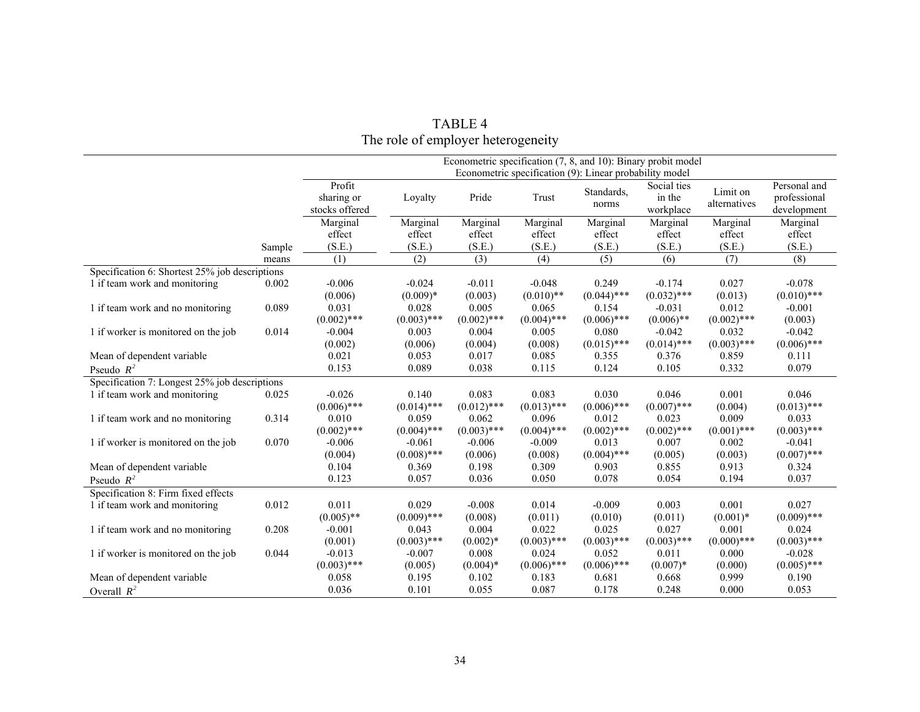# TABLE 4
The role of employer heterogeneity

| | | Econometric specification (7, 8, and 10): Binary probit model<br>Econometric specification (9): Linear probability model | | | | | | | |
|---|---|---|---|---|---|---|---|---|---|
| | | Profit sharing or stocks offered | Loyalty | Pride | Trust | Standards, norms | Social ties in the workplace | Limit on alternatives | Personal and professional development |
| | Sample | Marginal effect (S.E.) | Marginal effect (S.E.) | Marginal effect (S.E.) | Marginal effect (S.E.) | Marginal effect (S.E.) | Marginal effect (S.E.) | Marginal effect (S.E.) | Marginal effect (S.E.) |
| | means | (1) | (2) | (3) | (4) | (5) | (6) | (7) | (8) |
| Specification 6: Shortest 25% job descriptions | | | | | | | | | |
| 1 if team work and monitoring | 0.002 | -0.006 | -0.024 | -0.011 | -0.048 | 0.249 | -0.174 | 0.027 | -0.078 |
| | | (0.006) | (0.009)* | (0.003) | (0.010)** | (0.044)*** | (0.032)*** | (0.013) | (0.010)*** |
| 1 if team work and no monitoring | 0.089 | 0.031 | 0.028 | 0.005 | 0.065 | 0.154 | -0.031 | 0.012 | -0.001 |
| | | (0.002)*** | (0.003)*** | (0.002)*** | (0.004)*** | (0.006)*** | (0.006)** | (0.002)*** | (0.003) |
| 1 if worker is monitored on the job | 0.014 | -0.004 | 0.003 | 0.004 | 0.005 | 0.080 | -0.042 | 0.032 | -0.042 |
| | | (0.002) | (0.006) | (0.004) | (0.008) | (0.015)*** | (0.014)*** | (0.003)*** | (0.006)*** |
| Mean of dependent variable | | 0.021 | 0.053 | 0.017 | 0.085 | 0.355 | 0.376 | 0.859 | 0.111 |
| Pseudo $R^2$ | | 0.153 | 0.089 | 0.038 | 0.115 | 0.124 | 0.105 | 0.332 | 0.079 |
| Specification 7: Longest 25% job descriptions | | | | | | | | | |
| 1 if team work and monitoring | 0.025 | -0.026 | 0.140 | 0.083 | 0.083 | 0.030 | 0.046 | 0.001 | 0.046 |
| | | (0.006)*** | (0.014)*** | (0.012)*** | (0.013)*** | (0.006)*** | (0.007)*** | (0.004) | (0.013)*** |
| 1 if team work and no monitoring | 0.314 | 0.010 | 0.059 | 0.062 | 0.096 | 0.012 | 0.023 | 0.009 | 0.033 |
| | | (0.002)*** | (0.004)*** | (0.003)*** | (0.004)*** | (0.002)*** | (0.002)*** | (0.001)*** | (0.003)*** |
| 1 if worker is monitored on the job | 0.070 | -0.006 | -0.061 | -0.006 | -0.009 | 0.013 | 0.007 | 0.002 | -0.041 |
| | | (0.004) | (0.008)*** | (0.006) | (0.008) | (0.004)*** | (0.005) | (0.003) | (0.007)*** |
| Mean of dependent variable | | 0.104 | 0.369 | 0.198 | 0.309 | 0.903 | 0.855 | 0.913 | 0.324 |
| Pseudo $R^2$ | | 0.123 | 0.057 | 0.036 | 0.050 | 0.078 | 0.054 | 0.194 | 0.037 |
| Specification 8: Firm fixed effects | | | | | | | | | |
| 1 if team work and monitoring | 0.012 | 0.011 | 0.029 | -0.008 | 0.014 | -0.009 | 0.003 | 0.001 | 0.027 |
| | | (0.005)** | (0.009)*** | (0.008) | (0.011) | (0.010) | (0.011) | (0.001)* | (0.009)*** |
| 1 if team work and no monitoring | 0.208 | -0.001 | 0.043 | 0.004 | 0.022 | 0.025 | 0.027 | 0.001 | 0.024 |
| | | (0.001) | (0.003)*** | (0.002)* | (0.003)*** | (0.003)*** | (0.003)*** | (0.000)*** | (0.003)*** |
| 1 if worker is monitored on the job | 0.044 | -0.013 | -0.007 | 0.008 | 0.024 | 0.052 | 0.011 | 0.000 | -0.028 |
| | | (0.003)*** | (0.005) | (0.004)* | (0.006)*** | (0.006)*** | (0.007)* | (0.000) | (0.005)*** |
| Mean of dependent variable | | 0.058 | 0.195 | 0.102 | 0.183 | 0.681 | 0.668 | 0.999 | 0.190 |
| Overall $R^2$ | | 0.036 | 0.101 | 0.055 | 0.087 | 0.178 | 0.248 | 0.000 | 0.053 |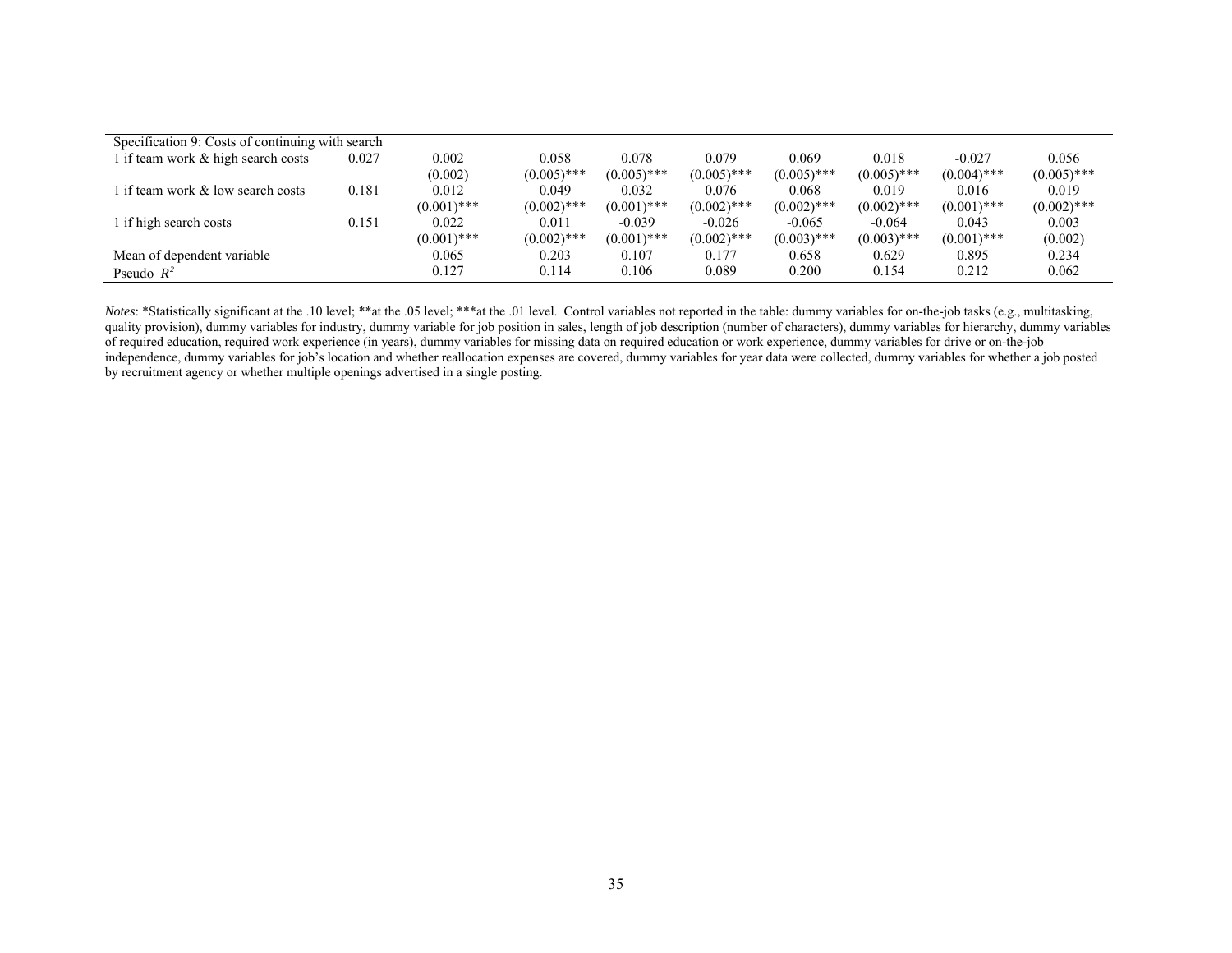| | | | | | | | | | |
|---|---|---|---|---|---|---|---|---|---|
| Specification 9: Costs of continuing with search | | | | | | | | | |
| 1 if team work & high search costs | 0.027 | 0.002 | 0.058 | 0.078 | 0.079 | 0.069 | 0.018 | -0.027 | 0.056 |
| | | (0.002) | (0.005)*** | (0.005)*** | (0.005)*** | (0.005)*** | (0.005)*** | (0.004)*** | (0.005)*** |
| 1 if team work & low search costs | 0.181 | 0.012 | 0.049 | 0.032 | 0.076 | 0.068 | 0.019 | 0.016 | 0.019 |
| | | (0.001)*** | (0.002)*** | (0.001)*** | (0.002)*** | (0.002)*** | (0.002)*** | (0.001)*** | (0.002)*** |
| 1 if high search costs | 0.151 | 0.022 | 0.011 | -0.039 | -0.026 | -0.065 | -0.064 | 0.043 | 0.003 |
| | | (0.001)*** | (0.002)*** | (0.001)*** | (0.002)*** | (0.003)*** | (0.003)*** | (0.001)*** | (0.002) |
| Mean of dependent variable | | 0.065 | 0.203 | 0.107 | 0.177 | 0.658 | 0.629 | 0.895 | 0.234 |
| Pseudo $R^2$ | | 0.127 | 0.114 | 0.106 | 0.089 | 0.200 | 0.154 | 0.212 | 0.062 |

*Notes*: *Statistically significant at the .10 level; **at the .05 level; ***at the .01 level. Control variables not reported in the table: dummy variables for on-the-job tasks (e.g., multitasking, quality provision), dummy variables for industry, dummy variable for job position in sales, length of job description (number of characters), dummy variables for hierarchy, dummy variables of required education, required work experience (in years), dummy variables for missing data on required education or work experience, dummy variables for drive or on-the-job independence, dummy variables for job's location and whether reallocation expenses are covered, dummy variables for year data were collected, dummy variables for whether a job posted by recruitment agency or whether multiple openings advertised in a single posting.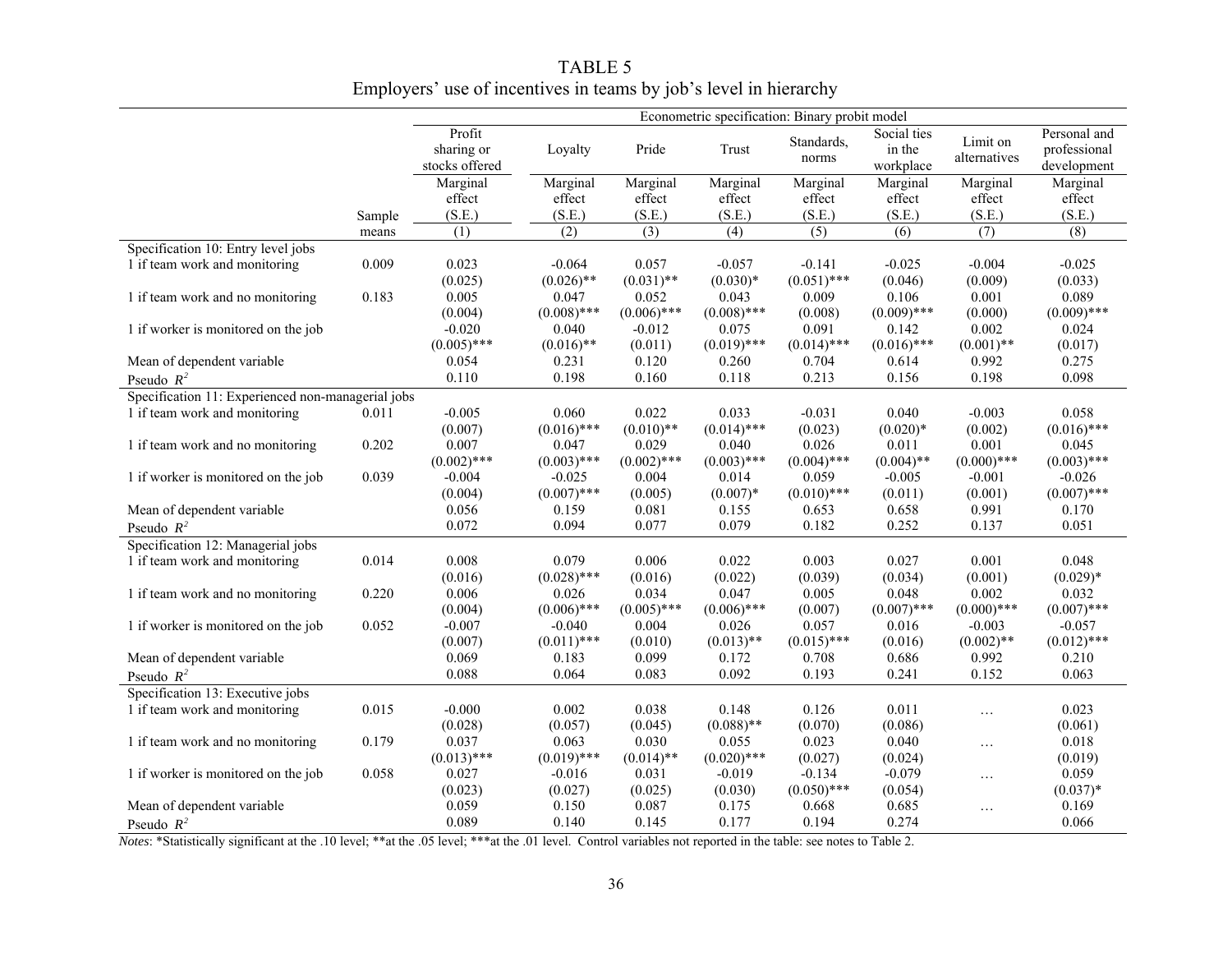# TABLE 5

Employers' use of incentives in teams by job's level in hierarchy

| | | Econometric specification: Binary probit model | | | | | | | |
|---|---|---|---|---|---|---|---|---|---|
| | | Profit sharing or stocks offered | Loyalty | Pride | Trust | Standards, norms | Social ties in the workplace | Limit on alternatives | Personal and professional development |
| | Sample means | Marginal effect (S.E.) (1) | Marginal effect (S.E.) (2) | Marginal effect (S.E.) (3) | Marginal effect (S.E.) (4) | Marginal effect (S.E.) (5) | Marginal effect (S.E.) (6) | Marginal effect (S.E.) (7) | Marginal effect (S.E.) (8) |
| Specification 10: Entry level jobs | | | | | | | | | |
| 1 if team work and monitoring | 0.009 | 0.023 | -0.064 | 0.057 | -0.057 | -0.141 | -0.025 | -0.004 | -0.025 |
| | | (0.025) | (0.026)** | (0.031)** | (0.030)* | (0.051)*** | (0.046) | (0.009) | (0.033) |
| 1 if team work and no monitoring | 0.183 | 0.005 | 0.047 | 0.052 | 0.043 | 0.009 | 0.106 | 0.001 | 0.089 |
| | | (0.004) | (0.008)*** | (0.006)*** | (0.008)*** | (0.008) | (0.009)*** | (0.000) | (0.009)*** |
| 1 if worker is monitored on the job | | -0.020 | 0.040 | -0.012 | 0.075 | 0.091 | 0.142 | 0.002 | 0.024 |
| | | (0.005)*** | (0.016)** | (0.011) | (0.019)*** | (0.014)*** | (0.016)*** | (0.001)** | (0.017) |
| Mean of dependent variable | | 0.054 | 0.231 | 0.120 | 0.260 | 0.704 | 0.614 | 0.992 | 0.275 |
| Pseudo $R^2$ | | 0.110 | 0.198 | 0.160 | 0.118 | 0.213 | 0.156 | 0.198 | 0.098 |
| Specification 11: Experienced non-managerial jobs | | | | | | | | | |
| 1 if team work and monitoring | 0.011 | -0.005 | 0.060 | 0.022 | 0.033 | -0.031 | 0.040 | -0.003 | 0.058 |
| | | (0.007) | (0.016)*** | (0.010)** | (0.014)*** | (0.023) | (0.020)* | (0.002) | (0.016)*** |
| 1 if team work and no monitoring | 0.202 | 0.007 | 0.047 | 0.029 | 0.040 | 0.026 | 0.011 | 0.001 | 0.045 |
| | | (0.002)*** | (0.003)*** | (0.002)*** | (0.003)*** | (0.004)*** | (0.004)** | (0.000)*** | (0.003)*** |
| 1 if worker is monitored on the job | 0.039 | -0.004 | -0.025 | 0.004 | 0.014 | 0.059 | -0.005 | -0.001 | -0.026 |
| | | (0.004) | (0.007)*** | (0.005) | (0.007)* | (0.010)*** | (0.011) | (0.001) | (0.007)*** |
| Mean of dependent variable | | 0.056 | 0.159 | 0.081 | 0.155 | 0.653 | 0.658 | 0.991 | 0.170 |
| Pseudo $R^2$ | | 0.072 | 0.094 | 0.077 | 0.079 | 0.182 | 0.252 | 0.137 | 0.051 |
| Specification 12: Managerial jobs | | | | | | | | | |
| 1 if team work and monitoring | 0.014 | 0.008 | 0.079 | 0.006 | 0.022 | 0.003 | 0.027 | 0.001 | 0.048 |
| | | (0.016) | (0.028)*** | (0.016) | (0.022) | (0.039) | (0.034) | (0.001) | (0.029)* |
| 1 if team work and no monitoring | 0.220 | 0.006 | 0.026 | 0.034 | 0.047 | 0.005 | 0.048 | 0.002 | 0.032 |
| | | (0.004) | (0.006)*** | (0.005)*** | (0.006)*** | (0.007) | (0.007)*** | (0.000)*** | (0.007)*** |
| 1 if worker is monitored on the job | 0.052 | -0.007 | -0.040 | 0.004 | 0.026 | 0.057 | 0.016 | -0.003 | -0.057 |
| | | (0.007) | (0.011)*** | (0.010) | (0.013)** | (0.015)*** | (0.016) | (0.002)** | (0.012)*** |
| Mean of dependent variable | | 0.069 | 0.183 | 0.099 | 0.172 | 0.708 | 0.686 | 0.992 | 0.210 |
| Pseudo $R^2$ | | 0.088 | 0.064 | 0.083 | 0.092 | 0.193 | 0.241 | 0.152 | 0.063 |
| Specification 13: Executive jobs | | | | | | | | | |
| 1 if team work and monitoring | 0.015 | -0.000 | 0.002 | 0.038 | 0.148 | 0.126 | 0.011 | … | 0.023 |
| | | (0.028) | (0.057) | (0.045) | (0.088)** | (0.070) | (0.086) | | (0.061) |
| 1 if team work and no monitoring | 0.179 | 0.037 | 0.063 | 0.030 | 0.055 | 0.023 | 0.040 | … | 0.018 |
| | | (0.013)*** | (0.019)*** | (0.014)** | (0.020)*** | (0.027) | (0.024) | | (0.019) |
| 1 if worker is monitored on the job | 0.058 | 0.027 | -0.016 | 0.031 | -0.019 | -0.134 | -0.079 | … | 0.059 |
| | | (0.023) | (0.027) | (0.025) | (0.030) | (0.050)*** | (0.054) | | (0.037)* |
| Mean of dependent variable | | 0.059 | 0.150 | 0.087 | 0.175 | 0.668 | 0.685 | … | 0.169 |
| Pseudo $R^2$ | | 0.089 | 0.140 | 0.145 | 0.177 | 0.194 | 0.274 | | 0.066 |

*Notes*: *Statistically significant at the .10 level; **at the .05 level; ***at the .01 level. Control variables not reported in the table: see notes to Table 2.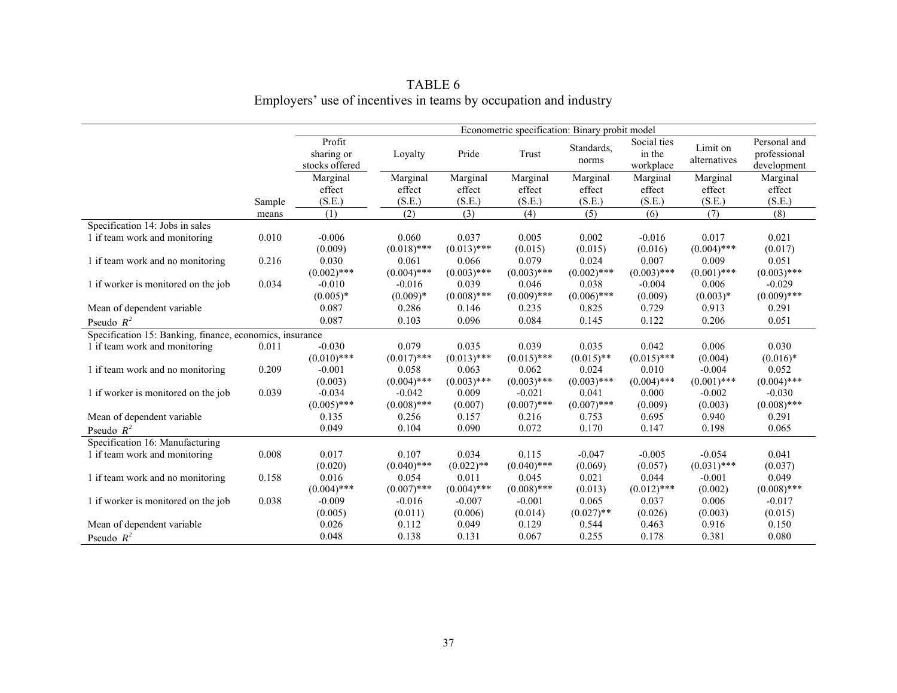# TABLE 6

## Employers' use of incentives in teams by occupation and industry

| | | Econometric specification: Binary probit model | | | | | | | |
|---|---|---|---|---|---|---|---|---|---|
| | | Profit sharing or stocks offered | Loyalty | Pride | Trust | Standards, norms | Social ties in the workplace | Limit on alternatives | Personal and professional development |
| | Sample | Marginal effect (S.E.) | Marginal effect (S.E.) | Marginal effect (S.E.) | Marginal effect (S.E.) | Marginal effect (S.E.) | Marginal effect (S.E.) | Marginal effect (S.E.) | Marginal effect (S.E.) |
| | means | (1) | (2) | (3) | (4) | (5) | (6) | (7) | (8) |
| Specification 14: Jobs in sales | | | | | | | | | |
| 1 if team work and monitoring | 0.010 | -0.006 | 0.060 | 0.037 | 0.005 | 0.002 | -0.016 | 0.017 | 0.021 |
| | | (0.009) | (0.018)*** | (0.013)*** | (0.015) | (0.015) | (0.016) | (0.004)*** | (0.017) |
| 1 if team work and no monitoring | 0.216 | 0.030 | 0.061 | 0.066 | 0.079 | 0.024 | 0.007 | 0.009 | 0.051 |
| | | (0.002)*** | (0.004)*** | (0.003)*** | (0.003)*** | (0.002)*** | (0.003)*** | (0.001)*** | (0.003)*** |
| 1 if worker is monitored on the job | 0.034 | -0.010 | -0.016 | 0.039 | 0.046 | 0.038 | -0.004 | 0.006 | -0.029 |
| | | (0.005)* | (0.009)* | (0.008)*** | (0.009)*** | (0.006)*** | (0.009) | (0.003)* | (0.009)*** |
| Mean of dependent variable | | 0.087 | 0.286 | 0.146 | 0.235 | 0.825 | 0.729 | 0.913 | 0.291 |
| Pseudo $R^2$ | | 0.087 | 0.103 | 0.096 | 0.084 | 0.145 | 0.122 | 0.206 | 0.051 |
| Specification 15: Banking, finance, economics, insurance | | | | | | | | | |
| 1 if team work and monitoring | 0.011 | -0.030 | 0.079 | 0.035 | 0.039 | 0.035 | 0.042 | 0.006 | 0.030 |
| | | (0.010)*** | (0.017)*** | (0.013)*** | (0.015)*** | (0.015)** | (0.015)*** | (0.004) | (0.016)* |
| 1 if team work and no monitoring | 0.209 | -0.001 | 0.058 | 0.063 | 0.062 | 0.024 | 0.010 | -0.004 | 0.052 |
| | | (0.003) | (0.004)*** | (0.003)*** | (0.003)*** | (0.003)*** | (0.004)*** | (0.001)*** | (0.004)*** |
| 1 if worker is monitored on the job | 0.039 | -0.034 | -0.042 | 0.009 | -0.021 | 0.041 | 0.000 | -0.002 | -0.030 |
| | | (0.005)*** | (0.008)*** | (0.007) | (0.007)*** | (0.007)*** | (0.009) | (0.003) | (0.008)*** |
| Mean of dependent variable | | 0.135 | 0.256 | 0.157 | 0.216 | 0.753 | 0.695 | 0.940 | 0.291 |
| Pseudo $R^2$ | | 0.049 | 0.104 | 0.090 | 0.072 | 0.170 | 0.147 | 0.198 | 0.065 |
| Specification 16: Manufacturing | | | | | | | | | |
| 1 if team work and monitoring | 0.008 | 0.017 | 0.107 | 0.034 | 0.115 | -0.047 | -0.005 | -0.054 | 0.041 |
| | | (0.020) | (0.040)*** | (0.022)** | (0.040)*** | (0.069) | (0.057) | (0.031)*** | (0.037) |
| 1 if team work and no monitoring | 0.158 | 0.016 | 0.054 | 0.011 | 0.045 | 0.021 | 0.044 | -0.001 | 0.049 |
| | | (0.004)*** | (0.007)*** | (0.004)*** | (0.008)*** | (0.013) | (0.012)*** | (0.002) | (0.008)*** |
| 1 if worker is monitored on the job | 0.038 | -0.009 | -0.016 | -0.007 | -0.001 | 0.065 | 0.037 | 0.006 | -0.017 |
| | | (0.005) | (0.011) | (0.006) | (0.014) | (0.027)** | (0.026) | (0.003) | (0.015) |
| Mean of dependent variable | | 0.026 | 0.112 | 0.049 | 0.129 | 0.544 | 0.463 | 0.916 | 0.150 |
| Pseudo $R^2$ | | 0.048 | 0.138 | 0.131 | 0.067 | 0.255 | 0.178 | 0.381 | 0.080 |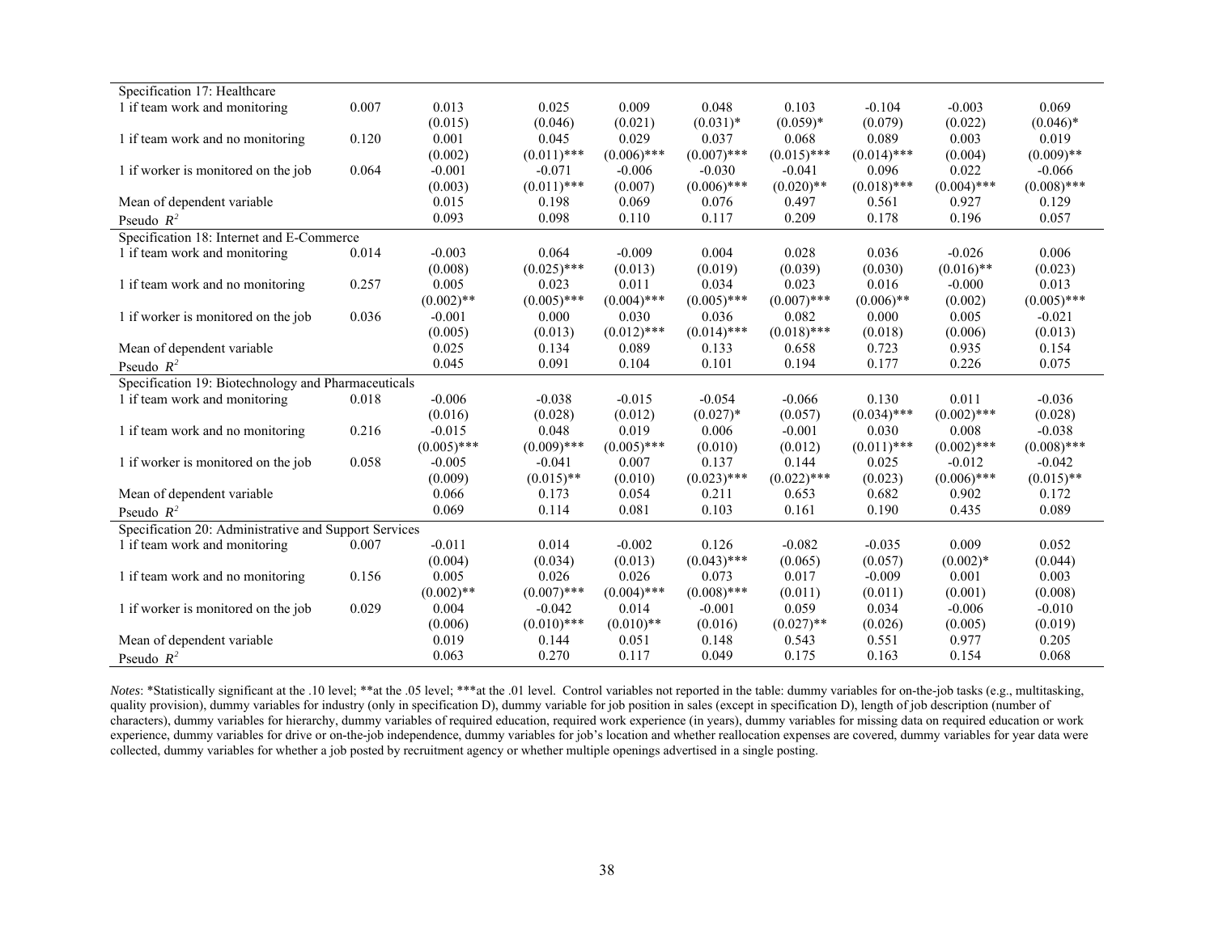| | | | | | | | | | |
|---|---|---|---|---|---|---|---|---|---|
| Specification 17: Healthcare | | | | | | | | | |
| 1 if team work and monitoring | 0.007 | 0.013 | 0.025 | 0.009 | 0.048 | 0.103 | -0.104 | -0.003 | 0.069 |
| | | (0.015) | (0.046) | (0.021) | (0.031)* | (0.059)* | (0.079) | (0.022) | (0.046)* |
| 1 if team work and no monitoring | 0.120 | 0.001 | 0.045 | 0.029 | 0.037 | 0.068 | 0.089 | 0.003 | 0.019 |
| | | (0.002) | (0.011)*** | (0.006)*** | (0.007)*** | (0.015)*** | (0.014)*** | (0.004) | (0.009)** |
| 1 if worker is monitored on the job | 0.064 | -0.001 | -0.071 | -0.006 | -0.030 | -0.041 | 0.096 | 0.022 | -0.066 |
| | | (0.003) | (0.011)*** | (0.007) | (0.006)*** | (0.020)** | (0.018)*** | (0.004)*** | (0.008)*** |
| Mean of dependent variable | | 0.015 | 0.198 | 0.069 | 0.076 | 0.497 | 0.561 | 0.927 | 0.129 |
| Pseudo $R^2$ | | 0.093 | 0.098 | 0.110 | 0.117 | 0.209 | 0.178 | 0.196 | 0.057 |
| Specification 18: Internet and E-Commerce | | | | | | | | | |
| 1 if team work and monitoring | 0.014 | -0.003 | 0.064 | -0.009 | 0.004 | 0.028 | 0.036 | -0.026 | 0.006 |
| | | (0.008) | (0.025)*** | (0.013) | (0.019) | (0.039) | (0.030) | (0.016)** | (0.023) |
| 1 if team work and no monitoring | 0.257 | 0.005 | 0.023 | 0.011 | 0.034 | 0.023 | 0.016 | -0.000 | 0.013 |
| | | (0.002)** | (0.005)*** | (0.004)*** | (0.005)*** | (0.007)*** | (0.006)** | (0.002) | (0.005)*** |
| 1 if worker is monitored on the job | 0.036 | -0.001 | 0.000 | 0.030 | 0.036 | 0.082 | 0.000 | 0.005 | -0.021 |
| | | (0.005) | (0.013) | (0.012)*** | (0.014)*** | (0.018)*** | (0.018) | (0.006) | (0.013) |
| Mean of dependent variable | | 0.025 | 0.134 | 0.089 | 0.133 | 0.658 | 0.723 | 0.935 | 0.154 |
| Pseudo $R^2$ | | 0.045 | 0.091 | 0.104 | 0.101 | 0.194 | 0.177 | 0.226 | 0.075 |
| Specification 19: Biotechnology and Pharmaceuticals | | | | | | | | | |
| 1 if team work and monitoring | 0.018 | -0.006 | -0.038 | -0.015 | -0.054 | -0.066 | 0.130 | 0.011 | -0.036 |
| | | (0.016) | (0.028) | (0.012) | (0.027)* | (0.057) | (0.034)*** | (0.002)*** | (0.028) |
| 1 if team work and no monitoring | 0.216 | -0.015 | 0.048 | 0.019 | 0.006 | -0.001 | 0.030 | 0.008 | -0.038 |
| | | (0.005)*** | (0.009)*** | (0.005)*** | (0.010) | (0.012) | (0.011)*** | (0.002)*** | (0.008)*** |
| 1 if worker is monitored on the job | 0.058 | -0.005 | -0.041 | 0.007 | 0.137 | 0.144 | 0.025 | -0.012 | -0.042 |
| | | (0.009) | (0.015)** | (0.010) | (0.023)*** | (0.022)*** | (0.023) | (0.006)*** | (0.015)** |
| Mean of dependent variable | | 0.066 | 0.173 | 0.054 | 0.211 | 0.653 | 0.682 | 0.902 | 0.172 |
| Pseudo $R^2$ | | 0.069 | 0.114 | 0.081 | 0.103 | 0.161 | 0.190 | 0.435 | 0.089 |
| Specification 20: Administrative and Support Services | | | | | | | | | |
| 1 if team work and monitoring | 0.007 | -0.011 | 0.014 | -0.002 | 0.126 | -0.082 | -0.035 | 0.009 | 0.052 |
| | | (0.004) | (0.034) | (0.013) | (0.043)*** | (0.065) | (0.057) | (0.002)* | (0.044) |
| 1 if team work and no monitoring | 0.156 | 0.005 | 0.026 | 0.026 | 0.073 | 0.017 | -0.009 | 0.001 | 0.003 |
| | | (0.002)** | (0.007)*** | (0.004)*** | (0.008)*** | (0.011) | (0.011) | (0.001) | (0.008) |
| 1 if worker is monitored on the job | 0.029 | 0.004 | -0.042 | 0.014 | -0.001 | 0.059 | 0.034 | -0.006 | -0.010 |
| | | (0.006) | (0.010)*** | (0.010)** | (0.016) | (0.027)** | (0.026) | (0.005) | (0.019) |
| Mean of dependent variable | | 0.019 | 0.144 | 0.051 | 0.148 | 0.543 | 0.551 | 0.977 | 0.205 |
| Pseudo $R^2$ | | 0.063 | 0.270 | 0.117 | 0.049 | 0.175 | 0.163 | 0.154 | 0.068 |

*Notes*: *Statistically significant at the .10 level; **at the .05 level; ***at the .01 level. Control variables not reported in the table: dummy variables for on-the-job tasks (e.g., multitasking, quality provision), dummy variables for industry (only in specification D), dummy variable for job position in sales (except in specification D), length of job description (number of characters), dummy variables for hierarchy, dummy variables of required education, required work experience (in years), dummy variables for missing data on required education or work experience, dummy variables for drive or on-the-job independence, dummy variables for job's location and whether reallocation expenses are covered, dummy variables for year data were collected, dummy variables for whether a job posted by recruitment agency or whether multiple openings advertised in a single posting.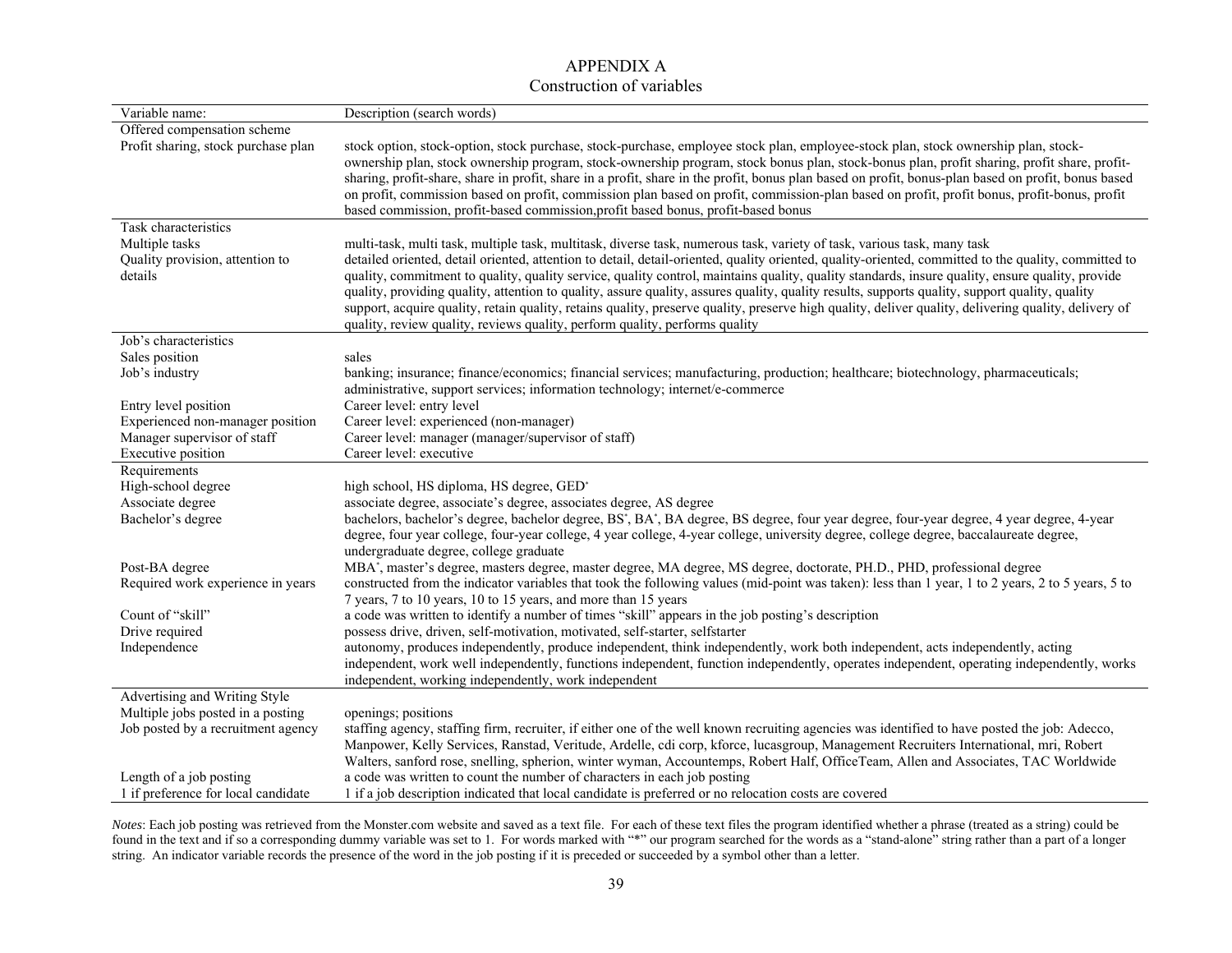# APPENDIX A
## Construction of variables

| Variable name: | Description (search words) |
|---|---|
| **Offered compensation scheme** | |
| Profit sharing, stock purchase plan | stock option, stock-option, stock purchase, stock-purchase, employee stock plan, employee-stock plan, stock ownership plan, stock-ownership plan, stock ownership program, stock-ownership program, stock bonus plan, stock-bonus plan, profit sharing, profit share, profit-sharing, profit-share, share in profit, share in a profit, share in the profit, bonus plan based on profit, bonus-plan based on profit, bonus based on profit, commission based on profit, commission plan based on profit, commission-plan based on profit, profit bonus, profit-bonus, profit based commission, profit-based commission,profit based bonus, profit-based bonus |
| **Task characteristics** | |
| Multiple tasks | multi-task, multi task, multiple task, multitask, diverse task, numerous task, variety of task, various task, many task |
| Quality provision, attention to details | detailed oriented, detail oriented, attention to detail, detail-oriented, quality oriented, quality-oriented, committed to the quality, committed to quality, commitment to quality, quality service, quality control, maintains quality, quality standards, insure quality, ensure quality, provide quality, providing quality, attention to quality, assure quality, assures quality, quality results, supports quality, support quality, quality support, acquire quality, retain quality, retains quality, preserve quality, preserve high quality, deliver quality, delivering quality, delivery of quality, review quality, reviews quality, perform quality, performs quality |
| **Job's characteristics** | |
| Sales position | sales |
| Job's industry | banking; insurance; finance/economics; financial services; manufacturing, production; healthcare; biotechnology, pharmaceuticals; administrative, support services; information technology; internet/e-commerce |
| Entry level position | Career level: entry level |
| Experienced non-manager position | Career level: experienced (non-manager) |
| Manager supervisor of staff | Career level: manager (manager/supervisor of staff) |
| Executive position | Career level: executive |
| **Requirements** | |
| High-school degree | high school, HS diploma, HS degree, GED* |
| Associate degree | associate degree, associate's degree, associates degree, AS degree |
| Bachelor's degree | bachelors, bachelor's degree, bachelor degree, BS*, BA*, BA degree, BS degree, four year degree, four-year degree, 4 year degree, 4-year degree, four year college, four-year college, 4 year college, 4-year college, university degree, college degree, baccalaureate degree, undergraduate degree, college graduate |
| Post-BA degree | MBA*, master's degree, masters degree, master degree, MA degree, MS degree, doctorate, PH.D., PHD, professional degree |
| Required work experience in years | constructed from the indicator variables that took the following values (mid-point was taken): less than 1 year, 1 to 2 years, 2 to 5 years, 5 to 7 years, 7 to 10 years, 10 to 15 years, and more than 15 years |
| Count of "skill" | a code was written to identify a number of times "skill" appears in the job posting's description |
| Drive required | possess drive, driven, self-motivation, motivated, self-starter, selfstarter |
| Independence | autonomy, produces independently, produce independent, think independently, work both independent, acts independently, acting independent, work well independently, functions independent, function independently, operates independent, operating independently, works independent, working independently, work independent |
| **Advertising and Writing Style** | |
| Multiple jobs posted in a posting | openings; positions |
| Job posted by a recruitment agency | staffing agency, staffing firm, recruiter, if either one of the well known recruiting agencies was identified to have posted the job: Adecco, Manpower, Kelly Services, Ranstad, Veritude, Ardelle, cdi corp, kforce, lucasgroup, Management Recruiters International, mri, Robert Walters, sanford rose, snelling, spherion, winter wyman, Accountemps, Robert Half, OfficeTeam, Allen and Associates, TAC Worldwide |
| Length of a job posting | a code was written to count the number of characters in each job posting |
| 1 if preference for local candidate | 1 if a job description indicated that local candidate is preferred or no relocation costs are covered |

*Notes*: Each job posting was retrieved from the Monster.com website and saved as a text file. For each of these text files the program identified whether a phrase (treated as a string) could be found in the text and if so a corresponding dummy variable was set to 1. For words marked with "*" our program searched for the words as a "stand-alone" string rather than a part of a longer string. An indicator variable records the presence of the word in the job posting if it is preceded or succeeded by a symbol other than a letter.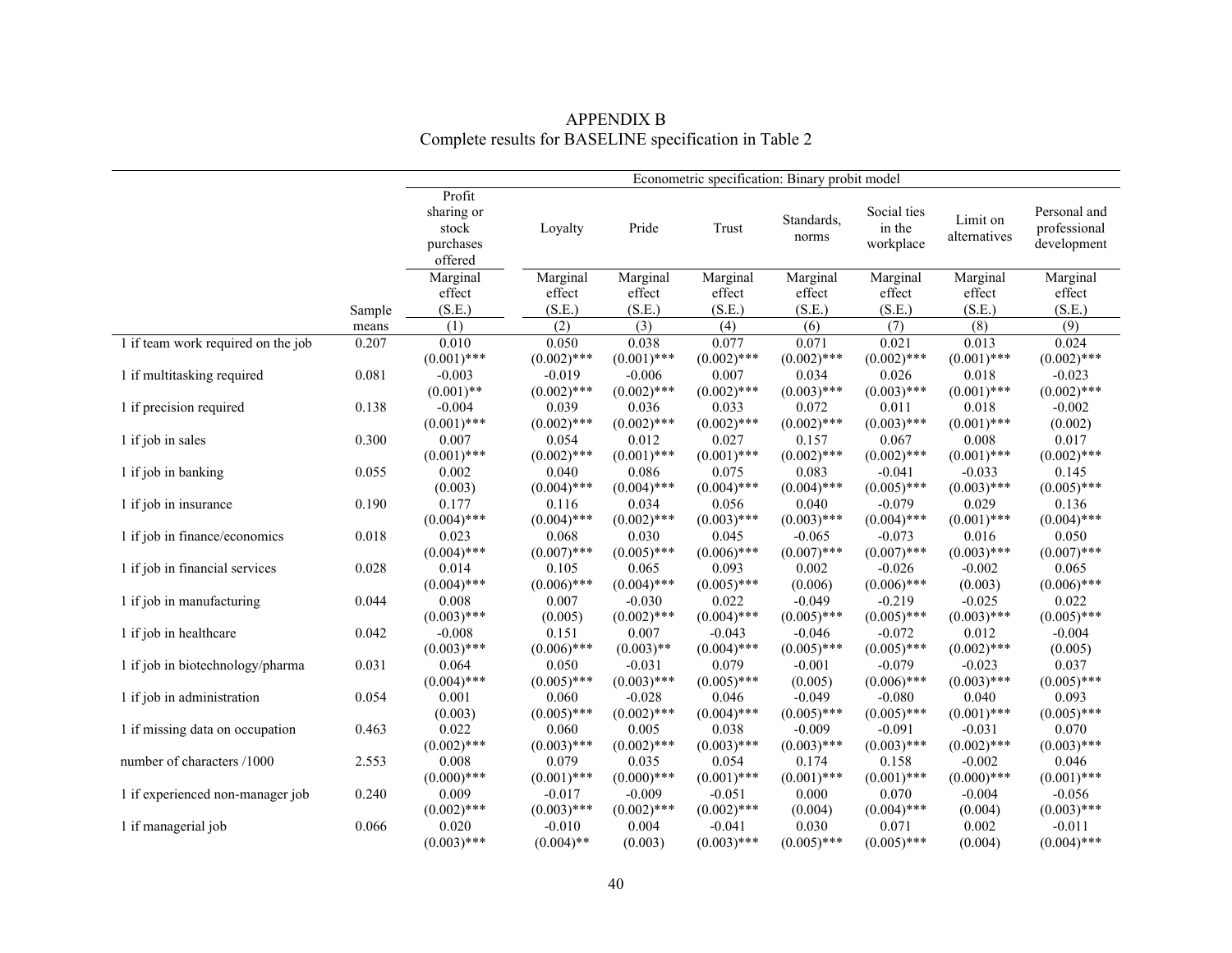# APPENDIX B
Complete results for BASELINE specification in Table 2

| | | Econometric specification: Binary probit model | | | | | | | |
|---|---|---|---|---|---|---|---|---|---|
| | | Profit sharing or stock purchases offered | Loyalty | Pride | Trust | Standards, norms | Social ties in the workplace | Limit on alternatives | Personal and professional development |
| | Sample means | Marginal effect (S.E.) | Marginal effect (S.E.) | Marginal effect (S.E.) | Marginal effect (S.E.) | Marginal effect (S.E.) | Marginal effect (S.E.) | Marginal effect (S.E.) | Marginal effect (S.E.) |
| | | (1) | (2) | (3) | (4) | (6) | (7) | (8) | (9) |
| 1 if team work required on the job | 0.207 | 0.010 (0.001)*** | 0.050 (0.002)*** | 0.038 (0.001)*** | 0.077 (0.002)*** | 0.071 (0.002)*** | 0.021 (0.002)*** | 0.013 (0.001)*** | 0.024 (0.002)*** |
| 1 if multitasking required | 0.081 | -0.003 (0.001)** | -0.019 (0.002)*** | -0.006 (0.002)*** | 0.007 (0.002)*** | 0.034 (0.003)*** | 0.026 (0.003)*** | 0.018 (0.001)*** | -0.023 (0.002)*** |
| 1 if precision required | 0.138 | -0.004 (0.001)*** | 0.039 (0.002)*** | 0.036 (0.002)*** | 0.033 (0.002)*** | 0.072 (0.002)*** | 0.011 (0.003)*** | 0.018 (0.001)*** | -0.002 (0.002) |
| 1 if job in sales | 0.300 | 0.007 (0.001)*** | 0.054 (0.002)*** | 0.012 (0.001)*** | 0.027 (0.001)*** | 0.157 (0.002)*** | 0.067 (0.002)*** | 0.008 (0.001)*** | 0.017 (0.002)*** |
| 1 if job in banking | 0.055 | 0.002 (0.003) | 0.040 (0.004)*** | 0.086 (0.004)*** | 0.075 (0.004)*** | 0.083 (0.004)*** | -0.041 (0.005)*** | -0.033 (0.003)*** | 0.145 (0.005)*** |
| 1 if job in insurance | 0.190 | 0.177 (0.004)*** | 0.116 (0.004)*** | 0.034 (0.002)*** | 0.056 (0.003)*** | 0.040 (0.003)*** | -0.079 (0.004)*** | 0.029 (0.001)*** | 0.136 (0.004)*** |
| 1 if job in finance/economics | 0.018 | 0.023 (0.004)*** | 0.068 (0.007)*** | 0.030 (0.005)*** | 0.045 (0.006)*** | -0.065 (0.007)*** | -0.073 (0.007)*** | 0.016 (0.003)*** | 0.050 (0.007)*** |
| 1 if job in financial services | 0.028 | 0.014 (0.004)*** | 0.105 (0.006)*** | 0.065 (0.004)*** | 0.093 (0.005)*** | 0.002 (0.006) | -0.026 (0.006)*** | -0.002 (0.003) | 0.065 (0.006)*** |
| 1 if job in manufacturing | 0.044 | 0.008 (0.003)*** | 0.007 (0.005) | -0.030 (0.002)*** | 0.022 (0.004)*** | -0.049 (0.005)*** | -0.219 (0.005)*** | -0.025 (0.003)*** | 0.022 (0.005)*** |
| 1 if job in healthcare | 0.042 | -0.008 (0.003)*** | 0.151 (0.006)*** | 0.007 (0.003)** | -0.043 (0.004)*** | -0.046 (0.005)*** | -0.072 (0.005)*** | 0.012 (0.002)*** | -0.004 (0.005) |
| 1 if job in biotechnology/pharma | 0.031 | 0.064 (0.004)*** | 0.050 (0.005)*** | -0.031 (0.003)*** | 0.079 (0.005)*** | -0.001 (0.005) | -0.079 (0.006)*** | -0.023 (0.003)*** | 0.037 (0.005)*** |
| 1 if job in administration | 0.054 | 0.001 (0.003) | 0.060 (0.005)*** | -0.028 (0.002)*** | 0.046 (0.004)*** | -0.049 (0.005)*** | -0.080 (0.005)*** | 0.040 (0.001)*** | 0.093 (0.005)*** |
| 1 if missing data on occupation | 0.463 | 0.022 (0.002)*** | 0.060 (0.003)*** | 0.005 (0.002)*** | 0.038 (0.003)*** | -0.009 (0.003)*** | -0.091 (0.003)*** | -0.031 (0.002)*** | 0.070 (0.003)*** |
| number of characters /1000 | 2.553 | 0.008 (0.000)*** | 0.079 (0.001)*** | 0.035 (0.000)*** | 0.054 (0.001)*** | 0.174 (0.001)*** | 0.158 (0.001)*** | -0.002 (0.000)*** | 0.046 (0.001)*** |
| 1 if experienced non-manager job | 0.240 | 0.009 (0.002)*** | -0.017 (0.003)*** | -0.009 (0.002)*** | -0.051 (0.002)*** | 0.000 (0.004) | 0.070 (0.004)*** | -0.004 (0.004) | -0.056 (0.003)*** |
| 1 if managerial job | 0.066 | 0.020 (0.003)*** | -0.010 (0.004)** | 0.004 (0.003) | -0.041 (0.003)*** | 0.030 (0.005)*** | 0.071 (0.005)*** | 0.002 (0.004) | -0.011 (0.004)*** |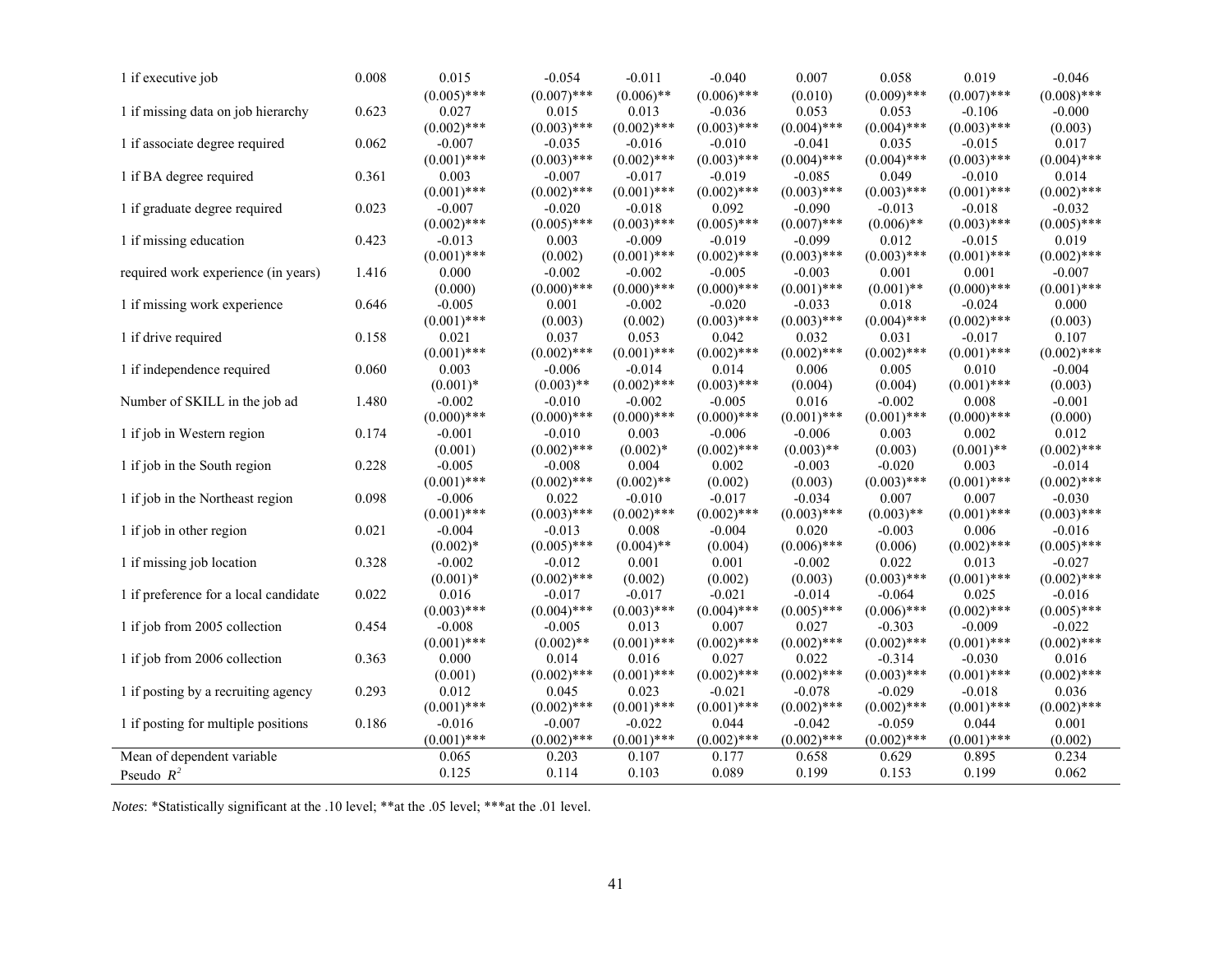| | | | | | | | | | |
|---|---|---|---|---|---|---|---|---|---|
| 1 if executive job | 0.008 | 0.015 | -0.054 | -0.011 | -0.040 | 0.007 | 0.058 | 0.019 | -0.046 |
| | | (0.005)*** | (0.007)*** | (0.006)** | (0.006)*** | (0.010) | (0.009)*** | (0.007)*** | (0.008)*** |
| 1 if missing data on job hierarchy | 0.623 | 0.027 | 0.015 | 0.013 | -0.036 | 0.053 | 0.053 | -0.106 | -0.000 |
| | | (0.002)*** | (0.003)*** | (0.002)*** | (0.003)*** | (0.004)*** | (0.004)*** | (0.003)*** | (0.003) |
| 1 if associate degree required | 0.062 | -0.007 | -0.035 | -0.016 | -0.010 | -0.041 | 0.035 | -0.015 | 0.017 |
| | | (0.001)*** | (0.003)*** | (0.002)*** | (0.003)*** | (0.004)*** | (0.004)*** | (0.003)*** | (0.004)*** |
| 1 if BA degree required | 0.361 | 0.003 | -0.007 | -0.017 | -0.019 | -0.085 | 0.049 | -0.010 | 0.014 |
| | | (0.001)*** | (0.002)*** | (0.001)*** | (0.002)*** | (0.003)*** | (0.003)*** | (0.001)*** | (0.002)*** |
| 1 if graduate degree required | 0.023 | -0.007 | -0.020 | -0.018 | 0.092 | -0.090 | -0.013 | -0.018 | -0.032 |
| | | (0.002)*** | (0.005)*** | (0.003)*** | (0.005)*** | (0.007)*** | (0.006)** | (0.003)*** | (0.005)*** |
| 1 if missing education | 0.423 | -0.013 | 0.003 | -0.009 | -0.019 | -0.099 | 0.012 | -0.015 | 0.019 |
| | | (0.001)*** | (0.002) | (0.001)*** | (0.002)*** | (0.003)*** | (0.003)*** | (0.001)*** | (0.002)*** |
| required work experience (in years) | 1.416 | 0.000 | -0.002 | -0.002 | -0.005 | -0.003 | 0.001 | 0.001 | -0.007 |
| | | (0.000) | (0.000)*** | (0.000)*** | (0.000)*** | (0.001)*** | (0.001)** | (0.000)*** | (0.001)*** |
| 1 if missing work experience | 0.646 | -0.005 | 0.001 | -0.002 | -0.020 | -0.033 | 0.018 | -0.024 | 0.000 |
| | | (0.001)*** | (0.003) | (0.002) | (0.003)*** | (0.003)*** | (0.004)*** | (0.002)*** | (0.003) |
| 1 if drive required | 0.158 | 0.021 | 0.037 | 0.053 | 0.042 | 0.032 | 0.031 | -0.017 | 0.107 |
| | | (0.001)*** | (0.002)*** | (0.001)*** | (0.002)*** | (0.002)*** | (0.002)*** | (0.001)*** | (0.002)*** |
| 1 if independence required | 0.060 | 0.003 | -0.006 | -0.014 | 0.014 | 0.006 | 0.005 | 0.010 | -0.004 |
| | | (0.001)* | (0.003)** | (0.002)*** | (0.003)*** | (0.004) | (0.004) | (0.001)*** | (0.003) |
| Number of SKILL in the job ad | 1.480 | -0.002 | -0.010 | -0.002 | -0.005 | 0.016 | -0.002 | 0.008 | -0.001 |
| | | (0.000)*** | (0.000)*** | (0.000)*** | (0.000)*** | (0.001)*** | (0.001)*** | (0.000)*** | (0.000) |
| 1 if job in Western region | 0.174 | -0.001 | -0.010 | 0.003 | -0.006 | -0.006 | 0.003 | 0.002 | 0.012 |
| | | (0.001) | (0.002)*** | (0.002)* | (0.002)*** | (0.003)** | (0.003) | (0.001)** | (0.002)*** |
| 1 if job in the South region | 0.228 | -0.005 | -0.008 | 0.004 | 0.002 | -0.003 | -0.020 | 0.003 | -0.014 |
| | | (0.001)*** | (0.002)*** | (0.002)** | (0.002) | (0.003) | (0.003)*** | (0.001)*** | (0.002)*** |
| 1 if job in the Northeast region | 0.098 | -0.006 | 0.022 | -0.010 | -0.017 | -0.034 | 0.007 | 0.007 | -0.030 |
| | | (0.001)*** | (0.003)*** | (0.002)*** | (0.002)*** | (0.003)*** | (0.003)** | (0.001)*** | (0.003)*** |
| 1 if job in other region | 0.021 | -0.004 | -0.013 | 0.008 | -0.004 | 0.020 | -0.003 | 0.006 | -0.016 |
| | | (0.002)* | (0.005)*** | (0.004)** | (0.004) | (0.006)*** | (0.006) | (0.002)*** | (0.005)*** |
| 1 if missing job location | 0.328 | -0.002 | -0.012 | 0.001 | 0.001 | -0.002 | 0.022 | 0.013 | -0.027 |
| | | (0.001)* | (0.002)*** | (0.002) | (0.002) | (0.003) | (0.003)*** | (0.001)*** | (0.002)*** |
| 1 if preference for a local candidate | 0.022 | 0.016 | -0.017 | -0.017 | -0.021 | -0.014 | -0.064 | 0.025 | -0.016 |
| | | (0.003)*** | (0.004)*** | (0.003)*** | (0.004)*** | (0.005)*** | (0.006)*** | (0.002)*** | (0.005)*** |
| 1 if job from 2005 collection | 0.454 | -0.008 | -0.005 | 0.013 | 0.007 | 0.027 | -0.303 | -0.009 | -0.022 |
| | | (0.001)*** | (0.002)** | (0.001)*** | (0.002)*** | (0.002)*** | (0.002)*** | (0.001)*** | (0.002)*** |
| 1 if job from 2006 collection | 0.363 | 0.000 | 0.014 | 0.016 | 0.027 | 0.022 | -0.314 | -0.030 | 0.016 |
| | | (0.001) | (0.002)*** | (0.001)*** | (0.002)*** | (0.002)*** | (0.003)*** | (0.001)*** | (0.002)*** |
| 1 if posting by a recruiting agency | 0.293 | 0.012 | 0.045 | 0.023 | -0.021 | -0.078 | -0.029 | -0.018 | 0.036 |
| | | (0.001)*** | (0.002)*** | (0.001)*** | (0.001)*** | (0.002)*** | (0.002)*** | (0.001)*** | (0.002)*** |
| 1 if posting for multiple positions | 0.186 | -0.016 | -0.007 | -0.022 | 0.044 | -0.042 | -0.059 | 0.044 | 0.001 |
| | | (0.001)*** | (0.002)*** | (0.001)*** | (0.002)*** | (0.002)*** | (0.002)*** | (0.001)*** | (0.002) |
| Mean of dependent variable | | 0.065 | 0.203 | 0.107 | 0.177 | 0.658 | 0.629 | 0.895 | 0.234 |
| Pseudo $R^2$ | | 0.125 | 0.114 | 0.103 | 0.089 | 0.199 | 0.153 | 0.199 | 0.062 |

*Notes*: *Statistically significant at the .10 level; **at the .05 level; ***at the .01 level.